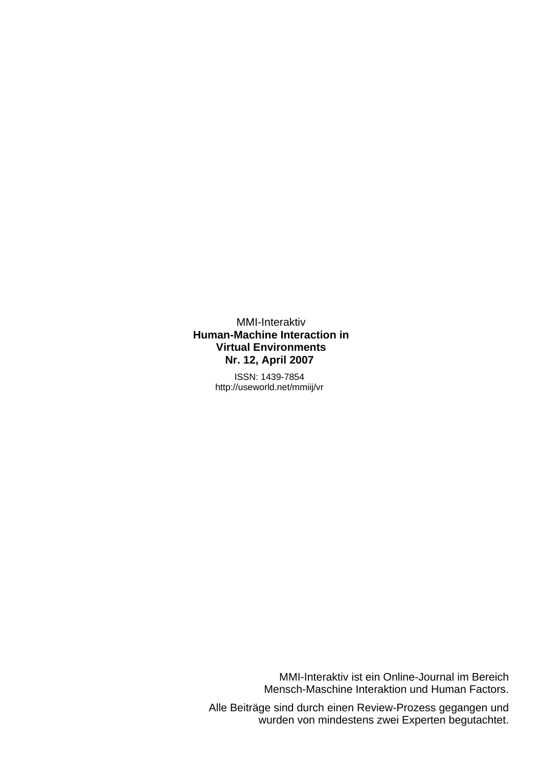MMI-Interaktiv

**Human-Machine Interaction in Virtual Environments**

**Nr. 12, April 2007**

ISSN: 1439-7854

http://useworld.net/mmiij/vr

MMI-Interaktiv ist ein Online-Journal im Bereich Mensch-Maschine Interaktion und Human Factors.

Alle Beiträge sind durch einen Review-Prozess gegangen und wurden von mindestens zwei Experten begutachtet.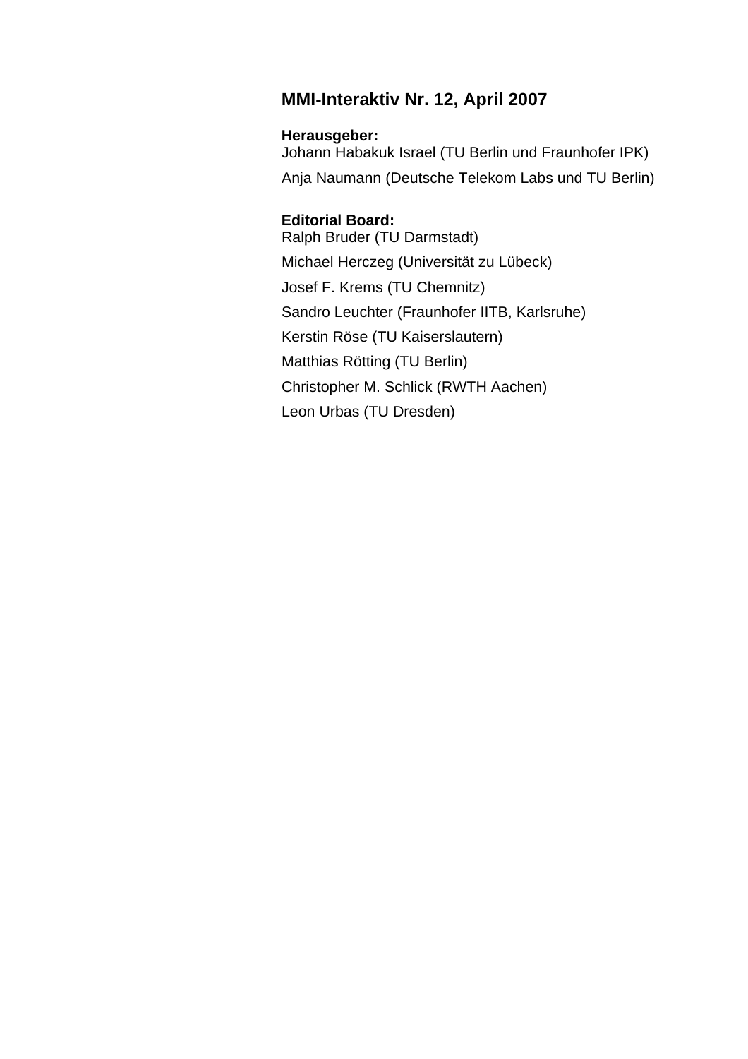**MMI-Interaktiv Nr. 12, April 2007**

**Herausgeber:**
Johann Habakuk Israel (TU Berlin und Fraunhofer IPK)

Anja Naumann (Deutsche Telekom Labs und TU Berlin)

**Editorial Board:**
Ralph Bruder (TU Darmstadt)

Michael Herczeg (Universität zu Lübeck)

Josef F. Krems (TU Chemnitz)

Sandro Leuchter (Fraunhofer IITB, Karlsruhe)

Kerstin Röse (TU Kaiserslautern)

Matthias Rötting (TU Berlin)

Christopher M. Schlick (RWTH Aachen)

Leon Urbas (TU Dresden)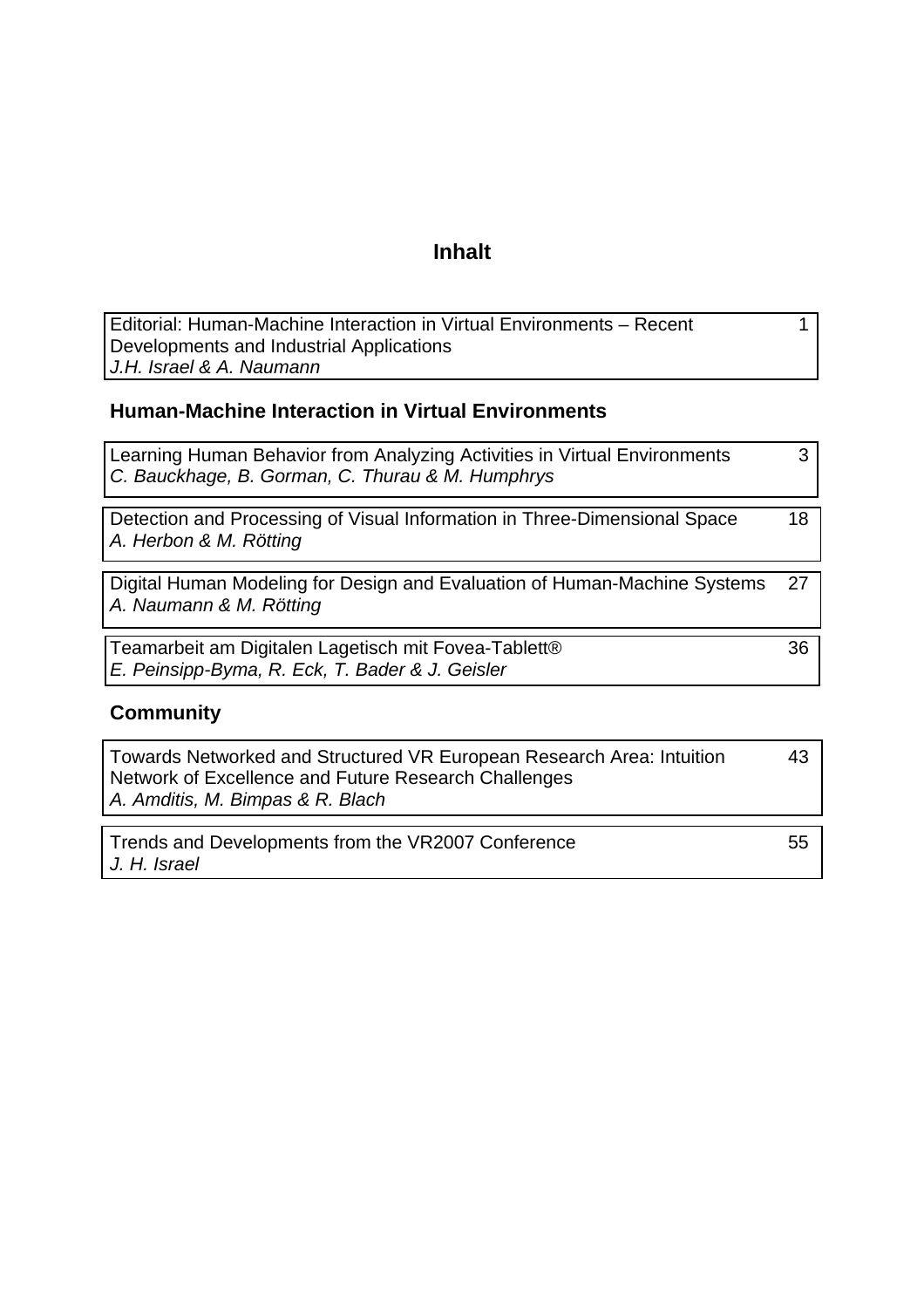# Inhalt

| | |
|---|---|
| Editorial: Human-Machine Interaction in Virtual Environments – Recent Developments and Industrial Applications<br>*J.H. Israel & A. Naumann* | 1 |

## Human-Machine Interaction in Virtual Environments

| | |
|---|---|
| Learning Human Behavior from Analyzing Activities in Virtual Environments<br>*C. Bauckhage, B. Gorman, C. Thurau & M. Humphrys* | 3 |
| Detection and Processing of Visual Information in Three-Dimensional Space<br>*A. Herbon & M. Rötting* | 18 |
| Digital Human Modeling for Design and Evaluation of Human-Machine Systems<br>*A. Naumann & M. Rötting* | 27 |
| Teamarbeit am Digitalen Lagetisch mit Fovea-Tablett®<br>*E. Peinsipp-Byma, R. Eck, T. Bader & J. Geisler* | 36 |

## Community

| | |
|---|---|
| Towards Networked and Structured VR European Research Area: Intuition Network of Excellence and Future Research Challenges<br>*A. Amditis, M. Bimpas & R. Blach* | 43 |
| Trends and Developments from the VR2007 Conference<br>*J. H. Israel* | 55 |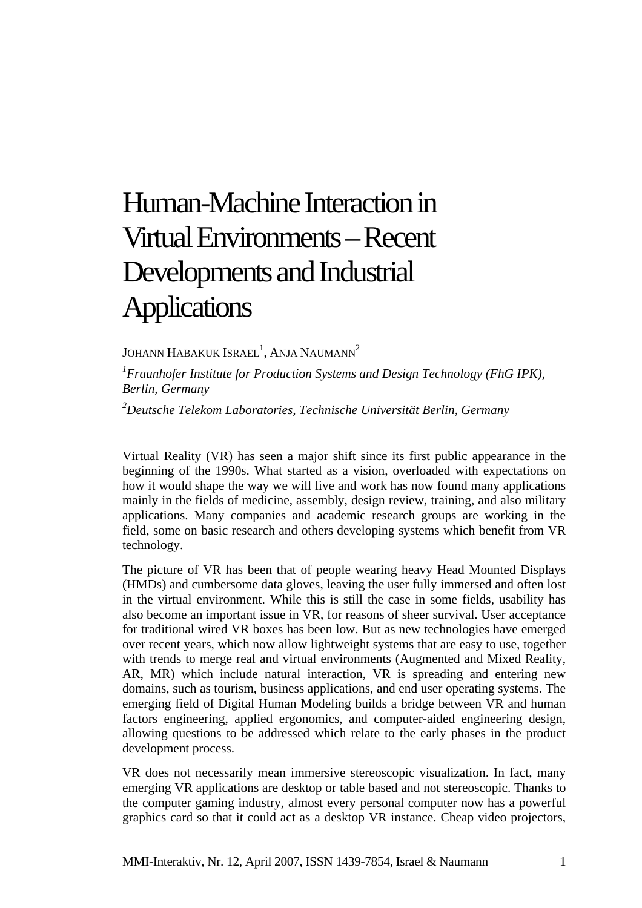# Human-Machine Interaction in Virtual Environments – Recent Developments and Industrial Applications

Johann Habakuk Israel[1], Anja Naumann[2]

[1]*Fraunhofer Institute for Production Systems and Design Technology (FhG IPK), Berlin, Germany*

[2]*Deutsche Telekom Laboratories, Technische Universität Berlin, Germany*

Virtual Reality (VR) has seen a major shift since its first public appearance in the beginning of the 1990s. What started as a vision, overloaded with expectations on how it would shape the way we will live and work has now found many applications mainly in the fields of medicine, assembly, design review, training, and also military applications. Many companies and academic research groups are working in the field, some on basic research and others developing systems which benefit from VR technology.

The picture of VR has been that of people wearing heavy Head Mounted Displays (HMDs) and cumbersome data gloves, leaving the user fully immersed and often lost in the virtual environment. While this is still the case in some fields, usability has also become an important issue in VR, for reasons of sheer survival. User acceptance for traditional wired VR boxes has been low. But as new technologies have emerged over recent years, which now allow lightweight systems that are easy to use, together with trends to merge real and virtual environments (Augmented and Mixed Reality, AR, MR) which include natural interaction, VR is spreading and entering new domains, such as tourism, business applications, and end user operating systems. The emerging field of Digital Human Modeling builds a bridge between VR and human factors engineering, applied ergonomics, and computer-aided engineering design, allowing questions to be addressed which relate to the early phases in the product development process.

VR does not necessarily mean immersive stereoscopic visualization. In fact, many emerging VR applications are desktop or table based and not stereoscopic. Thanks to the computer gaming industry, almost every personal computer now has a powerful graphics card so that it could act as a desktop VR instance. Cheap video projectors,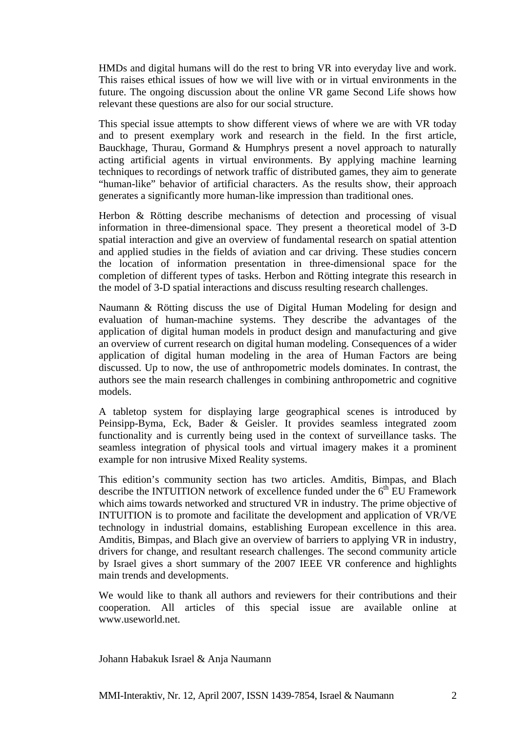HMDs and digital humans will do the rest to bring VR into everyday live and work. This raises ethical issues of how we will live with or in virtual environments in the future. The ongoing discussion about the online VR game Second Life shows how relevant these questions are also for our social structure.

This special issue attempts to show different views of where we are with VR today and to present exemplary work and research in the field. In the first article, Bauckhage, Thurau, Gormand & Humphrys present a novel approach to naturally acting artificial agents in virtual environments. By applying machine learning techniques to recordings of network traffic of distributed games, they aim to generate "human-like" behavior of artificial characters. As the results show, their approach generates a significantly more human-like impression than traditional ones.

Herbon & Rötting describe mechanisms of detection and processing of visual information in three-dimensional space. They present a theoretical model of 3-D spatial interaction and give an overview of fundamental research on spatial attention and applied studies in the fields of aviation and car driving. These studies concern the location of information presentation in three-dimensional space for the completion of different types of tasks. Herbon and Rötting integrate this research in the model of 3-D spatial interactions and discuss resulting research challenges.

Naumann & Rötting discuss the use of Digital Human Modeling for design and evaluation of human-machine systems. They describe the advantages of the application of digital human models in product design and manufacturing and give an overview of current research on digital human modeling. Consequences of a wider application of digital human modeling in the area of Human Factors are being discussed. Up to now, the use of anthropometric models dominates. In contrast, the authors see the main research challenges in combining anthropometric and cognitive models.

A tabletop system for displaying large geographical scenes is introduced by Peinsipp-Byma, Eck, Bader & Geisler. It provides seamless integrated zoom functionality and is currently being used in the context of surveillance tasks. The seamless integration of physical tools and virtual imagery makes it a prominent example for non intrusive Mixed Reality systems.

This edition's community section has two articles. Amditis, Bimpas, and Blach describe the INTUITION network of excellence funded under the 6th EU Framework which aims towards networked and structured VR in industry. The prime objective of INTUITION is to promote and facilitate the development and application of VR/VE technology in industrial domains, establishing European excellence in this area. Amditis, Bimpas, and Blach give an overview of barriers to applying VR in industry, drivers for change, and resultant research challenges. The second community article by Israel gives a short summary of the 2007 IEEE VR conference and highlights main trends and developments.

We would like to thank all authors and reviewers for their contributions and their cooperation. All articles of this special issue are available online at www.useworld.net.

Johann Habakuk Israel & Anja Naumann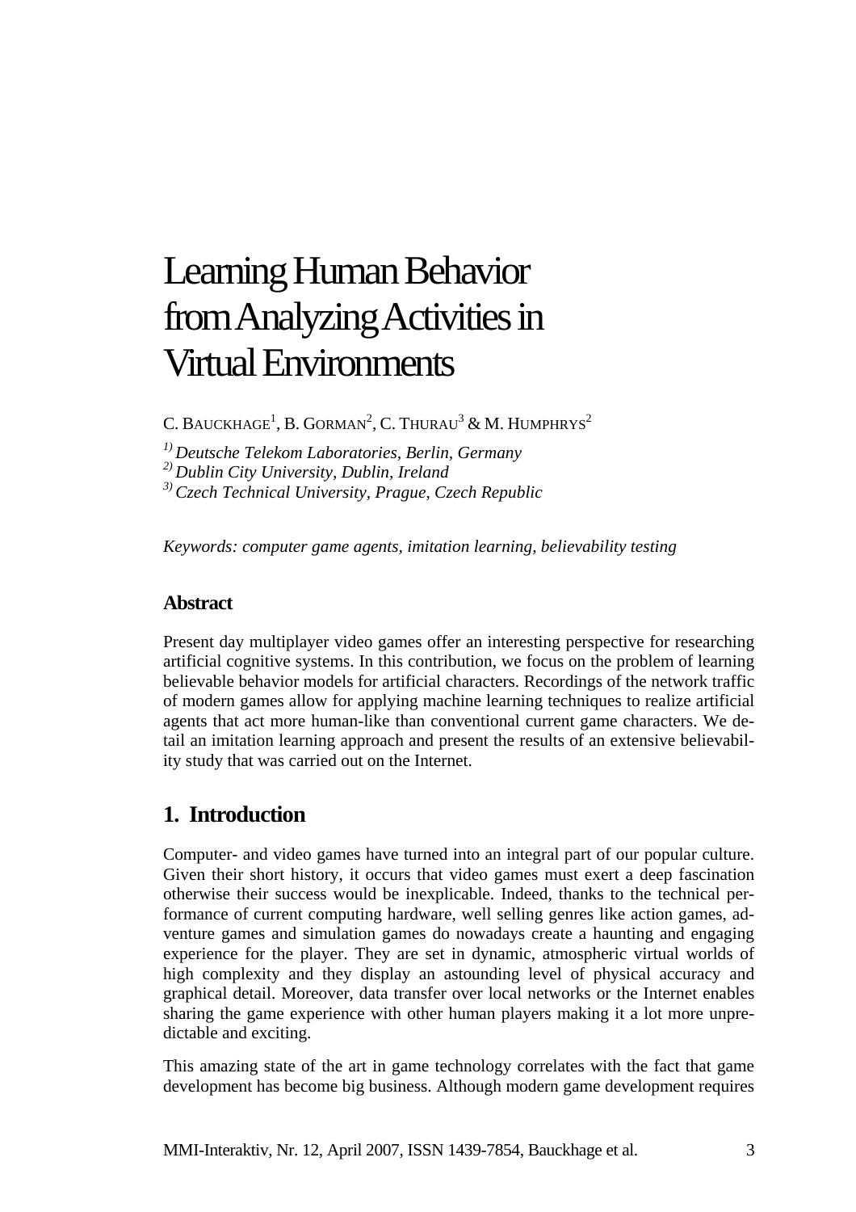# Learning Human Behavior from Analyzing Activities in Virtual Environments

C. Bauckhage[1], B. Gorman[2], C. Thurau[3] & M. Humphrys[2]

*[1] Deutsche Telekom Laboratories, Berlin, Germany*
*[2] Dublin City University, Dublin, Ireland*
*[3] Czech Technical University, Prague, Czech Republic*

*Keywords: computer game agents, imitation learning, believability testing*

## Abstract

Present day multiplayer video games offer an interesting perspective for researching artificial cognitive systems. In this contribution, we focus on the problem of learning believable behavior models for artificial characters. Recordings of the network traffic of modern games allow for applying machine learning techniques to realize artificial agents that act more human-like than conventional current game characters. We detail an imitation learning approach and present the results of an extensive believability study that was carried out on the Internet.

## 1. Introduction

Computer- and video games have turned into an integral part of our popular culture. Given their short history, it occurs that video games must exert a deep fascination otherwise their success would be inexplicable. Indeed, thanks to the technical performance of current computing hardware, well selling genres like action games, adventure games and simulation games do nowadays create a haunting and engaging experience for the player. They are set in dynamic, atmospheric virtual worlds of high complexity and they display an astounding level of physical accuracy and graphical detail. Moreover, data transfer over local networks or the Internet enables sharing the game experience with other human players making it a lot more unpredictable and exciting.

This amazing state of the art in game technology correlates with the fact that game development has become big business. Although modern game development requires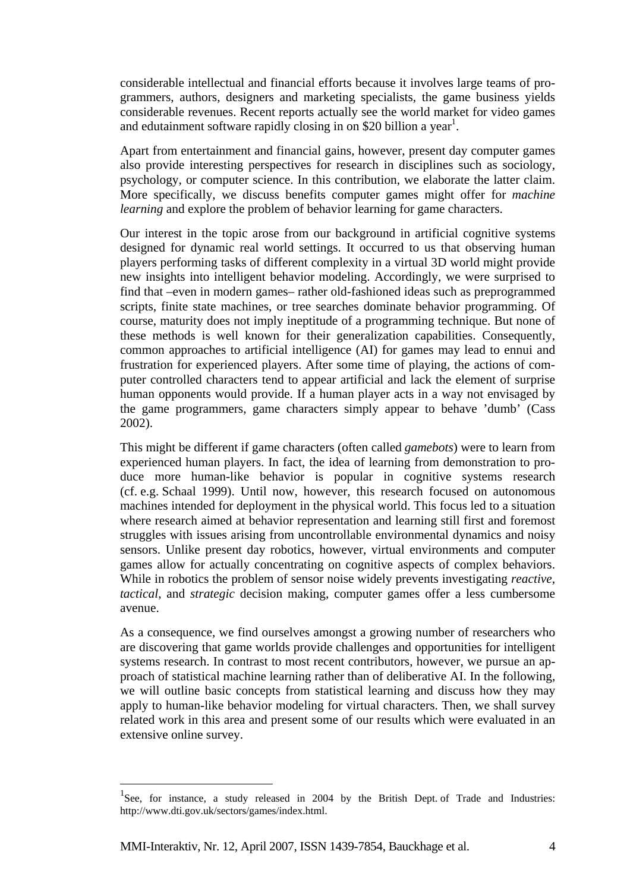considerable intellectual and financial efforts because it involves large teams of programmers, authors, designers and marketing specialists, the game business yields considerable revenues. Recent reports actually see the world market for video games and edutainment software rapidly closing in on $20 billion a year[1].

Apart from entertainment and financial gains, however, present day computer games also provide interesting perspectives for research in disciplines such as sociology, psychology, or computer science. In this contribution, we elaborate the latter claim. More specifically, we discuss benefits computer games might offer for *machine learning* and explore the problem of behavior learning for game characters.

Our interest in the topic arose from our background in artificial cognitive systems designed for dynamic real world settings. It occurred to us that observing human players performing tasks of different complexity in a virtual 3D world might provide new insights into intelligent behavior modeling. Accordingly, we were surprised to find that –even in modern games– rather old-fashioned ideas such as preprogrammed scripts, finite state machines, or tree searches dominate behavior programming. Of course, maturity does not imply ineptitude of a programming technique. But none of these methods is well known for their generalization capabilities. Consequently, common approaches to artificial intelligence (AI) for games may lead to ennui and frustration for experienced players. After some time of playing, the actions of computer controlled characters tend to appear artificial and lack the element of surprise human opponents would provide. If a human player acts in a way not envisaged by the game programmers, game characters simply appear to behave 'dumb' (Cass 2002).

This might be different if game characters (often called *gamebots*) were to learn from experienced human players. In fact, the idea of learning from demonstration to produce more human-like behavior is popular in cognitive systems research (cf. e.g. Schaal 1999). Until now, however, this research focused on autonomous machines intended for deployment in the physical world. This focus led to a situation where research aimed at behavior representation and learning still first and foremost struggles with issues arising from uncontrollable environmental dynamics and noisy sensors. Unlike present day robotics, however, virtual environments and computer games allow for actually concentrating on cognitive aspects of complex behaviors. While in robotics the problem of sensor noise widely prevents investigating *reactive*, *tactical*, and *strategic* decision making, computer games offer a less cumbersome avenue.

As a consequence, we find ourselves amongst a growing number of researchers who are discovering that game worlds provide challenges and opportunities for intelligent systems research. In contrast to most recent contributors, however, we pursue an approach of statistical machine learning rather than of deliberative AI. In the following, we will outline basic concepts from statistical learning and discuss how they may apply to human-like behavior modeling for virtual characters. Then, we shall survey related work in this area and present some of our results which were evaluated in an extensive online survey.

---

[1] See, for instance, a study released in 2004 by the British Dept. of Trade and Industries: http://www.dti.gov.uk/sectors/games/index.html.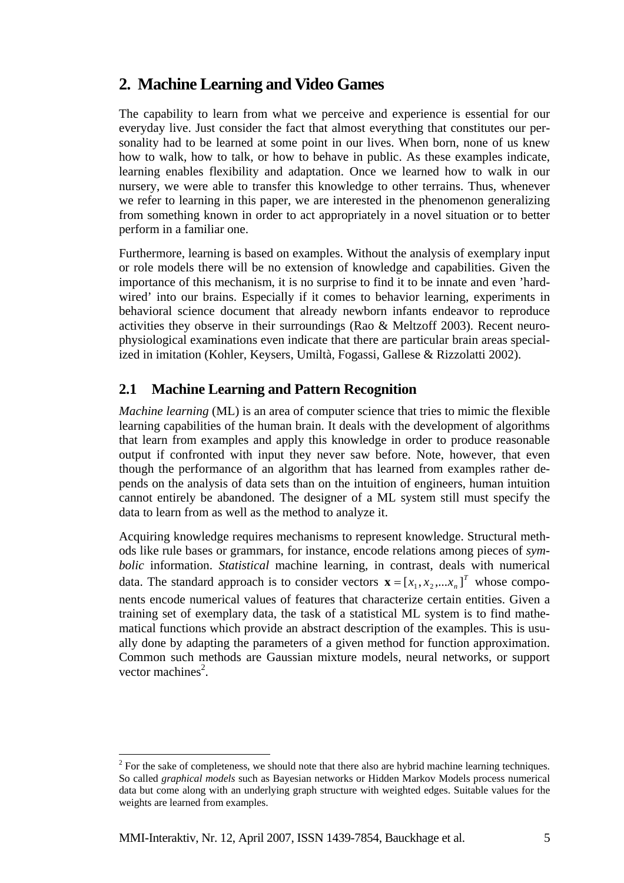## 2. Machine Learning and Video Games

The capability to learn from what we perceive and experience is essential for our everyday live. Just consider the fact that almost everything that constitutes our personality had to be learned at some point in our lives. When born, none of us knew how to walk, how to talk, or how to behave in public. As these examples indicate, learning enables flexibility and adaptation. Once we learned how to walk in our nursery, we were able to transfer this knowledge to other terrains. Thus, whenever we refer to learning in this paper, we are interested in the phenomenon generalizing from something known in order to act appropriately in a novel situation or to better perform in a familiar one.

Furthermore, learning is based on examples. Without the analysis of exemplary input or role models there will be no extension of knowledge and capabilities. Given the importance of this mechanism, it is no surprise to find it to be innate and even 'hardwired' into our brains. Especially if it comes to behavior learning, experiments in behavioral science document that already newborn infants endeavor to reproduce activities they observe in their surroundings (Rao & Meltzoff 2003). Recent neurophysiological examinations even indicate that there are particular brain areas specialized in imitation (Kohler, Keysers, Umiltà, Fogassi, Gallese & Rizzolatti 2002).

### 2.1 Machine Learning and Pattern Recognition

*Machine learning* (ML) is an area of computer science that tries to mimic the flexible learning capabilities of the human brain. It deals with the development of algorithms that learn from examples and apply this knowledge in order to produce reasonable output if confronted with input they never saw before. Note, however, that even though the performance of an algorithm that has learned from examples rather depends on the analysis of data sets than on the intuition of engineers, human intuition cannot entirely be abandoned. The designer of a ML system still must specify the data to learn from as well as the method to analyze it.

Acquiring knowledge requires mechanisms to represent knowledge. Structural methods like rule bases or grammars, for instance, encode relations among pieces of *symbolic* information. *Statistical* machine learning, in contrast, deals with numerical data. The standard approach is to consider vectors $\mathbf{x} = [x_1, x_2, ...x_n]^T$ whose components encode numerical values of features that characterize certain entities. Given a training set of exemplary data, the task of a statistical ML system is to find mathematical functions which provide an abstract description of the examples. This is usually done by adapting the parameters of a given method for function approximation. Common such methods are Gaussian mixture models, neural networks, or support vector machines[2].

[2] For the sake of completeness, we should note that there also are hybrid machine learning techniques. So called *graphical models* such as Bayesian networks or Hidden Markov Models process numerical data but come along with an underlying graph structure with weighted edges. Suitable values for the weights are learned from examples.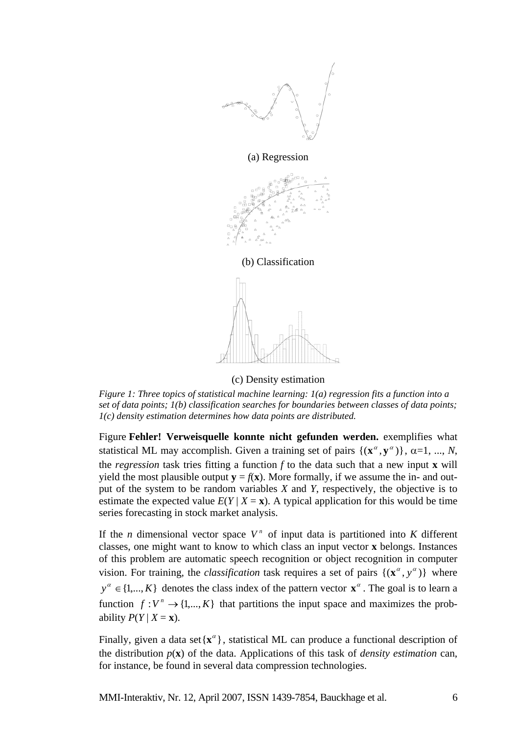(a) Regression

(b) Classification

(c) Density estimation

*Figure 1: Three topics of statistical machine learning: 1(a) regression fits a function into a set of data points; 1(b) classification searches for boundaries between classes of data points; 1(c) density estimation determines how data points are distributed.*

Figure **Fehler! Verweisquelle konnte nicht gefunden werden.** exemplifies what statistical ML may accomplish. Given a training set of pairs $\{(\mathbf{x}^{\alpha}, \mathbf{y}^{\alpha})\}$, $\alpha$=1, ..., $N$, the *regression* task tries fitting a function $f$ to the data such that a new input $\mathbf{x}$ will yield the most plausible output $\mathbf{y} = f(\mathbf{x})$. More formally, if we assume the in- and output of the system to be random variables $X$ and $Y$, respectively, the objective is to estimate the expected value $E(Y \mid X = \mathbf{x})$. A typical application for this would be time series forecasting in stock market analysis.

If the $n$ dimensional vector space $V^{n}$ of input data is partitioned into $K$ different classes, one might want to know to which class an input vector $\mathbf{x}$ belongs. Instances of this problem are automatic speech recognition or object recognition in computer vision. For training, the *classification* task requires a set of pairs $\{(\mathbf{x}^{\alpha}, y^{\alpha})\}$ where $y^{\alpha} \in \{1,...,K\}$ denotes the class index of the pattern vector $\mathbf{x}^{\alpha}$. The goal is to learn a function $f : V^{n} \rightarrow \{1,...,K\}$ that partitions the input space and maximizes the probability $P(Y \mid X = \mathbf{x})$.

Finally, given a data set $\{\mathbf{x}^{\alpha}\}$, statistical ML can produce a functional description of the distribution $p(\mathbf{x})$ of the data. Applications of this task of *density estimation* can, for instance, be found in several data compression technologies.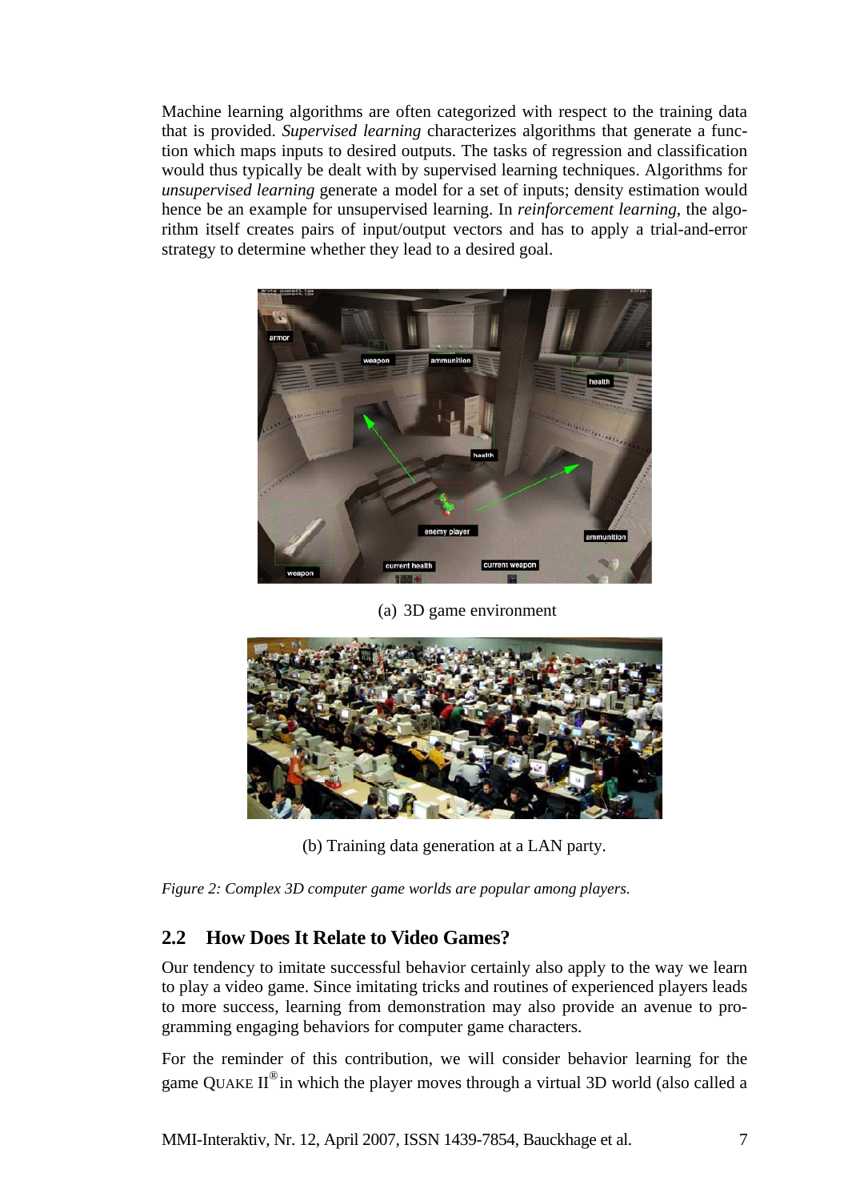Machine learning algorithms are often categorized with respect to the training data that is provided. *Supervised learning* characterizes algorithms that generate a function which maps inputs to desired outputs. The tasks of regression and classification would thus typically be dealt with by supervised learning techniques. Algorithms for *unsupervised learning* generate a model for a set of inputs; density estimation would hence be an example for unsupervised learning. In *reinforcement learning*, the algorithm itself creates pairs of input/output vectors and has to apply a trial-and-error strategy to determine whether they lead to a desired goal.

(a) 3D game environment

(b) Training data generation at a LAN party.

*Figure 2: Complex 3D computer game worlds are popular among players.*

## 2.2 How Does It Relate to Video Games?

Our tendency to imitate successful behavior certainly also apply to the way we learn to play a video game. Since imitating tricks and routines of experienced players leads to more success, learning from demonstration may also provide an avenue to programming engaging behaviors for computer game characters.

For the reminder of this contribution, we will consider behavior learning for the game QUAKE II® in which the player moves through a virtual 3D world (also called a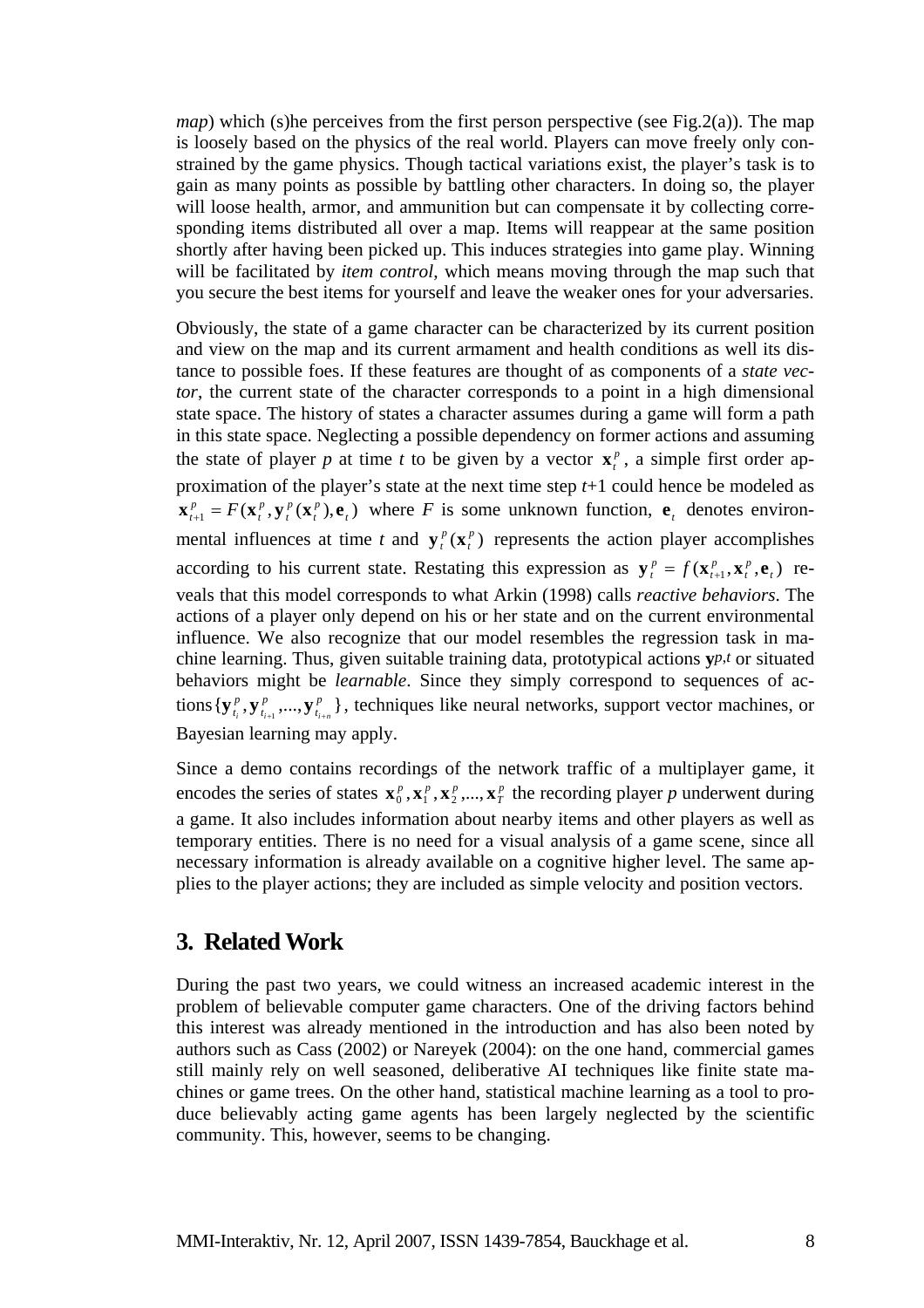*map*) which (s)he perceives from the first person perspective (see Fig.2(a)). The map is loosely based on the physics of the real world. Players can move freely only constrained by the game physics. Though tactical variations exist, the player's task is to gain as many points as possible by battling other characters. In doing so, the player will loose health, armor, and ammunition but can compensate it by collecting corresponding items distributed all over a map. Items will reappear at the same position shortly after having been picked up. This induces strategies into game play. Winning will be facilitated by *item control*, which means moving through the map such that you secure the best items for yourself and leave the weaker ones for your adversaries.

Obviously, the state of a game character can be characterized by its current position and view on the map and its current armament and health conditions as well its distance to possible foes. If these features are thought of as components of a *state vector*, the current state of the character corresponds to a point in a high dimensional state space. The history of states a character assumes during a game will form a path in this state space. Neglecting a possible dependency on former actions and assuming the state of player *p* at time *t* to be given by a vector $\mathbf{x}_t^p$, a simple first order approximation of the player's state at the next time step *t*+1 could hence be modeled as $\mathbf{x}_{t+1}^p = F(\mathbf{x}_t^p, \mathbf{y}_t^p(\mathbf{x}_t^p), \mathbf{e}_t)$ where *F* is some unknown function, $\mathbf{e}_t$ denotes environmental influences at time *t* and $\mathbf{y}_t^p(\mathbf{x}_t^p)$ represents the action player accomplishes according to his current state. Restating this expression as $\mathbf{y}_t^p = f(\mathbf{x}_{t+1}^p, \mathbf{x}_t^p, \mathbf{e}_t)$ reveals that this model corresponds to what Arkin (1998) calls *reactive behaviors*. The actions of a player only depend on his or her state and on the current environmental influence. We also recognize that our model resembles the regression task in machine learning. Thus, given suitable training data, prototypical actions $\mathbf{y}^{p,t}$ or situated behaviors might be *learnable*. Since they simply correspond to sequences of actions $\{\mathbf{y}_{t_i}^p, \mathbf{y}_{t_{i+1}}^p, \ldots, \mathbf{y}_{t_{i+n}}^p\}$, techniques like neural networks, support vector machines, or Bayesian learning may apply.

Since a demo contains recordings of the network traffic of a multiplayer game, it encodes the series of states $\mathbf{x}_0^p, \mathbf{x}_1^p, \mathbf{x}_2^p, \ldots, \mathbf{x}_T^p$ the recording player *p* underwent during a game. It also includes information about nearby items and other players as well as temporary entities. There is no need for a visual analysis of a game scene, since all necessary information is already available on a cognitive higher level. The same applies to the player actions; they are included as simple velocity and position vectors.

## 3. Related Work

During the past two years, we could witness an increased academic interest in the problem of believable computer game characters. One of the driving factors behind this interest was already mentioned in the introduction and has also been noted by authors such as Cass (2002) or Nareyek (2004): on the one hand, commercial games still mainly rely on well seasoned, deliberative AI techniques like finite state machines or game trees. On the other hand, statistical machine learning as a tool to produce believably acting game agents has been largely neglected by the scientific community. This, however, seems to be changing.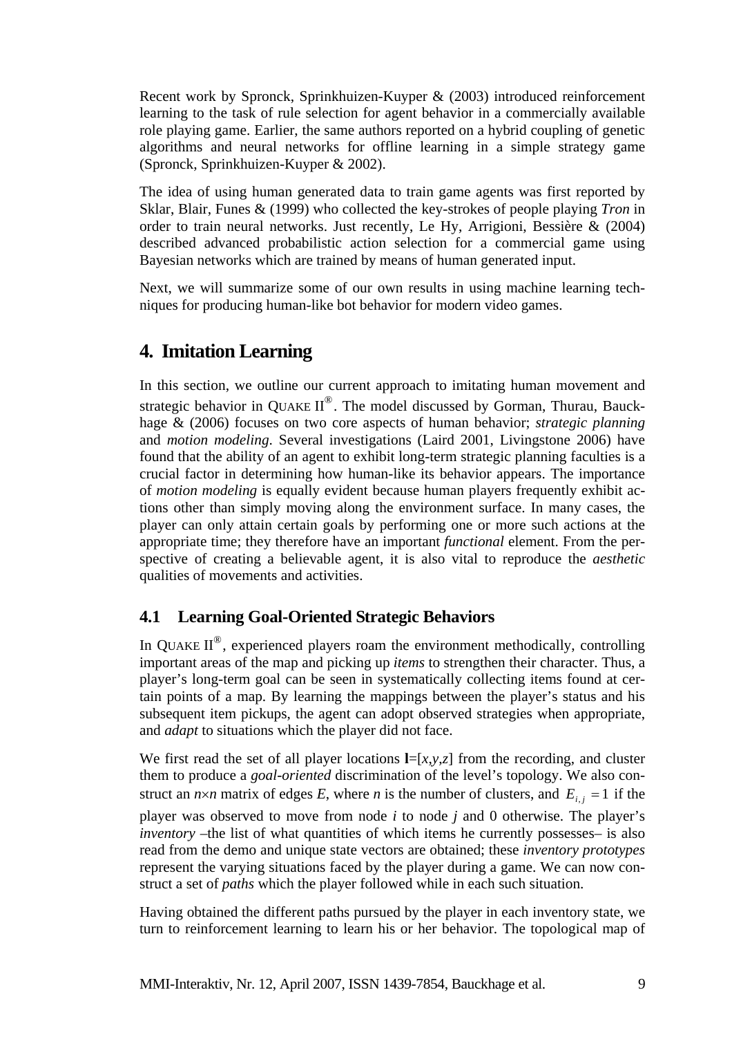Recent work by Spronck, Sprinkhuizen-Kuyper & (2003) introduced reinforcement learning to the task of rule selection for agent behavior in a commercially available role playing game. Earlier, the same authors reported on a hybrid coupling of genetic algorithms and neural networks for offline learning in a simple strategy game (Spronck, Sprinkhuizen-Kuyper & 2002).

The idea of using human generated data to train game agents was first reported by Sklar, Blair, Funes & (1999) who collected the key-strokes of people playing *Tron* in order to train neural networks. Just recently, Le Hy, Arrigioni, Bessière & (2004) described advanced probabilistic action selection for a commercial game using Bayesian networks which are trained by means of human generated input.

Next, we will summarize some of our own results in using machine learning techniques for producing human-like bot behavior for modern video games.

# 4. Imitation Learning

In this section, we outline our current approach to imitating human movement and strategic behavior in QUAKE II®. The model discussed by Gorman, Thurau, Bauckhage & (2006) focuses on two core aspects of human behavior; *strategic planning* and *motion modeling*. Several investigations (Laird 2001, Livingstone 2006) have found that the ability of an agent to exhibit long-term strategic planning faculties is a crucial factor in determining how human-like its behavior appears. The importance of *motion modeling* is equally evident because human players frequently exhibit actions other than simply moving along the environment surface. In many cases, the player can only attain certain goals by performing one or more such actions at the appropriate time; they therefore have an important *functional* element. From the perspective of creating a believable agent, it is also vital to reproduce the *aesthetic* qualities of movements and activities.

## 4.1 Learning Goal-Oriented Strategic Behaviors

In QUAKE II®, experienced players roam the environment methodically, controlling important areas of the map and picking up *items* to strengthen their character. Thus, a player's long-term goal can be seen in systematically collecting items found at certain points of a map. By learning the mappings between the player's status and his subsequent item pickups, the agent can adopt observed strategies when appropriate, and *adapt* to situations which the player did not face.

We first read the set of all player locations $\mathbf{l}=[x,y,z]$ from the recording, and cluster them to produce a *goal-oriented* discrimination of the level's topology. We also construct an $n \times n$ matrix of edges $E$, where $n$ is the number of clusters, and $E_{i,j} = 1$ if the player was observed to move from node $i$ to node $j$ and 0 otherwise. The player's *inventory* –the list of what quantities of which items he currently possesses– is also read from the demo and unique state vectors are obtained; these *inventory prototypes* represent the varying situations faced by the player during a game. We can now construct a set of *paths* which the player followed while in each such situation.

Having obtained the different paths pursued by the player in each inventory state, we turn to reinforcement learning to learn his or her behavior. The topological map of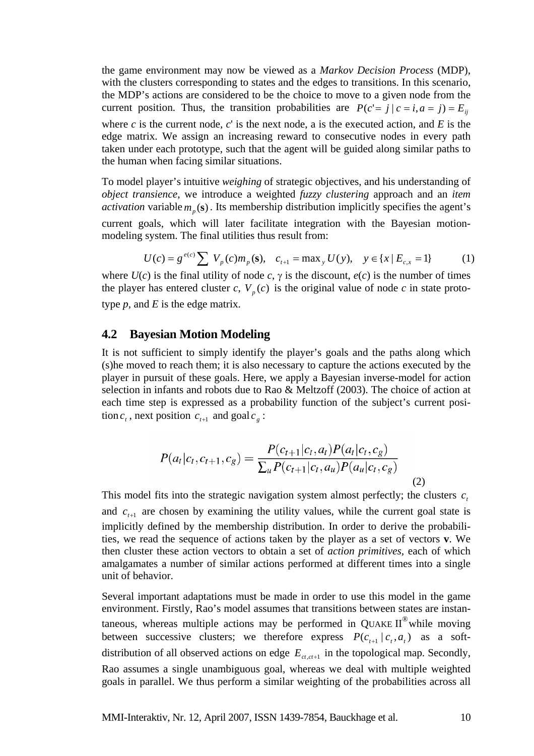the game environment may now be viewed as a *Markov Decision Process* (MDP), with the clusters corresponding to states and the edges to transitions. In this scenario, the MDP's actions are considered to be the choice to move to a given node from the current position. Thus, the transition probabilities are $P(c' = j \mid c = i, a = j) = E_{ij}$ where *c* is the current node, *c*' is the next node, a is the executed action, and *E* is the edge matrix. We assign an increasing reward to consecutive nodes in every path taken under each prototype, such that the agent will be guided along similar paths to the human when facing similar situations.

To model player's intuitive *weighing* of strategic objectives, and his understanding of *object transience*, we introduce a weighted *fuzzy clustering* approach and an *item activation* variable $m_p(\mathbf{s})$. Its membership distribution implicitly specifies the agent's current goals, which will later facilitate integration with the Bayesian motion-modeling system. The final utilities thus result from:

$$U(c) = g^{e(c)} \sum V_p(c) m_p(\mathbf{s}), \quad c_{t+1} = \max_y U(y), \quad y \in \{x \mid E_{c,x} = 1\} \tag{1}$$

where $U(c)$ is the final utility of node *c*, $\gamma$ is the discount, $e(c)$ is the number of times the player has entered cluster *c*, $V_p(c)$ is the original value of node *c* in state prototype *p*, and *E* is the edge matrix.

## 4.2 Bayesian Motion Modeling

It is not sufficient to simply identify the player's goals and the paths along which (s)he moved to reach them; it is also necessary to capture the actions executed by the player in pursuit of these goals. Here, we apply a Bayesian inverse-model for action selection in infants and robots due to Rao & Meltzoff (2003). The choice of action at each time step is expressed as a probability function of the subject's current position $c_t$, next position $c_{t+1}$ and goal $c_g$:

$$P(a_t | c_t, c_{t+1}, c_g) = \frac{P(c_{t+1} | c_t, a_t) P(a_t | c_t, c_g)}{\sum_u P(c_{t+1} | c_t, a_u) P(a_u | c_t, c_g)} \tag{2}$$

This model fits into the strategic navigation system almost perfectly; the clusters $c_t$ and $c_{t+1}$ are chosen by examining the utility values, while the current goal state is implicitly defined by the membership distribution. In order to derive the probabilities, we read the sequence of actions taken by the player as a set of vectors **v**. We then cluster these action vectors to obtain a set of *action primitives*, each of which amalgamates a number of similar actions performed at different times into a single unit of behavior.

Several important adaptations must be made in order to use this model in the game environment. Firstly, Rao's model assumes that transitions between states are instantaneous, whereas multiple actions may be performed in QUAKE II® while moving between successive clusters; we therefore express $P(c_{t+1} \mid c_t, a_t)$ as a soft-distribution of all observed actions on edge $E_{ct,ct+1}$ in the topological map. Secondly, Rao assumes a single unambiguous goal, whereas we deal with multiple weighted goals in parallel. We thus perform a similar weighting of the probabilities across all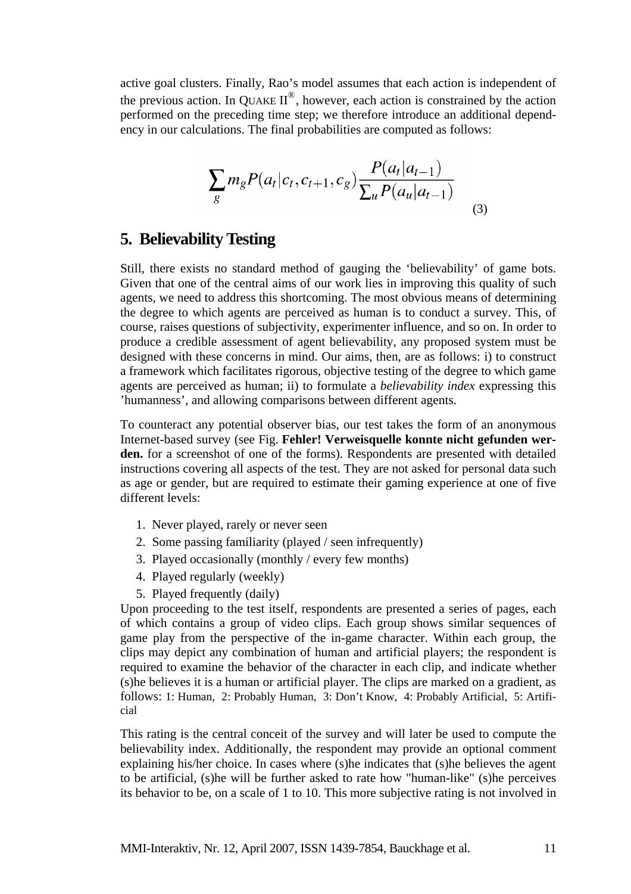active goal clusters. Finally, Rao's model assumes that each action is independent of the previous action. In QUAKE II®, however, each action is constrained by the action performed on the preceding time step; we therefore introduce an additional dependency in our calculations. The final probabilities are computed as follows:

$$\sum_g m_g P(a_t | c_t, c_{t+1}, c_g) \frac{P(a_t | a_{t-1})}{\sum_u P(a_u | a_{t-1})} \tag{3}$$

## 5. Believability Testing

Still, there exists no standard method of gauging the 'believability' of game bots. Given that one of the central aims of our work lies in improving this quality of such agents, we need to address this shortcoming. The most obvious means of determining the degree to which agents are perceived as human is to conduct a survey. This, of course, raises questions of subjectivity, experimenter influence, and so on. In order to produce a credible assessment of agent believability, any proposed system must be designed with these concerns in mind. Our aims, then, are as follows: i) to construct a framework which facilitates rigorous, objective testing of the degree to which game agents are perceived as human; ii) to formulate a *believability index* expressing this 'humanness', and allowing comparisons between different agents.

To counteract any potential observer bias, our test takes the form of an anonymous Internet-based survey (see Fig. **Fehler! Verweisquelle konnte nicht gefunden werden.** for a screenshot of one of the forms). Respondents are presented with detailed instructions covering all aspects of the test. They are not asked for personal data such as age or gender, but are required to estimate their gaming experience at one of five different levels:

1. Never played, rarely or never seen
2. Some passing familiarity (played / seen infrequently)
3. Played occasionally (monthly / every few months)
4. Played regularly (weekly)
5. Played frequently (daily)

Upon proceeding to the test itself, respondents are presented a series of pages, each of which contains a group of video clips. Each group shows similar sequences of game play from the perspective of the in-game character. Within each group, the clips may depict any combination of human and artificial players; the respondent is required to examine the behavior of the character in each clip, and indicate whether (s)he believes it is a human or artificial player. The clips are marked on a gradient, as follows: 1: Human, 2: Probably Human, 3: Don't Know, 4: Probably Artificial, 5: Artificial

This rating is the central conceit of the survey and will later be used to compute the believability index. Additionally, the respondent may provide an optional comment explaining his/her choice. In cases where (s)he indicates that (s)he believes the agent to be artificial, (s)he will be further asked to rate how "human-like" (s)he perceives its behavior to be, on a scale of 1 to 10. This more subjective rating is not involved in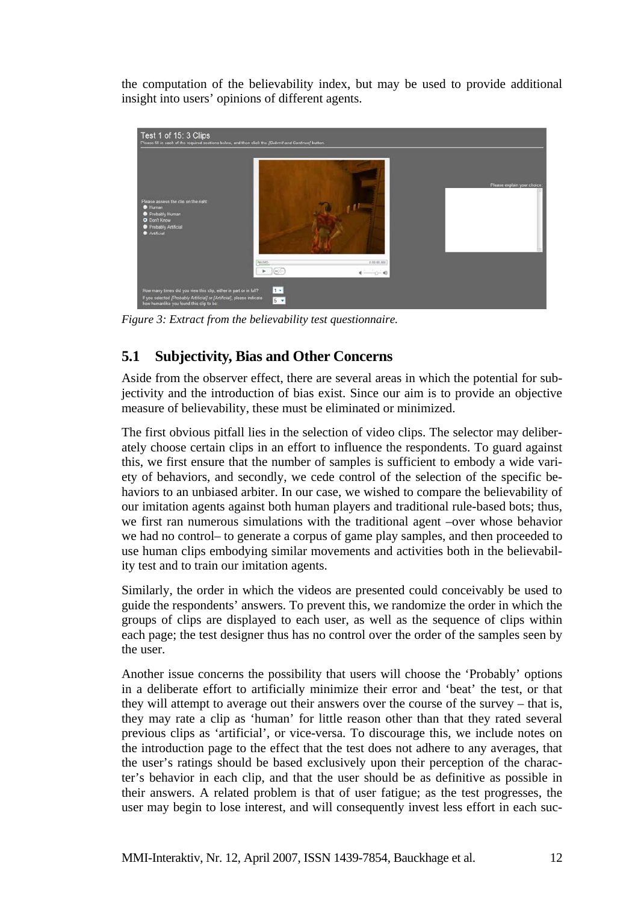the computation of the believability index, but may be used to provide additional insight into users' opinions of different agents.

*Figure 3: Extract from the believability test questionnaire.*

## 5.1 Subjectivity, Bias and Other Concerns

Aside from the observer effect, there are several areas in which the potential for subjectivity and the introduction of bias exist. Since our aim is to provide an objective measure of believability, these must be eliminated or minimized.

The first obvious pitfall lies in the selection of video clips. The selector may deliberately choose certain clips in an effort to influence the respondents. To guard against this, we first ensure that the number of samples is sufficient to embody a wide variety of behaviors, and secondly, we cede control of the selection of the specific behaviors to an unbiased arbiter. In our case, we wished to compare the believability of our imitation agents against both human players and traditional rule-based bots; thus, we first ran numerous simulations with the traditional agent –over whose behavior we had no control– to generate a corpus of game play samples, and then proceeded to use human clips embodying similar movements and activities both in the believability test and to train our imitation agents.

Similarly, the order in which the videos are presented could conceivably be used to guide the respondents' answers. To prevent this, we randomize the order in which the groups of clips are displayed to each user, as well as the sequence of clips within each page; the test designer thus has no control over the order of the samples seen by the user.

Another issue concerns the possibility that users will choose the 'Probably' options in a deliberate effort to artificially minimize their error and 'beat' the test, or that they will attempt to average out their answers over the course of the survey – that is, they may rate a clip as 'human' for little reason other than that they rated several previous clips as 'artificial', or vice-versa. To discourage this, we include notes on the introduction page to the effect that the test does not adhere to any averages, that the user's ratings should be based exclusively upon their perception of the character's behavior in each clip, and that the user should be as definitive as possible in their answers. A related problem is that of user fatigue; as the test progresses, the user may begin to lose interest, and will consequently invest less effort in each suc-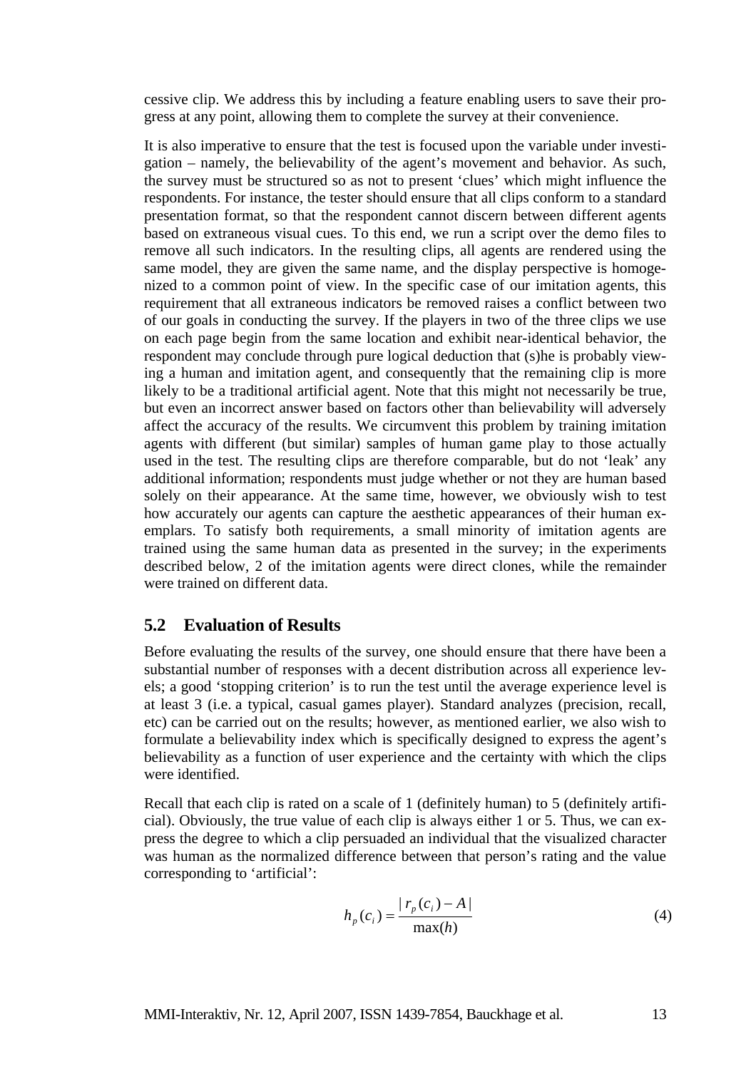cessive clip. We address this by including a feature enabling users to save their progress at any point, allowing them to complete the survey at their convenience.

It is also imperative to ensure that the test is focused upon the variable under investigation – namely, the believability of the agent's movement and behavior. As such, the survey must be structured so as not to present 'clues' which might influence the respondents. For instance, the tester should ensure that all clips conform to a standard presentation format, so that the respondent cannot discern between different agents based on extraneous visual cues. To this end, we run a script over the demo files to remove all such indicators. In the resulting clips, all agents are rendered using the same model, they are given the same name, and the display perspective is homogenized to a common point of view. In the specific case of our imitation agents, this requirement that all extraneous indicators be removed raises a conflict between two of our goals in conducting the survey. If the players in two of the three clips we use on each page begin from the same location and exhibit near-identical behavior, the respondent may conclude through pure logical deduction that (s)he is probably viewing a human and imitation agent, and consequently that the remaining clip is more likely to be a traditional artificial agent. Note that this might not necessarily be true, but even an incorrect answer based on factors other than believability will adversely affect the accuracy of the results. We circumvent this problem by training imitation agents with different (but similar) samples of human game play to those actually used in the test. The resulting clips are therefore comparable, but do not 'leak' any additional information; respondents must judge whether or not they are human based solely on their appearance. At the same time, however, we obviously wish to test how accurately our agents can capture the aesthetic appearances of their human exemplars. To satisfy both requirements, a small minority of imitation agents are trained using the same human data as presented in the survey; in the experiments described below, 2 of the imitation agents were direct clones, while the remainder were trained on different data.

## 5.2 Evaluation of Results

Before evaluating the results of the survey, one should ensure that there have been a substantial number of responses with a decent distribution across all experience levels; a good 'stopping criterion' is to run the test until the average experience level is at least 3 (i.e. a typical, casual games player). Standard analyzes (precision, recall, etc) can be carried out on the results; however, as mentioned earlier, we also wish to formulate a believability index which is specifically designed to express the agent's believability as a function of user experience and the certainty with which the clips were identified.

Recall that each clip is rated on a scale of 1 (definitely human) to 5 (definitely artificial). Obviously, the true value of each clip is always either 1 or 5. Thus, we can express the degree to which a clip persuaded an individual that the visualized character was human as the normalized difference between that person's rating and the value corresponding to 'artificial':

$$h_p(c_i) = \frac{|r_p(c_i) - A|}{\max(h)} \tag{4}$$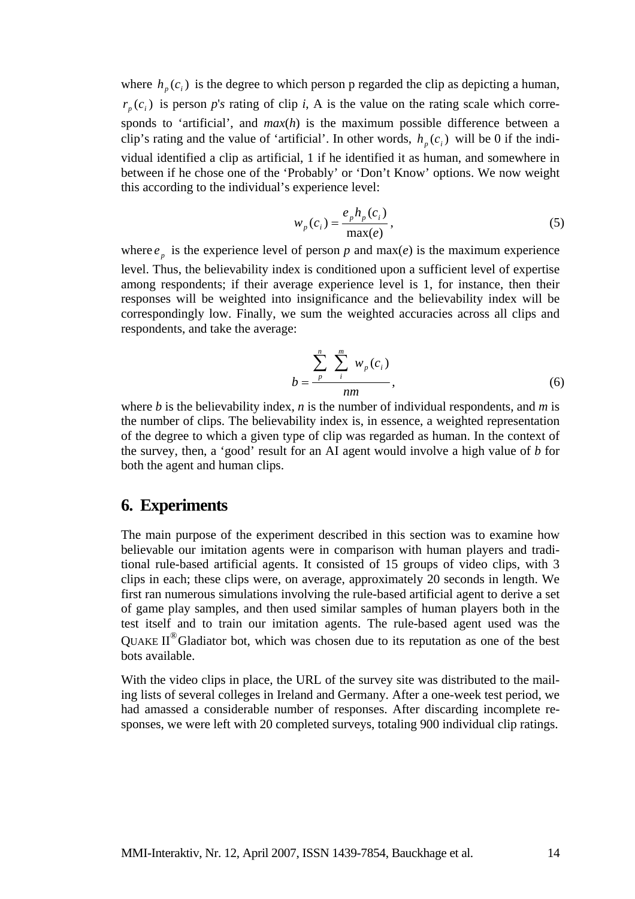where $h_p(c_i)$ is the degree to which person p regarded the clip as depicting a human, $r_p(c_i)$ is person *p's* rating of clip *i*, A is the value on the rating scale which corresponds to 'artificial', and *max*(*h*) is the maximum possible difference between a clip's rating and the value of 'artificial'. In other words, $h_p(c_i)$ will be 0 if the individual identified a clip as artificial, 1 if he identified it as human, and somewhere in between if he chose one of the 'Probably' or 'Don't Know' options. We now weight this according to the individual's experience level:

$$w_p(c_i) = \frac{e_p h_p(c_i)}{\max(e)}, \tag{5}$$

where $e_p$ is the experience level of person *p* and max(*e*) is the maximum experience level. Thus, the believability index is conditioned upon a sufficient level of expertise among respondents; if their average experience level is 1, for instance, then their responses will be weighted into insignificance and the believability index will be correspondingly low. Finally, we sum the weighted accuracies across all clips and respondents, and take the average:

$$b = \frac{\sum_{p}^{n} \sum_{i}^{m} w_p(c_i)}{nm}, \tag{6}$$

where *b* is the believability index, *n* is the number of individual respondents, and *m* is the number of clips. The believability index is, in essence, a weighted representation of the degree to which a given type of clip was regarded as human. In the context of the survey, then, a 'good' result for an AI agent would involve a high value of *b* for both the agent and human clips.

## 6. Experiments

The main purpose of the experiment described in this section was to examine how believable our imitation agents were in comparison with human players and traditional rule-based artificial agents. It consisted of 15 groups of video clips, with 3 clips in each; these clips were, on average, approximately 20 seconds in length. We first ran numerous simulations involving the rule-based artificial agent to derive a set of game play samples, and then used similar samples of human players both in the test itself and to train our imitation agents. The rule-based agent used was the QUAKE II® Gladiator bot, which was chosen due to its reputation as one of the best bots available.

With the video clips in place, the URL of the survey site was distributed to the mailing lists of several colleges in Ireland and Germany. After a one-week test period, we had amassed a considerable number of responses. After discarding incomplete responses, we were left with 20 completed surveys, totaling 900 individual clip ratings.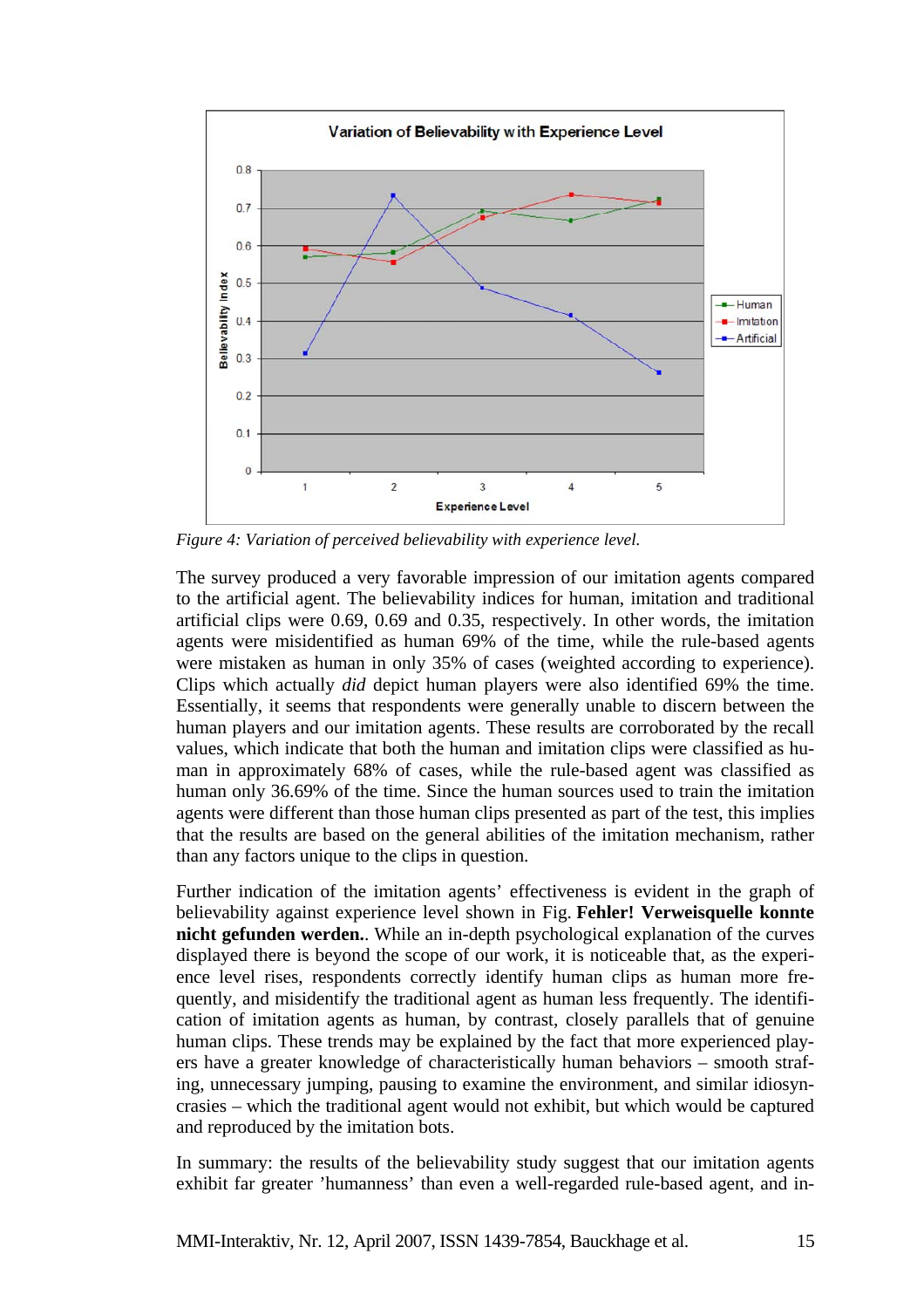*Figure 4: Variation of perceived believability with experience level.*

The survey produced a very favorable impression of our imitation agents compared to the artificial agent. The believability indices for human, imitation and traditional artificial clips were 0.69, 0.69 and 0.35, respectively. In other words, the imitation agents were misidentified as human 69% of the time, while the rule-based agents were mistaken as human in only 35% of cases (weighted according to experience). Clips which actually *did* depict human players were also identified 69% the time. Essentially, it seems that respondents were generally unable to discern between the human players and our imitation agents. These results are corroborated by the recall values, which indicate that both the human and imitation clips were classified as human in approximately 68% of cases, while the rule-based agent was classified as human only 36.69% of the time. Since the human sources used to train the imitation agents were different than those human clips presented as part of the test, this implies that the results are based on the general abilities of the imitation mechanism, rather than any factors unique to the clips in question.

Further indication of the imitation agents' effectiveness is evident in the graph of believability against experience level shown in Fig. **Fehler! Verweisquelle konnte nicht gefunden werden.**. While an in-depth psychological explanation of the curves displayed there is beyond the scope of our work, it is noticeable that, as the experience level rises, respondents correctly identify human clips as human more frequently, and misidentify the traditional agent as human less frequently. The identification of imitation agents as human, by contrast, closely parallels that of genuine human clips. These trends may be explained by the fact that more experienced players have a greater knowledge of characteristically human behaviors – smooth strafing, unnecessary jumping, pausing to examine the environment, and similar idiosyncrasies – which the traditional agent would not exhibit, but which would be captured and reproduced by the imitation bots.

In summary: the results of the believability study suggest that our imitation agents exhibit far greater 'humanness' than even a well-regarded rule-based agent, and in-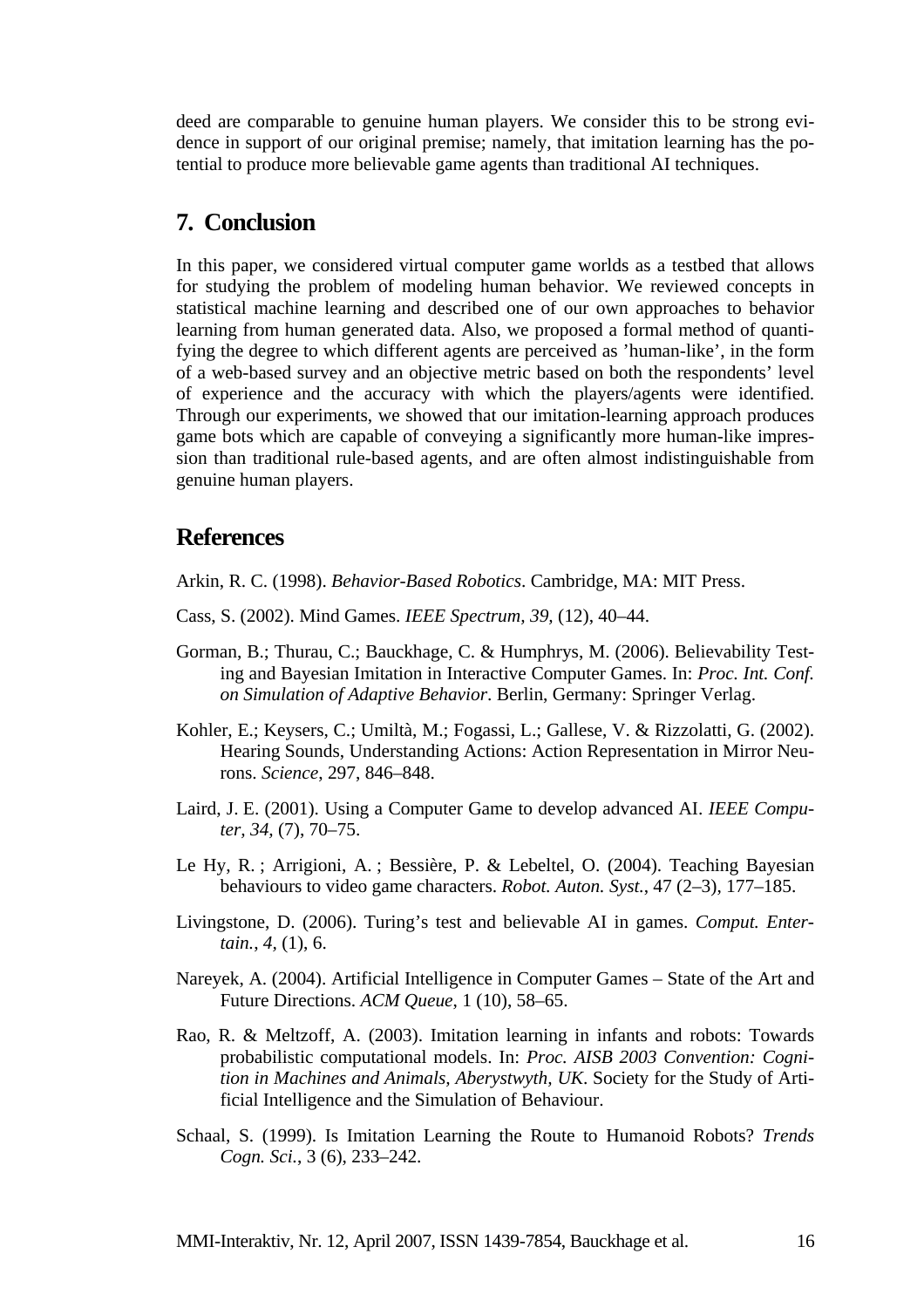deed are comparable to genuine human players. We consider this to be strong evidence in support of our original premise; namely, that imitation learning has the potential to produce more believable game agents than traditional AI techniques.

## 7. Conclusion

In this paper, we considered virtual computer game worlds as a testbed that allows for studying the problem of modeling human behavior. We reviewed concepts in statistical machine learning and described one of our own approaches to behavior learning from human generated data. Also, we proposed a formal method of quantifying the degree to which different agents are perceived as 'human-like', in the form of a web-based survey and an objective metric based on both the respondents' level of experience and the accuracy with which the players/agents were identified. Through our experiments, we showed that our imitation-learning approach produces game bots which are capable of conveying a significantly more human-like impression than traditional rule-based agents, and are often almost indistinguishable from genuine human players.

## References

Arkin, R. C. (1998). *Behavior-Based Robotics*. Cambridge, MA: MIT Press.

Cass, S. (2002). Mind Games. *IEEE Spectrum, 39*, (12), 40–44.

Gorman, B.; Thurau, C.; Bauckhage, C. & Humphrys, M. (2006). Believability Testing and Bayesian Imitation in Interactive Computer Games. In: *Proc. Int. Conf. on Simulation of Adaptive Behavior*. Berlin, Germany: Springer Verlag.

Kohler, E.; Keysers, C.; Umiltà, M.; Fogassi, L.; Gallese, V. & Rizzolatti, G. (2002). Hearing Sounds, Understanding Actions: Action Representation in Mirror Neurons. *Science*, 297, 846–848.

Laird, J. E. (2001). Using a Computer Game to develop advanced AI. *IEEE Computer, 34*, (7), 70–75.

Le Hy, R. ; Arrigioni, A. ; Bessière, P. & Lebeltel, O. (2004). Teaching Bayesian behaviours to video game characters. *Robot. Auton. Syst.*, 47 (2–3), 177–185.

Livingstone, D. (2006). Turing's test and believable AI in games. *Comput. Entertain.*, *4*, (1), 6.

Nareyek, A. (2004). Artificial Intelligence in Computer Games – State of the Art and Future Directions. *ACM Queue*, 1 (10), 58–65.

Rao, R. & Meltzoff, A. (2003). Imitation learning in infants and robots: Towards probabilistic computational models. In: *Proc. AISB 2003 Convention: Cognition in Machines and Animals, Aberystwyth, UK*. Society for the Study of Artificial Intelligence and the Simulation of Behaviour.

Schaal, S. (1999). Is Imitation Learning the Route to Humanoid Robots? *Trends Cogn. Sci.*, 3 (6), 233–242.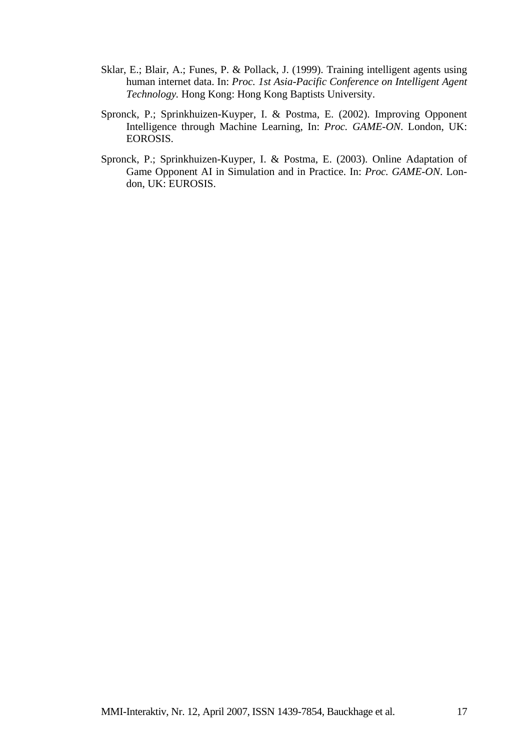Sklar, E.; Blair, A.; Funes, P. & Pollack, J. (1999). Training intelligent agents using human internet data. In: *Proc. 1st Asia-Pacific Conference on Intelligent Agent Technology.* Hong Kong: Hong Kong Baptists University.

Spronck, P.; Sprinkhuizen-Kuyper, I. & Postma, E. (2002). Improving Opponent Intelligence through Machine Learning, In: *Proc. GAME-ON*. London, UK: EOROSIS.

Spronck, P.; Sprinkhuizen-Kuyper, I. & Postma, E. (2003). Online Adaptation of Game Opponent AI in Simulation and in Practice. In: *Proc. GAME-ON*. London, UK: EUROSIS.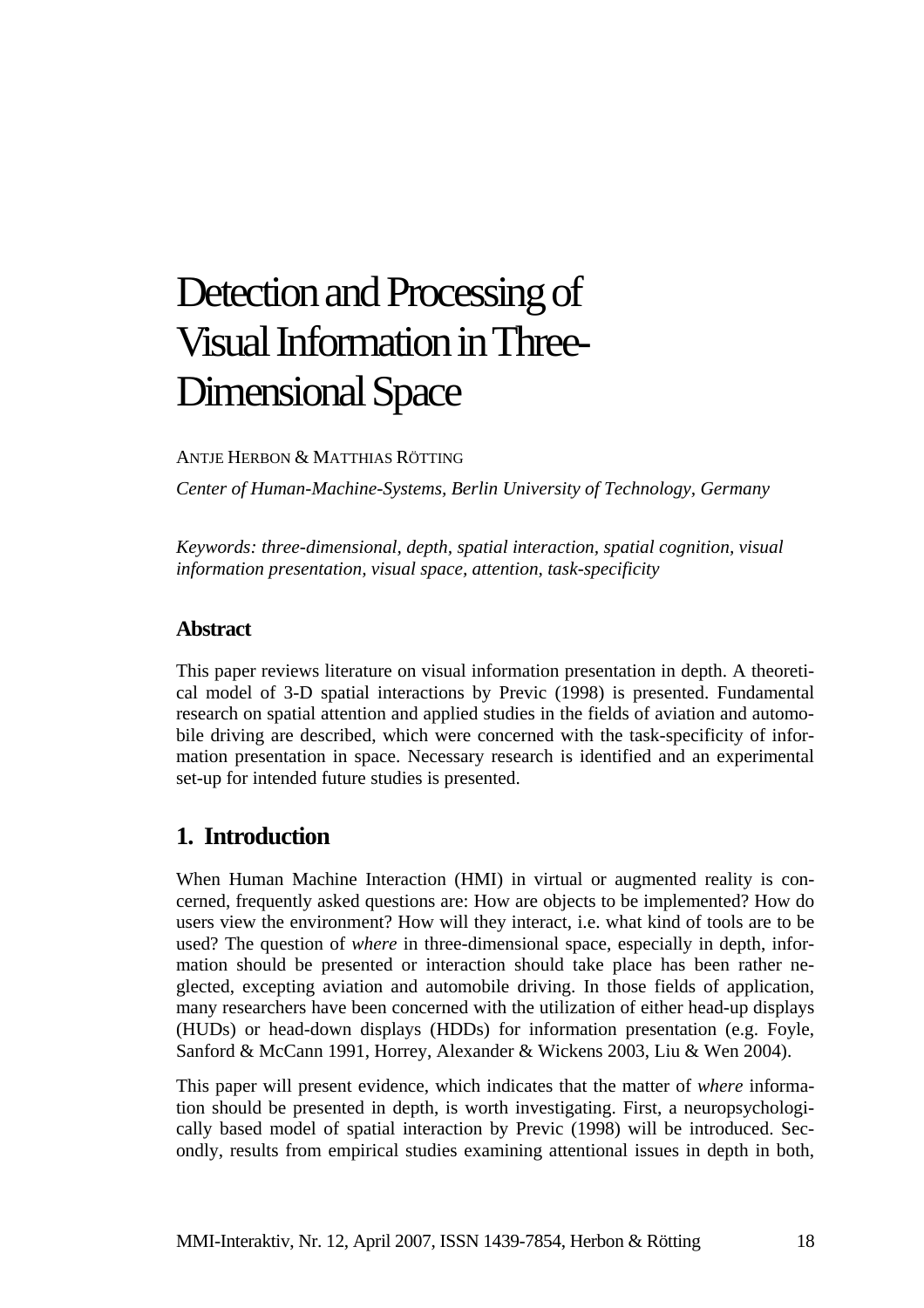# Detection and Processing of Visual Information in Three-Dimensional Space

ANTJE HERBON & MATTHIAS RÖTTING

*Center of Human-Machine-Systems, Berlin University of Technology, Germany*

*Keywords: three-dimensional, depth, spatial interaction, spatial cognition, visual information presentation, visual space, attention, task-specificity*

### Abstract

This paper reviews literature on visual information presentation in depth. A theoretical model of 3-D spatial interactions by Previc (1998) is presented. Fundamental research on spatial attention and applied studies in the fields of aviation and automobile driving are described, which were concerned with the task-specificity of information presentation in space. Necessary research is identified and an experimental set-up for intended future studies is presented.

## 1. Introduction

When Human Machine Interaction (HMI) in virtual or augmented reality is concerned, frequently asked questions are: How are objects to be implemented? How do users view the environment? How will they interact, i.e. what kind of tools are to be used? The question of *where* in three-dimensional space, especially in depth, information should be presented or interaction should take place has been rather neglected, excepting aviation and automobile driving. In those fields of application, many researchers have been concerned with the utilization of either head-up displays (HUDs) or head-down displays (HDDs) for information presentation (e.g. Foyle, Sanford & McCann 1991, Horrey, Alexander & Wickens 2003, Liu & Wen 2004).

This paper will present evidence, which indicates that the matter of *where* information should be presented in depth, is worth investigating. First, a neuropsychologically based model of spatial interaction by Previc (1998) will be introduced. Secondly, results from empirical studies examining attentional issues in depth in both,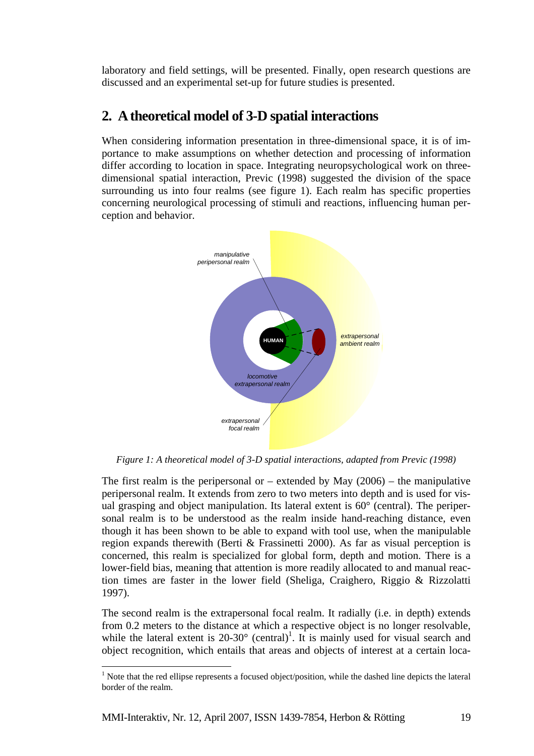laboratory and field settings, will be presented. Finally, open research questions are discussed and an experimental set-up for future studies is presented.

## 2. A theoretical model of 3-D spatial interactions

When considering information presentation in three-dimensional space, it is of importance to make assumptions on whether detection and processing of information differ according to location in space. Integrating neuropsychological work on three-dimensional spatial interaction, Previc (1998) suggested the division of the space surrounding us into four realms (see figure 1). Each realm has specific properties concerning neurological processing of stimuli and reactions, influencing human perception and behavior.

*Figure 1: A theoretical model of 3-D spatial interactions, adapted from Previc (1998)*

The first realm is the peripersonal or – extended by May (2006) – the manipulative peripersonal realm. It extends from zero to two meters into depth and is used for visual grasping and object manipulation. Its lateral extent is 60° (central). The peripersonal realm is to be understood as the realm inside hand-reaching distance, even though it has been shown to be able to expand with tool use, when the manipulable region expands therewith (Berti & Frassinetti 2000). As far as visual perception is concerned, this realm is specialized for global form, depth and motion. There is a lower-field bias, meaning that attention is more readily allocated to and manual reaction times are faster in the lower field (Sheliga, Craighero, Riggio & Rizzolatti 1997).

The second realm is the extrapersonal focal realm. It radially (i.e. in depth) extends from 0.2 meters to the distance at which a respective object is no longer resolvable, while the lateral extent is 20-30° (central)[1]. It is mainly used for visual search and object recognition, which entails that areas and objects of interest at a certain loca-

[1] Note that the red ellipse represents a focused object/position, while the dashed line depicts the lateral border of the realm.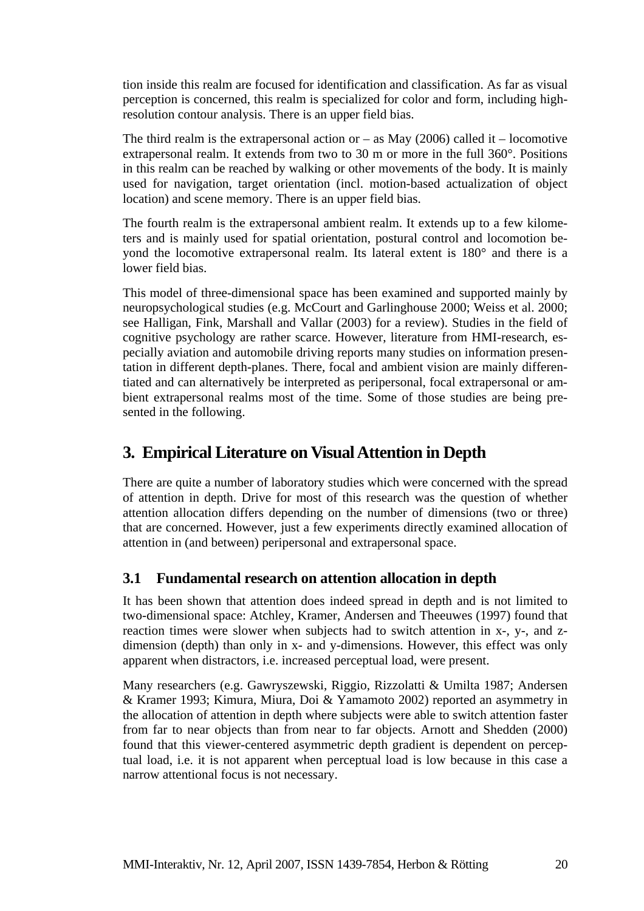tion inside this realm are focused for identification and classification. As far as visual perception is concerned, this realm is specialized for color and form, including high-resolution contour analysis. There is an upper field bias.

The third realm is the extrapersonal action or – as May (2006) called it – locomotive extrapersonal realm. It extends from two to 30 m or more in the full 360°. Positions in this realm can be reached by walking or other movements of the body. It is mainly used for navigation, target orientation (incl. motion-based actualization of object location) and scene memory. There is an upper field bias.

The fourth realm is the extrapersonal ambient realm. It extends up to a few kilometers and is mainly used for spatial orientation, postural control and locomotion beyond the locomotive extrapersonal realm. Its lateral extent is 180° and there is a lower field bias.

This model of three-dimensional space has been examined and supported mainly by neuropsychological studies (e.g. McCourt and Garlinghouse 2000; Weiss et al. 2000; see Halligan, Fink, Marshall and Vallar (2003) for a review). Studies in the field of cognitive psychology are rather scarce. However, literature from HMI-research, especially aviation and automobile driving reports many studies on information presentation in different depth-planes. There, focal and ambient vision are mainly differentiated and can alternatively be interpreted as peripersonal, focal extrapersonal or ambient extrapersonal realms most of the time. Some of those studies are being presented in the following.

# 3. Empirical Literature on Visual Attention in Depth

There are quite a number of laboratory studies which were concerned with the spread of attention in depth. Drive for most of this research was the question of whether attention allocation differs depending on the number of dimensions (two or three) that are concerned. However, just a few experiments directly examined allocation of attention in (and between) peripersonal and extrapersonal space.

## 3.1 Fundamental research on attention allocation in depth

It has been shown that attention does indeed spread in depth and is not limited to two-dimensional space: Atchley, Kramer, Andersen and Theeuwes (1997) found that reaction times were slower when subjects had to switch attention in x-, y-, and z-dimension (depth) than only in x- and y-dimensions. However, this effect was only apparent when distractors, i.e. increased perceptual load, were present.

Many researchers (e.g. Gawryszewski, Riggio, Rizzolatti & Umilta 1987; Andersen & Kramer 1993; Kimura, Miura, Doi & Yamamoto 2002) reported an asymmetry in the allocation of attention in depth where subjects were able to switch attention faster from far to near objects than from near to far objects. Arnott and Shedden (2000) found that this viewer-centered asymmetric depth gradient is dependent on perceptual load, i.e. it is not apparent when perceptual load is low because in this case a narrow attentional focus is not necessary.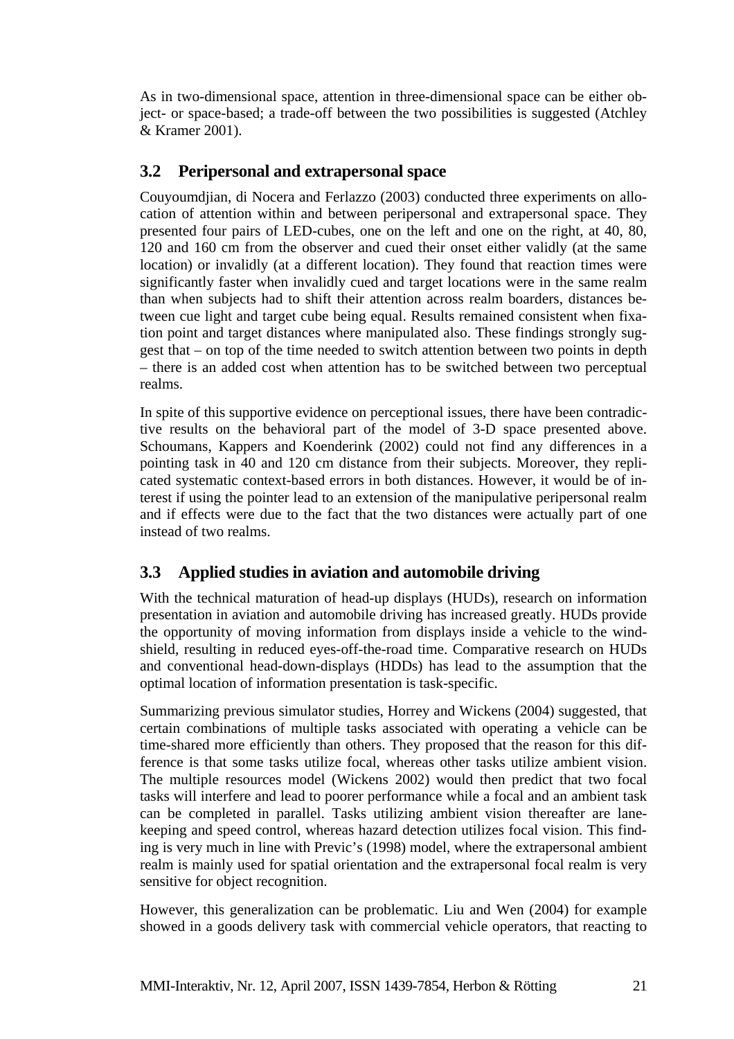As in two-dimensional space, attention in three-dimensional space can be either object- or space-based; a trade-off between the two possibilities is suggested (Atchley & Kramer 2001).

## 3.2 Peripersonal and extrapersonal space

Couyoumdjian, di Nocera and Ferlazzo (2003) conducted three experiments on allocation of attention within and between peripersonal and extrapersonal space. They presented four pairs of LED-cubes, one on the left and one on the right, at 40, 80, 120 and 160 cm from the observer and cued their onset either validly (at the same location) or invalidly (at a different location). They found that reaction times were significantly faster when invalidly cued and target locations were in the same realm than when subjects had to shift their attention across realm boarders, distances between cue light and target cube being equal. Results remained consistent when fixation point and target distances where manipulated also. These findings strongly suggest that – on top of the time needed to switch attention between two points in depth – there is an added cost when attention has to be switched between two perceptual realms.

In spite of this supportive evidence on perceptional issues, there have been contradictive results on the behavioral part of the model of 3-D space presented above. Schoumans, Kappers and Koenderink (2002) could not find any differences in a pointing task in 40 and 120 cm distance from their subjects. Moreover, they replicated systematic context-based errors in both distances. However, it would be of interest if using the pointer lead to an extension of the manipulative peripersonal realm and if effects were due to the fact that the two distances were actually part of one instead of two realms.

## 3.3 Applied studies in aviation and automobile driving

With the technical maturation of head-up displays (HUDs), research on information presentation in aviation and automobile driving has increased greatly. HUDs provide the opportunity of moving information from displays inside a vehicle to the windshield, resulting in reduced eyes-off-the-road time. Comparative research on HUDs and conventional head-down-displays (HDDs) has lead to the assumption that the optimal location of information presentation is task-specific.

Summarizing previous simulator studies, Horrey and Wickens (2004) suggested, that certain combinations of multiple tasks associated with operating a vehicle can be time-shared more efficiently than others. They proposed that the reason for this difference is that some tasks utilize focal, whereas other tasks utilize ambient vision. The multiple resources model (Wickens 2002) would then predict that two focal tasks will interfere and lead to poorer performance while a focal and an ambient task can be completed in parallel. Tasks utilizing ambient vision thereafter are lane-keeping and speed control, whereas hazard detection utilizes focal vision. This finding is very much in line with Previc's (1998) model, where the extrapersonal ambient realm is mainly used for spatial orientation and the extrapersonal focal realm is very sensitive for object recognition.

However, this generalization can be problematic. Liu and Wen (2004) for example showed in a goods delivery task with commercial vehicle operators, that reacting to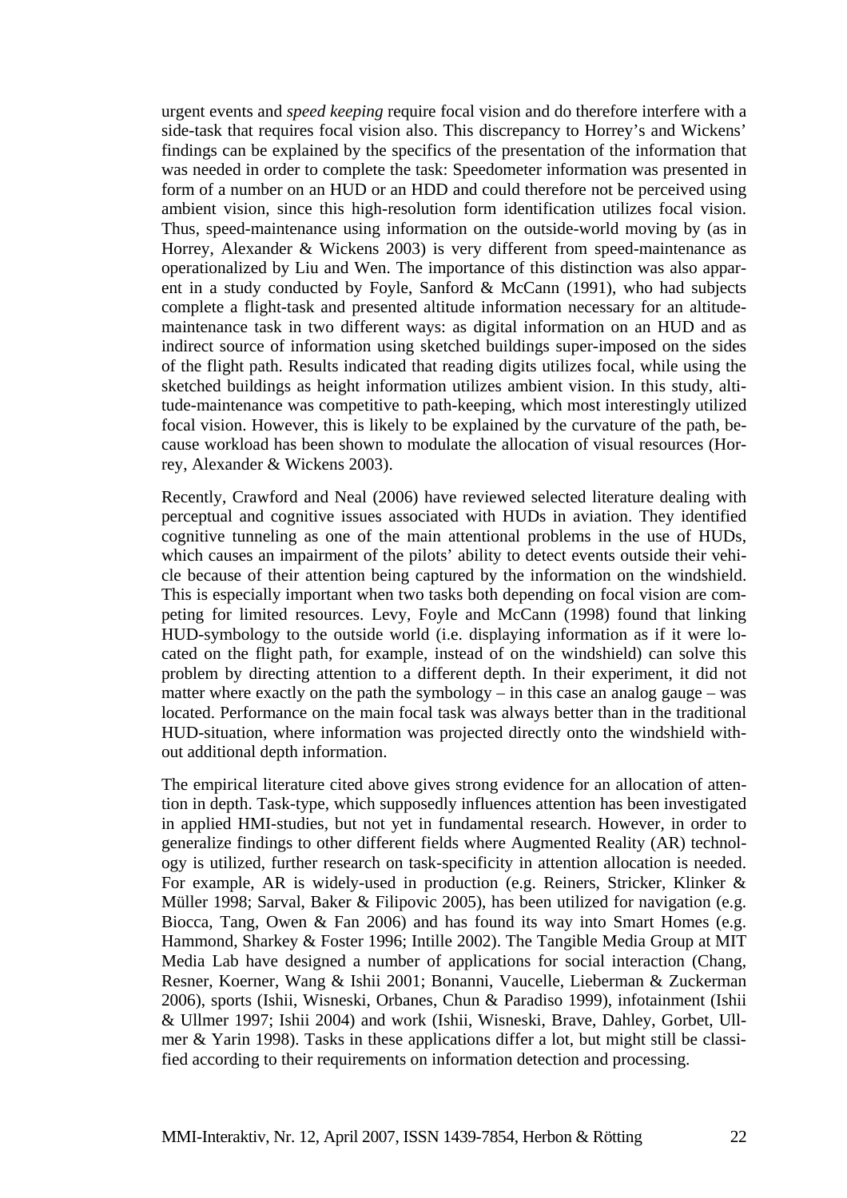urgent events and *speed keeping* require focal vision and do therefore interfere with a side-task that requires focal vision also. This discrepancy to Horrey's and Wickens' findings can be explained by the specifics of the presentation of the information that was needed in order to complete the task: Speedometer information was presented in form of a number on an HUD or an HDD and could therefore not be perceived using ambient vision, since this high-resolution form identification utilizes focal vision. Thus, speed-maintenance using information on the outside-world moving by (as in Horrey, Alexander & Wickens 2003) is very different from speed-maintenance as operationalized by Liu and Wen. The importance of this distinction was also apparent in a study conducted by Foyle, Sanford & McCann (1991), who had subjects complete a flight-task and presented altitude information necessary for an altitude-maintenance task in two different ways: as digital information on an HUD and as indirect source of information using sketched buildings super-imposed on the sides of the flight path. Results indicated that reading digits utilizes focal, while using the sketched buildings as height information utilizes ambient vision. In this study, altitude-maintenance was competitive to path-keeping, which most interestingly utilized focal vision. However, this is likely to be explained by the curvature of the path, because workload has been shown to modulate the allocation of visual resources (Horrey, Alexander & Wickens 2003).

Recently, Crawford and Neal (2006) have reviewed selected literature dealing with perceptual and cognitive issues associated with HUDs in aviation. They identified cognitive tunneling as one of the main attentional problems in the use of HUDs, which causes an impairment of the pilots' ability to detect events outside their vehicle because of their attention being captured by the information on the windshield. This is especially important when two tasks both depending on focal vision are competing for limited resources. Levy, Foyle and McCann (1998) found that linking HUD-symbology to the outside world (i.e. displaying information as if it were located on the flight path, for example, instead of on the windshield) can solve this problem by directing attention to a different depth. In their experiment, it did not matter where exactly on the path the symbology – in this case an analog gauge – was located. Performance on the main focal task was always better than in the traditional HUD-situation, where information was projected directly onto the windshield without additional depth information.

The empirical literature cited above gives strong evidence for an allocation of attention in depth. Task-type, which supposedly influences attention has been investigated in applied HMI-studies, but not yet in fundamental research. However, in order to generalize findings to other different fields where Augmented Reality (AR) technology is utilized, further research on task-specificity in attention allocation is needed. For example, AR is widely-used in production (e.g. Reiners, Stricker, Klinker & Müller 1998; Sarval, Baker & Filipovic 2005), has been utilized for navigation (e.g. Biocca, Tang, Owen & Fan 2006) and has found its way into Smart Homes (e.g. Hammond, Sharkey & Foster 1996; Intille 2002). The Tangible Media Group at MIT Media Lab have designed a number of applications for social interaction (Chang, Resner, Koerner, Wang & Ishii 2001; Bonanni, Vaucelle, Lieberman & Zuckerman 2006), sports (Ishii, Wisneski, Orbanes, Chun & Paradiso 1999), infotainment (Ishii & Ullmer 1997; Ishii 2004) and work (Ishii, Wisneski, Brave, Dahley, Gorbet, Ullmer & Yarin 1998). Tasks in these applications differ a lot, but might still be classified according to their requirements on information detection and processing.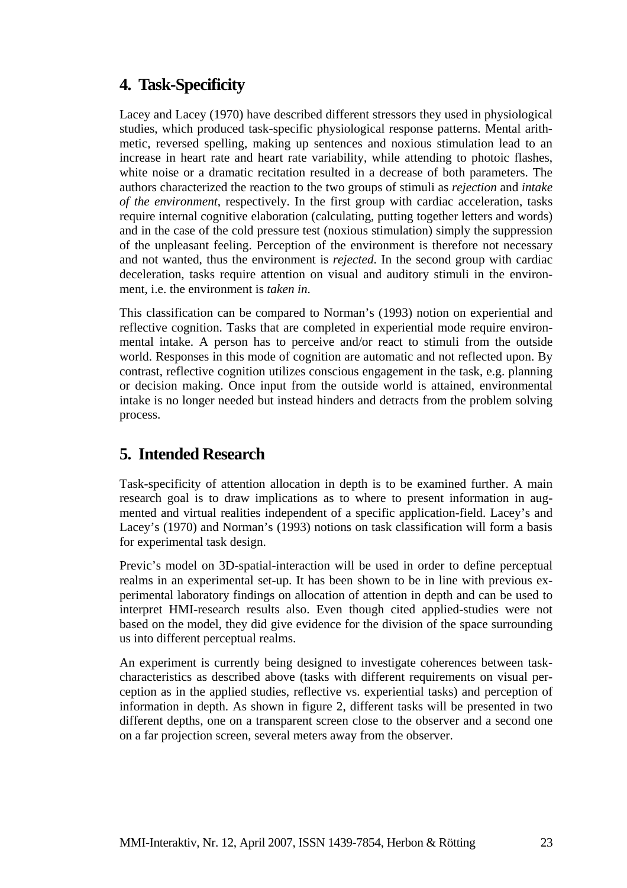## 4. Task-Specificity

Lacey and Lacey (1970) have described different stressors they used in physiological studies, which produced task-specific physiological response patterns. Mental arithmetic, reversed spelling, making up sentences and noxious stimulation lead to an increase in heart rate and heart rate variability, while attending to photoic flashes, white noise or a dramatic recitation resulted in a decrease of both parameters. The authors characterized the reaction to the two groups of stimuli as *rejection* and *intake of the environment*, respectively. In the first group with cardiac acceleration, tasks require internal cognitive elaboration (calculating, putting together letters and words) and in the case of the cold pressure test (noxious stimulation) simply the suppression of the unpleasant feeling. Perception of the environment is therefore not necessary and not wanted, thus the environment is *rejected*. In the second group with cardiac deceleration, tasks require attention on visual and auditory stimuli in the environment, i.e. the environment is *taken in*.

This classification can be compared to Norman's (1993) notion on experiential and reflective cognition. Tasks that are completed in experiential mode require environmental intake. A person has to perceive and/or react to stimuli from the outside world. Responses in this mode of cognition are automatic and not reflected upon. By contrast, reflective cognition utilizes conscious engagement in the task, e.g. planning or decision making. Once input from the outside world is attained, environmental intake is no longer needed but instead hinders and detracts from the problem solving process.

## 5. Intended Research

Task-specificity of attention allocation in depth is to be examined further. A main research goal is to draw implications as to where to present information in augmented and virtual realities independent of a specific application-field. Lacey's and Lacey's (1970) and Norman's (1993) notions on task classification will form a basis for experimental task design.

Previc's model on 3D-spatial-interaction will be used in order to define perceptual realms in an experimental set-up. It has been shown to be in line with previous experimental laboratory findings on allocation of attention in depth and can be used to interpret HMI-research results also. Even though cited applied-studies were not based on the model, they did give evidence for the division of the space surrounding us into different perceptual realms.

An experiment is currently being designed to investigate coherences between task-characteristics as described above (tasks with different requirements on visual perception as in the applied studies, reflective vs. experiential tasks) and perception of information in depth. As shown in figure 2, different tasks will be presented in two different depths, one on a transparent screen close to the observer and a second one on a far projection screen, several meters away from the observer.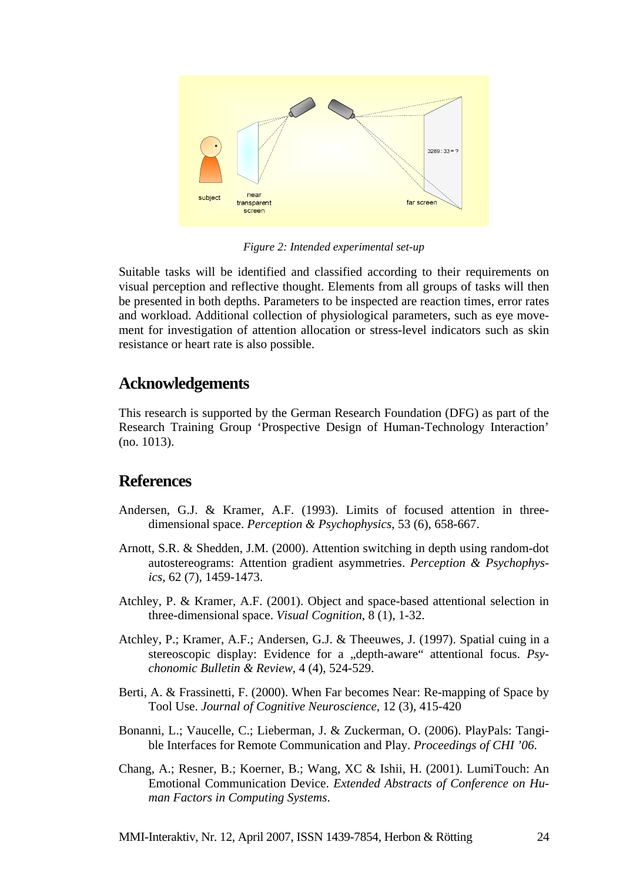subject

near transparent screen

3289 : 33 = ?

far screen

*Figure 2: Intended experimental set-up*

Suitable tasks will be identified and classified according to their requirements on visual perception and reflective thought. Elements from all groups of tasks will then be presented in both depths. Parameters to be inspected are reaction times, error rates and workload. Additional collection of physiological parameters, such as eye movement for investigation of attention allocation or stress-level indicators such as skin resistance or heart rate is also possible.

## Acknowledgements

This research is supported by the German Research Foundation (DFG) as part of the Research Training Group 'Prospective Design of Human-Technology Interaction' (no. 1013).

## References

Andersen, G.J. & Kramer, A.F. (1993). Limits of focused attention in three-dimensional space. *Perception & Psychophysics*, 53 (6), 658-667.

Arnott, S.R. & Shedden, J.M. (2000). Attention switching in depth using random-dot autostereograms: Attention gradient asymmetries. *Perception & Psychophysics*, 62 (7), 1459-1473.

Atchley, P. & Kramer, A.F. (2001). Object and space-based attentional selection in three-dimensional space. *Visual Cognition*, 8 (1), 1-32.

Atchley, P.; Kramer, A.F.; Andersen, G.J. & Theeuwes, J. (1997). Spatial cuing in a stereoscopic display: Evidence for a „depth-aware" attentional focus. *Psychonomic Bulletin & Review*, 4 (4), 524-529.

Berti, A. & Frassinetti, F. (2000). When Far becomes Near: Re-mapping of Space by Tool Use. *Journal of Cognitive Neuroscience*, 12 (3), 415-420

Bonanni, L.; Vaucelle, C.; Lieberman, J. & Zuckerman, O. (2006). PlayPals: Tangible Interfaces for Remote Communication and Play. *Proceedings of CHI '06.*

Chang, A.; Resner, B.; Koerner, B.; Wang, XC & Ishii, H. (2001). LumiTouch: An Emotional Communication Device. *Extended Abstracts of Conference on Human Factors in Computing Systems.*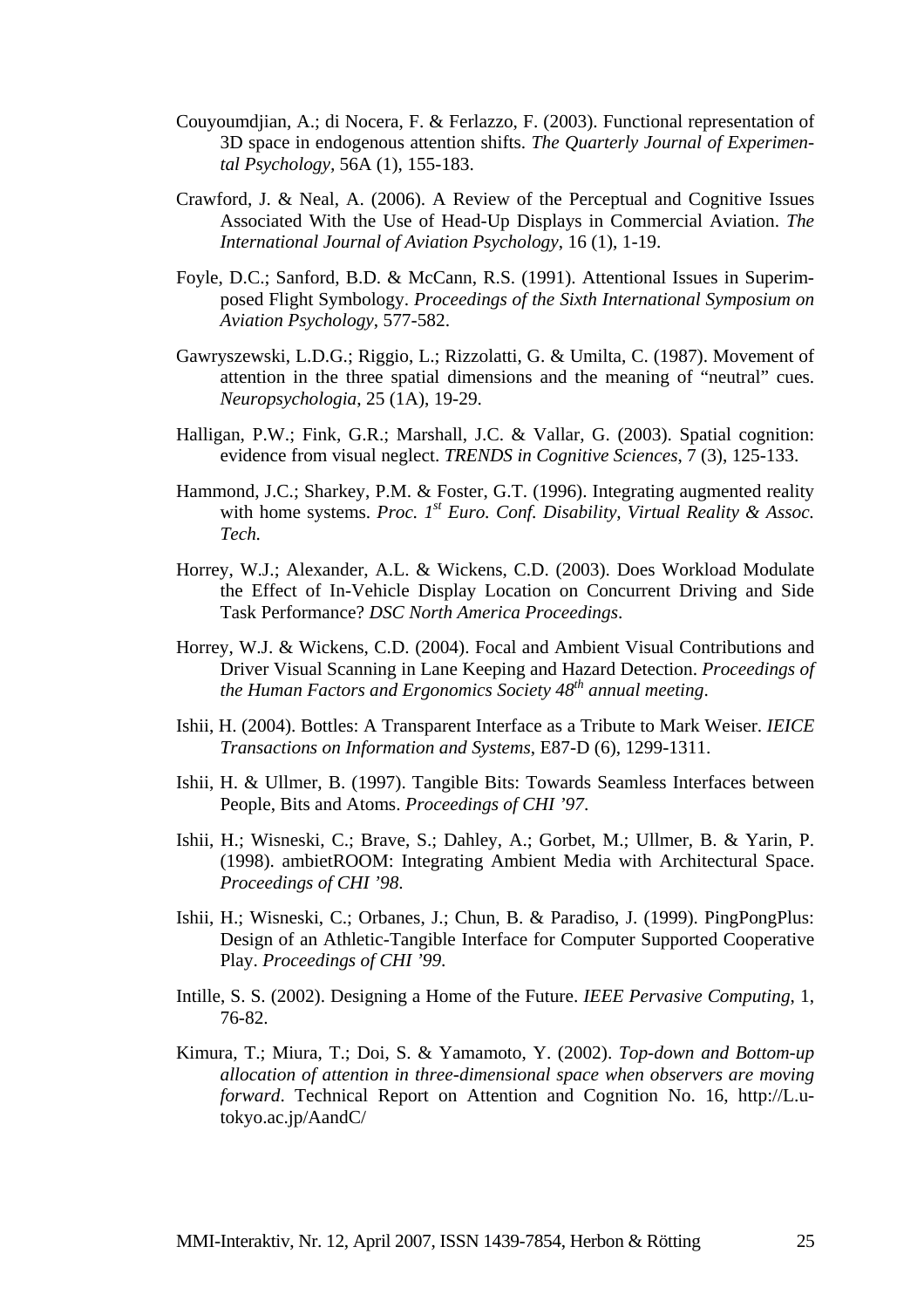Couyoumdjian, A.; di Nocera, F. & Ferlazzo, F. (2003). Functional representation of 3D space in endogenous attention shifts. *The Quarterly Journal of Experimental Psychology*, 56A (1), 155-183.

Crawford, J. & Neal, A. (2006). A Review of the Perceptual and Cognitive Issues Associated With the Use of Head-Up Displays in Commercial Aviation. *The International Journal of Aviation Psychology*, 16 (1), 1-19.

Foyle, D.C.; Sanford, B.D. & McCann, R.S. (1991). Attentional Issues in Superimposed Flight Symbology. *Proceedings of the Sixth International Symposium on Aviation Psychology*, 577-582.

Gawryszewski, L.D.G.; Riggio, L.; Rizzolatti, G. & Umilta, C. (1987). Movement of attention in the three spatial dimensions and the meaning of "neutral" cues. *Neuropsychologia*, 25 (1A), 19-29.

Halligan, P.W.; Fink, G.R.; Marshall, J.C. & Vallar, G. (2003). Spatial cognition: evidence from visual neglect. *TRENDS in Cognitive Sciences*, 7 (3), 125-133.

Hammond, J.C.; Sharkey, P.M. & Foster, G.T. (1996). Integrating augmented reality with home systems. *Proc. 1st Euro. Conf. Disability, Virtual Reality & Assoc. Tech.*

Horrey, W.J.; Alexander, A.L. & Wickens, C.D. (2003). Does Workload Modulate the Effect of In-Vehicle Display Location on Concurrent Driving and Side Task Performance? *DSC North America Proceedings*.

Horrey, W.J. & Wickens, C.D. (2004). Focal and Ambient Visual Contributions and Driver Visual Scanning in Lane Keeping and Hazard Detection. *Proceedings of the Human Factors and Ergonomics Society 48th annual meeting*.

Ishii, H. (2004). Bottles: A Transparent Interface as a Tribute to Mark Weiser. *IEICE Transactions on Information and Systems*, E87-D (6), 1299-1311.

Ishii, H. & Ullmer, B. (1997). Tangible Bits: Towards Seamless Interfaces between People, Bits and Atoms. *Proceedings of CHI '97*.

Ishii, H.; Wisneski, C.; Brave, S.; Dahley, A.; Gorbet, M.; Ullmer, B. & Yarin, P. (1998). ambietROOM: Integrating Ambient Media with Architectural Space. *Proceedings of CHI '98*.

Ishii, H.; Wisneski, C.; Orbanes, J.; Chun, B. & Paradiso, J. (1999). PingPongPlus: Design of an Athletic-Tangible Interface for Computer Supported Cooperative Play. *Proceedings of CHI '99*.

Intille, S. S. (2002). Designing a Home of the Future. *IEEE Pervasive Computing*, 1, 76-82.

Kimura, T.; Miura, T.; Doi, S. & Yamamoto, Y. (2002). *Top-down and Bottom-up allocation of attention in three-dimensional space when observers are moving forward*. Technical Report on Attention and Cognition No. 16, http://L.u-tokyo.ac.jp/AandC/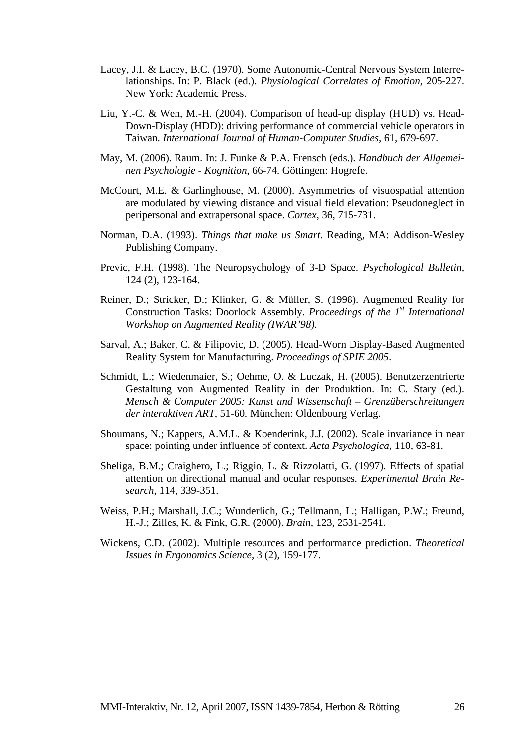Lacey, J.I. & Lacey, B.C. (1970). Some Autonomic-Central Nervous System Interrelationships. In: P. Black (ed.). *Physiological Correlates of Emotion*, 205-227. New York: Academic Press.

Liu, Y.-C. & Wen, M.-H. (2004). Comparison of head-up display (HUD) vs. Head-Down-Display (HDD): driving performance of commercial vehicle operators in Taiwan. *International Journal of Human-Computer Studies*, 61, 679-697.

May, M. (2006). Raum. In: J. Funke & P.A. Frensch (eds.). *Handbuch der Allgemeinen Psychologie - Kognition,* 66-74. Göttingen: Hogrefe.

McCourt, M.E. & Garlinghouse, M. (2000). Asymmetries of visuospatial attention are modulated by viewing distance and visual field elevation: Pseudoneglect in peripersonal and extrapersonal space. *Cortex*, 36, 715-731.

Norman, D.A. (1993). *Things that make us Smart*. Reading, MA: Addison-Wesley Publishing Company.

Previc, F.H. (1998). The Neuropsychology of 3-D Space. *Psychological Bulletin*, 124 (2), 123-164.

Reiner, D.; Stricker, D.; Klinker, G. & Müller, S. (1998). Augmented Reality for Construction Tasks: Doorlock Assembly. *Proceedings of the 1st International Workshop on Augmented Reality (IWAR'98)*.

Sarval, A.; Baker, C. & Filipovic, D. (2005). Head-Worn Display-Based Augmented Reality System for Manufacturing. *Proceedings of SPIE 2005*.

Schmidt, L.; Wiedenmaier, S.; Oehme, O. & Luczak, H. (2005). Benutzerzentrierte Gestaltung von Augmented Reality in der Produktion. In: C. Stary (ed.). *Mensch & Computer 2005: Kunst und Wissenschaft – Grenzüberschreitungen der interaktiven ART*, 51-60. München: Oldenbourg Verlag.

Shoumans, N.; Kappers, A.M.L. & Koenderink, J.J. (2002). Scale invariance in near space: pointing under influence of context. *Acta Psychologica*, 110, 63-81.

Sheliga, B.M.; Craighero, L.; Riggio, L. & Rizzolatti, G. (1997). Effects of spatial attention on directional manual and ocular responses. *Experimental Brain Research*, 114, 339-351.

Weiss, P.H.; Marshall, J.C.; Wunderlich, G.; Tellmann, L.; Halligan, P.W.; Freund, H.-J.; Zilles, K. & Fink, G.R. (2000). *Brain*, 123, 2531-2541.

Wickens, C.D. (2002). Multiple resources and performance prediction. *Theoretical Issues in Ergonomics Science*, 3 (2), 159-177.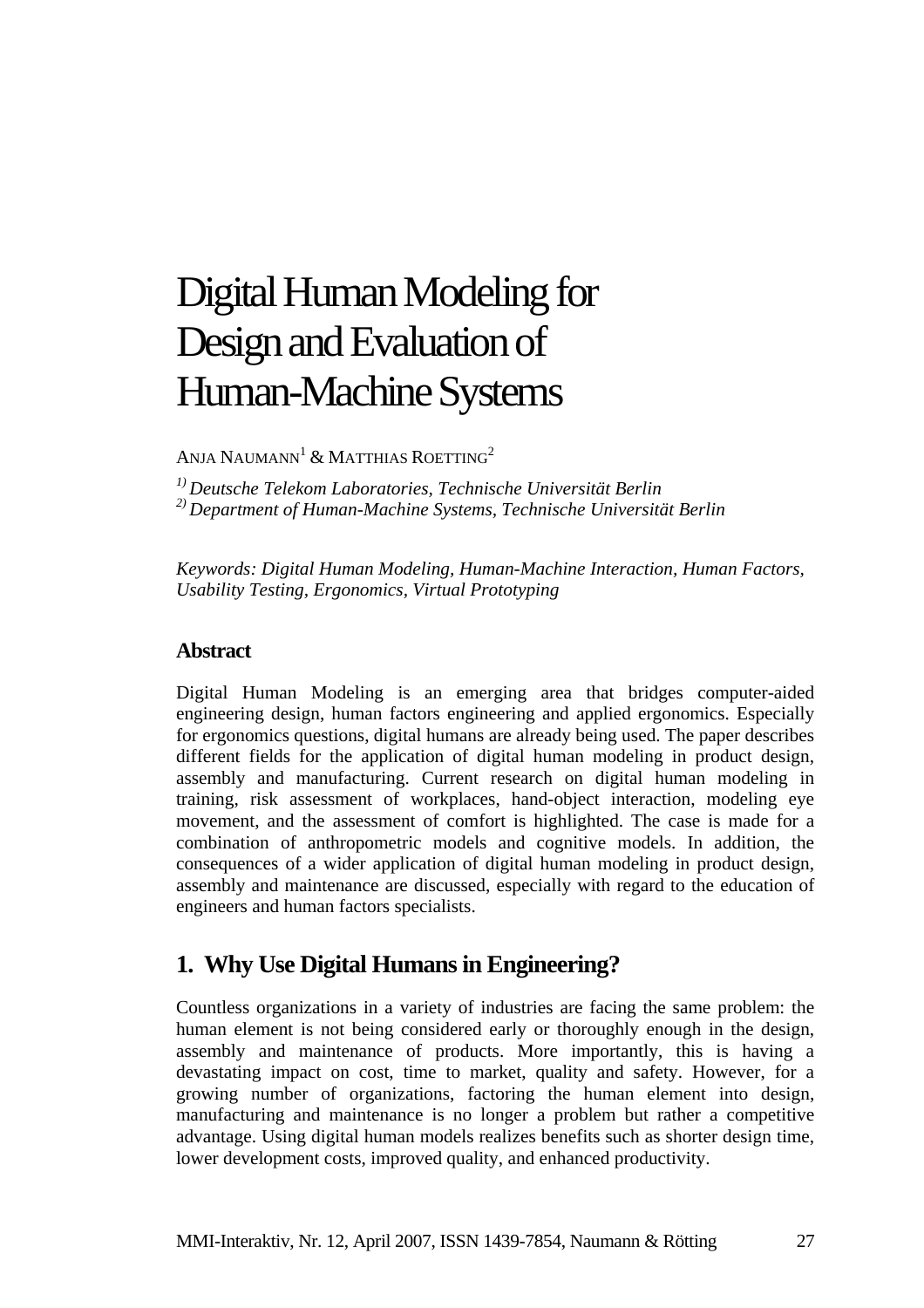# Digital Human Modeling for Design and Evaluation of Human-Machine Systems

ANJA NAUMANN[1] & MATTHIAS ROETTING[2]

*[1] Deutsche Telekom Laboratories, Technische Universität Berlin*
*[2] Department of Human-Machine Systems, Technische Universität Berlin*

*Keywords: Digital Human Modeling, Human-Machine Interaction, Human Factors, Usability Testing, Ergonomics, Virtual Prototyping*

## Abstract

Digital Human Modeling is an emerging area that bridges computer-aided engineering design, human factors engineering and applied ergonomics. Especially for ergonomics questions, digital humans are already being used. The paper describes different fields for the application of digital human modeling in product design, assembly and manufacturing. Current research on digital human modeling in training, risk assessment of workplaces, hand-object interaction, modeling eye movement, and the assessment of comfort is highlighted. The case is made for a combination of anthropometric models and cognitive models. In addition, the consequences of a wider application of digital human modeling in product design, assembly and maintenance are discussed, especially with regard to the education of engineers and human factors specialists.

## 1. Why Use Digital Humans in Engineering?

Countless organizations in a variety of industries are facing the same problem: the human element is not being considered early or thoroughly enough in the design, assembly and maintenance of products. More importantly, this is having a devastating impact on cost, time to market, quality and safety. However, for a growing number of organizations, factoring the human element into design, manufacturing and maintenance is no longer a problem but rather a competitive advantage. Using digital human models realizes benefits such as shorter design time, lower development costs, improved quality, and enhanced productivity.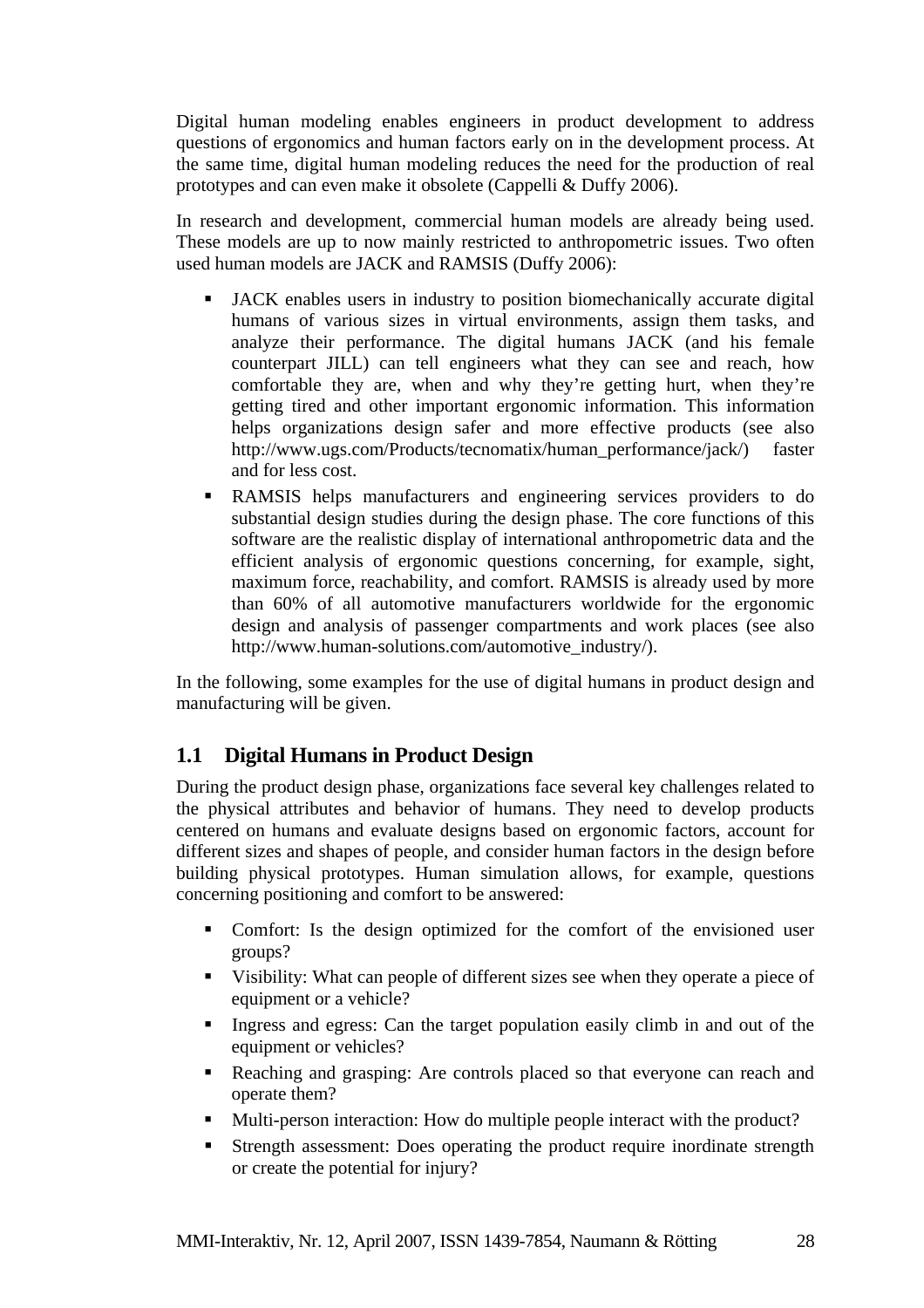Digital human modeling enables engineers in product development to address questions of ergonomics and human factors early on in the development process. At the same time, digital human modeling reduces the need for the production of real prototypes and can even make it obsolete (Cappelli & Duffy 2006).

In research and development, commercial human models are already being used. These models are up to now mainly restricted to anthropometric issues. Two often used human models are JACK and RAMSIS (Duffy 2006):

- JACK enables users in industry to position biomechanically accurate digital humans of various sizes in virtual environments, assign them tasks, and analyze their performance. The digital humans JACK (and his female counterpart JILL) can tell engineers what they can see and reach, how comfortable they are, when and why they're getting hurt, when they're getting tired and other important ergonomic information. This information helps organizations design safer and more effective products (see also http://www.ugs.com/Products/tecnomatix/human_performance/jack/) faster and for less cost.
- RAMSIS helps manufacturers and engineering services providers to do substantial design studies during the design phase. The core functions of this software are the realistic display of international anthropometric data and the efficient analysis of ergonomic questions concerning, for example, sight, maximum force, reachability, and comfort. RAMSIS is already used by more than 60% of all automotive manufacturers worldwide for the ergonomic design and analysis of passenger compartments and work places (see also http://www.human-solutions.com/automotive_industry/).

In the following, some examples for the use of digital humans in product design and manufacturing will be given.

## 1.1 Digital Humans in Product Design

During the product design phase, organizations face several key challenges related to the physical attributes and behavior of humans. They need to develop products centered on humans and evaluate designs based on ergonomic factors, account for different sizes and shapes of people, and consider human factors in the design before building physical prototypes. Human simulation allows, for example, questions concerning positioning and comfort to be answered:

- Comfort: Is the design optimized for the comfort of the envisioned user groups?
- Visibility: What can people of different sizes see when they operate a piece of equipment or a vehicle?
- Ingress and egress: Can the target population easily climb in and out of the equipment or vehicles?
- Reaching and grasping: Are controls placed so that everyone can reach and operate them?
- Multi-person interaction: How do multiple people interact with the product?
- Strength assessment: Does operating the product require inordinate strength or create the potential for injury?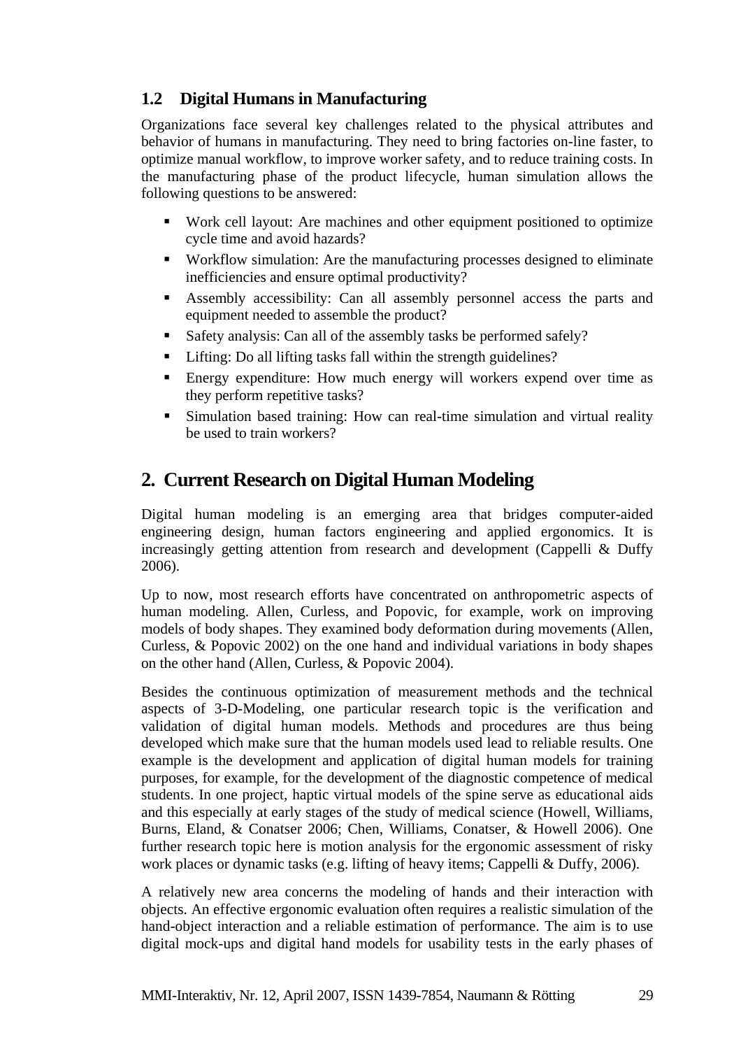### 1.2 Digital Humans in Manufacturing

Organizations face several key challenges related to the physical attributes and behavior of humans in manufacturing. They need to bring factories on-line faster, to optimize manual workflow, to improve worker safety, and to reduce training costs. In the manufacturing phase of the product lifecycle, human simulation allows the following questions to be answered:

- Work cell layout: Are machines and other equipment positioned to optimize cycle time and avoid hazards?
- Workflow simulation: Are the manufacturing processes designed to eliminate inefficiencies and ensure optimal productivity?
- Assembly accessibility: Can all assembly personnel access the parts and equipment needed to assemble the product?
- Safety analysis: Can all of the assembly tasks be performed safely?
- Lifting: Do all lifting tasks fall within the strength guidelines?
- Energy expenditure: How much energy will workers expend over time as they perform repetitive tasks?
- Simulation based training: How can real-time simulation and virtual reality be used to train workers?

## 2. Current Research on Digital Human Modeling

Digital human modeling is an emerging area that bridges computer-aided engineering design, human factors engineering and applied ergonomics. It is increasingly getting attention from research and development (Cappelli & Duffy 2006).

Up to now, most research efforts have concentrated on anthropometric aspects of human modeling. Allen, Curless, and Popovic, for example, work on improving models of body shapes. They examined body deformation during movements (Allen, Curless, & Popovic 2002) on the one hand and individual variations in body shapes on the other hand (Allen, Curless, & Popovic 2004).

Besides the continuous optimization of measurement methods and the technical aspects of 3-D-Modeling, one particular research topic is the verification and validation of digital human models. Methods and procedures are thus being developed which make sure that the human models used lead to reliable results. One example is the development and application of digital human models for training purposes, for example, for the development of the diagnostic competence of medical students. In one project, haptic virtual models of the spine serve as educational aids and this especially at early stages of the study of medical science (Howell, Williams, Burns, Eland, & Conatser 2006; Chen, Williams, Conatser, & Howell 2006). One further research topic here is motion analysis for the ergonomic assessment of risky work places or dynamic tasks (e.g. lifting of heavy items; Cappelli & Duffy, 2006).

A relatively new area concerns the modeling of hands and their interaction with objects. An effective ergonomic evaluation often requires a realistic simulation of the hand-object interaction and a reliable estimation of performance. The aim is to use digital mock-ups and digital hand models for usability tests in the early phases of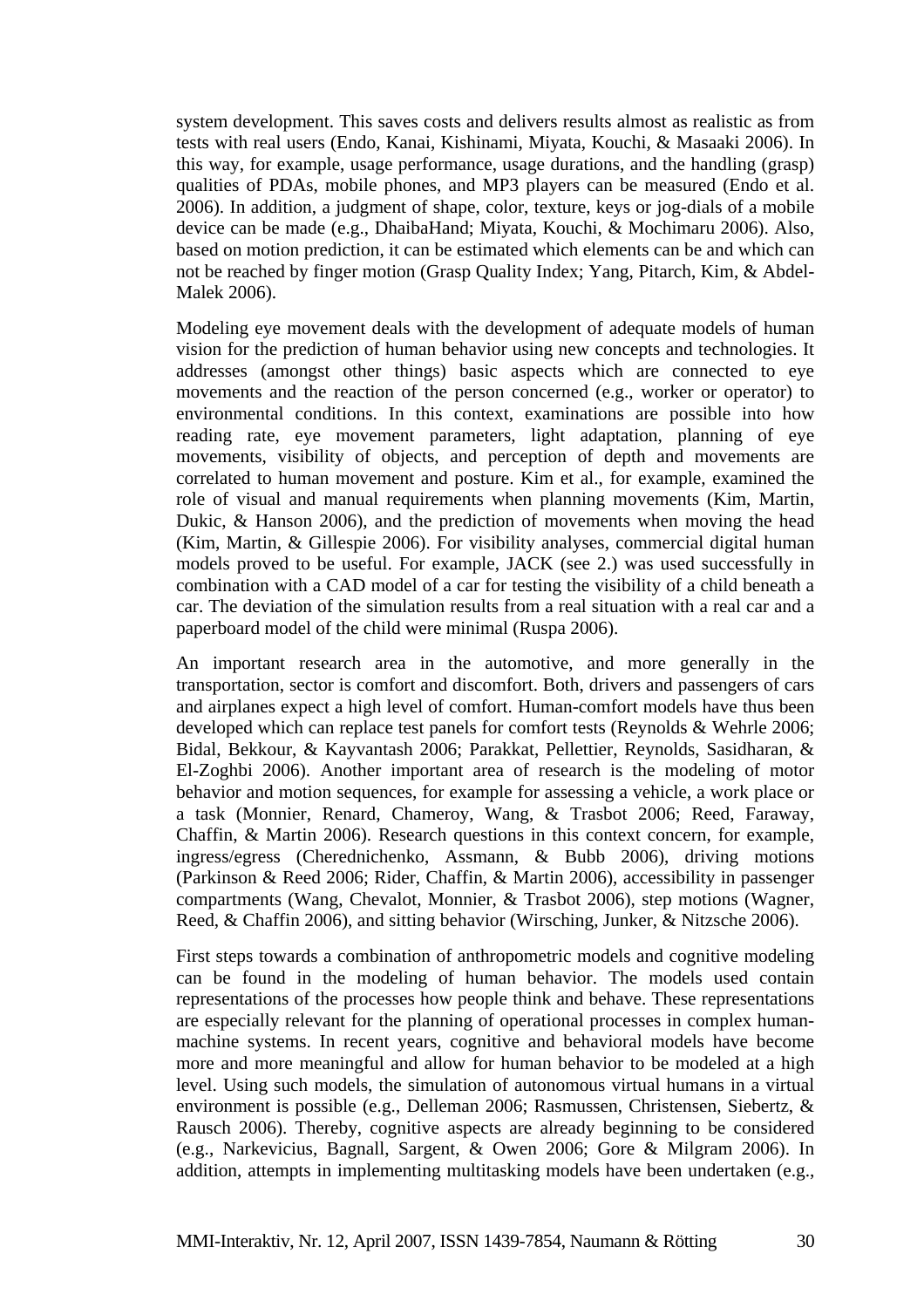system development. This saves costs and delivers results almost as realistic as from tests with real users (Endo, Kanai, Kishinami, Miyata, Kouchi, & Masaaki 2006). In this way, for example, usage performance, usage durations, and the handling (grasp) qualities of PDAs, mobile phones, and MP3 players can be measured (Endo et al. 2006). In addition, a judgment of shape, color, texture, keys or jog-dials of a mobile device can be made (e.g., DhaibaHand; Miyata, Kouchi, & Mochimaru 2006). Also, based on motion prediction, it can be estimated which elements can be and which can not be reached by finger motion (Grasp Quality Index; Yang, Pitarch, Kim, & Abdel-Malek 2006).

Modeling eye movement deals with the development of adequate models of human vision for the prediction of human behavior using new concepts and technologies. It addresses (amongst other things) basic aspects which are connected to eye movements and the reaction of the person concerned (e.g., worker or operator) to environmental conditions. In this context, examinations are possible into how reading rate, eye movement parameters, light adaptation, planning of eye movements, visibility of objects, and perception of depth and movements are correlated to human movement and posture. Kim et al., for example, examined the role of visual and manual requirements when planning movements (Kim, Martin, Dukic, & Hanson 2006), and the prediction of movements when moving the head (Kim, Martin, & Gillespie 2006). For visibility analyses, commercial digital human models proved to be useful. For example, JACK (see 2.) was used successfully in combination with a CAD model of a car for testing the visibility of a child beneath a car. The deviation of the simulation results from a real situation with a real car and a paperboard model of the child were minimal (Ruspa 2006).

An important research area in the automotive, and more generally in the transportation, sector is comfort and discomfort. Both, drivers and passengers of cars and airplanes expect a high level of comfort. Human-comfort models have thus been developed which can replace test panels for comfort tests (Reynolds & Wehrle 2006; Bidal, Bekkour, & Kayvantash 2006; Parakkat, Pellettier, Reynolds, Sasidharan, & El-Zoghbi 2006). Another important area of research is the modeling of motor behavior and motion sequences, for example for assessing a vehicle, a work place or a task (Monnier, Renard, Chameroy, Wang, & Trasbot 2006; Reed, Faraway, Chaffin, & Martin 2006). Research questions in this context concern, for example, ingress/egress (Cherednichenko, Assmann, & Bubb 2006), driving motions (Parkinson & Reed 2006; Rider, Chaffin, & Martin 2006), accessibility in passenger compartments (Wang, Chevalot, Monnier, & Trasbot 2006), step motions (Wagner, Reed, & Chaffin 2006), and sitting behavior (Wirsching, Junker, & Nitzsche 2006).

First steps towards a combination of anthropometric models and cognitive modeling can be found in the modeling of human behavior. The models used contain representations of the processes how people think and behave. These representations are especially relevant for the planning of operational processes in complex human-machine systems. In recent years, cognitive and behavioral models have become more and more meaningful and allow for human behavior to be modeled at a high level. Using such models, the simulation of autonomous virtual humans in a virtual environment is possible (e.g., Delleman 2006; Rasmussen, Christensen, Siebertz, & Rausch 2006). Thereby, cognitive aspects are already beginning to be considered (e.g., Narkevicius, Bagnall, Sargent, & Owen 2006; Gore & Milgram 2006). In addition, attempts in implementing multitasking models have been undertaken (e.g.,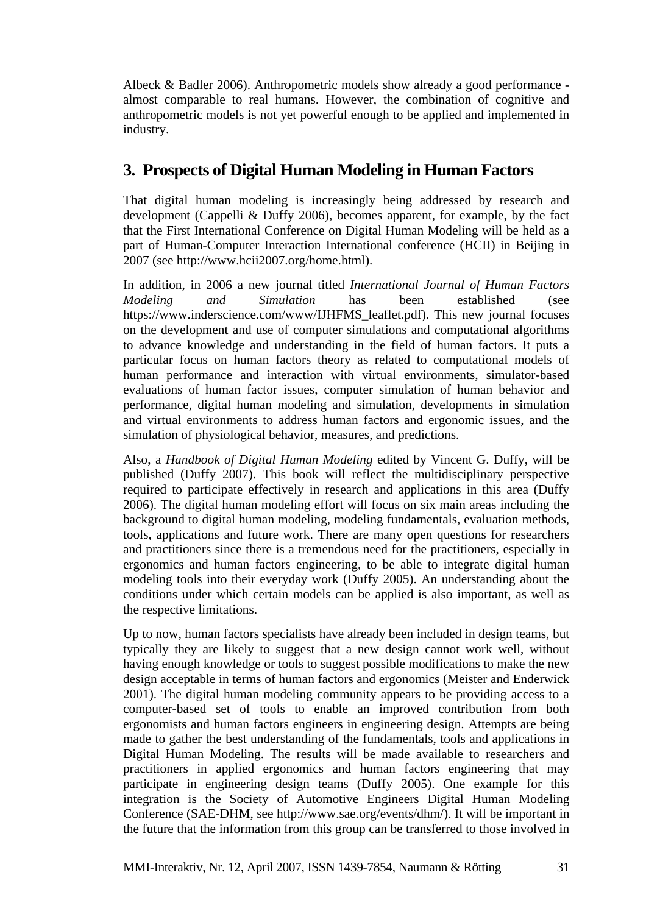Albeck & Badler 2006). Anthropometric models show already a good performance - almost comparable to real humans. However, the combination of cognitive and anthropometric models is not yet powerful enough to be applied and implemented in industry.

## 3. Prospects of Digital Human Modeling in Human Factors

That digital human modeling is increasingly being addressed by research and development (Cappelli & Duffy 2006), becomes apparent, for example, by the fact that the First International Conference on Digital Human Modeling will be held as a part of Human-Computer Interaction International conference (HCII) in Beijing in 2007 (see http://www.hcii2007.org/home.html).

In addition, in 2006 a new journal titled *International Journal of Human Factors Modeling and Simulation* has been established (see https://www.inderscience.com/www/IJHFMS_leaflet.pdf). This new journal focuses on the development and use of computer simulations and computational algorithms to advance knowledge and understanding in the field of human factors. It puts a particular focus on human factors theory as related to computational models of human performance and interaction with virtual environments, simulator-based evaluations of human factor issues, computer simulation of human behavior and performance, digital human modeling and simulation, developments in simulation and virtual environments to address human factors and ergonomic issues, and the simulation of physiological behavior, measures, and predictions.

Also, a *Handbook of Digital Human Modeling* edited by Vincent G. Duffy, will be published (Duffy 2007). This book will reflect the multidisciplinary perspective required to participate effectively in research and applications in this area (Duffy 2006). The digital human modeling effort will focus on six main areas including the background to digital human modeling, modeling fundamentals, evaluation methods, tools, applications and future work. There are many open questions for researchers and practitioners since there is a tremendous need for the practitioners, especially in ergonomics and human factors engineering, to be able to integrate digital human modeling tools into their everyday work (Duffy 2005). An understanding about the conditions under which certain models can be applied is also important, as well as the respective limitations.

Up to now, human factors specialists have already been included in design teams, but typically they are likely to suggest that a new design cannot work well, without having enough knowledge or tools to suggest possible modifications to make the new design acceptable in terms of human factors and ergonomics (Meister and Enderwick 2001). The digital human modeling community appears to be providing access to a computer-based set of tools to enable an improved contribution from both ergonomists and human factors engineers in engineering design. Attempts are being made to gather the best understanding of the fundamentals, tools and applications in Digital Human Modeling. The results will be made available to researchers and practitioners in applied ergonomics and human factors engineering that may participate in engineering design teams (Duffy 2005). One example for this integration is the Society of Automotive Engineers Digital Human Modeling Conference (SAE-DHM, see http://www.sae.org/events/dhm/). It will be important in the future that the information from this group can be transferred to those involved in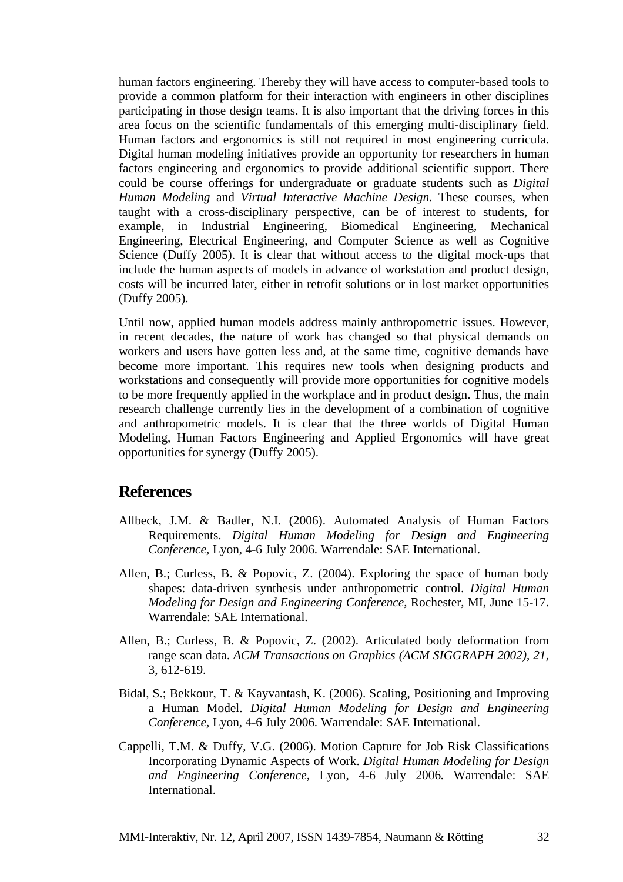human factors engineering. Thereby they will have access to computer-based tools to provide a common platform for their interaction with engineers in other disciplines participating in those design teams. It is also important that the driving forces in this area focus on the scientific fundamentals of this emerging multi-disciplinary field. Human factors and ergonomics is still not required in most engineering curricula. Digital human modeling initiatives provide an opportunity for researchers in human factors engineering and ergonomics to provide additional scientific support. There could be course offerings for undergraduate or graduate students such as *Digital Human Modeling* and *Virtual Interactive Machine Design*. These courses, when taught with a cross-disciplinary perspective, can be of interest to students, for example, in Industrial Engineering, Biomedical Engineering, Mechanical Engineering, Electrical Engineering, and Computer Science as well as Cognitive Science (Duffy 2005). It is clear that without access to the digital mock-ups that include the human aspects of models in advance of workstation and product design, costs will be incurred later, either in retrofit solutions or in lost market opportunities (Duffy 2005).

Until now, applied human models address mainly anthropometric issues. However, in recent decades, the nature of work has changed so that physical demands on workers and users have gotten less and, at the same time, cognitive demands have become more important. This requires new tools when designing products and workstations and consequently will provide more opportunities for cognitive models to be more frequently applied in the workplace and in product design. Thus, the main research challenge currently lies in the development of a combination of cognitive and anthropometric models. It is clear that the three worlds of Digital Human Modeling, Human Factors Engineering and Applied Ergonomics will have great opportunities for synergy (Duffy 2005).

## References

Allbeck, J.M. & Badler, N.I. (2006). Automated Analysis of Human Factors Requirements. *Digital Human Modeling for Design and Engineering Conference*, Lyon, 4-6 July 2006. Warrendale: SAE International.

Allen, B.; Curless, B. & Popovic, Z. (2004). Exploring the space of human body shapes: data-driven synthesis under anthropometric control. *Digital Human Modeling for Design and Engineering Conference*, Rochester, MI, June 15-17. Warrendale: SAE International.

Allen, B.; Curless, B. & Popovic, Z. (2002). Articulated body deformation from range scan data. *ACM Transactions on Graphics (ACM SIGGRAPH 2002)*, *21*, 3, 612-619.

Bidal, S.; Bekkour, T. & Kayvantash, K. (2006). Scaling, Positioning and Improving a Human Model. *Digital Human Modeling for Design and Engineering Conference*, Lyon, 4-6 July 2006. Warrendale: SAE International.

Cappelli, T.M. & Duffy, V.G. (2006). Motion Capture for Job Risk Classifications Incorporating Dynamic Aspects of Work. *Digital Human Modeling for Design and Engineering Conference*, Lyon, 4-6 July 2006. Warrendale: SAE International.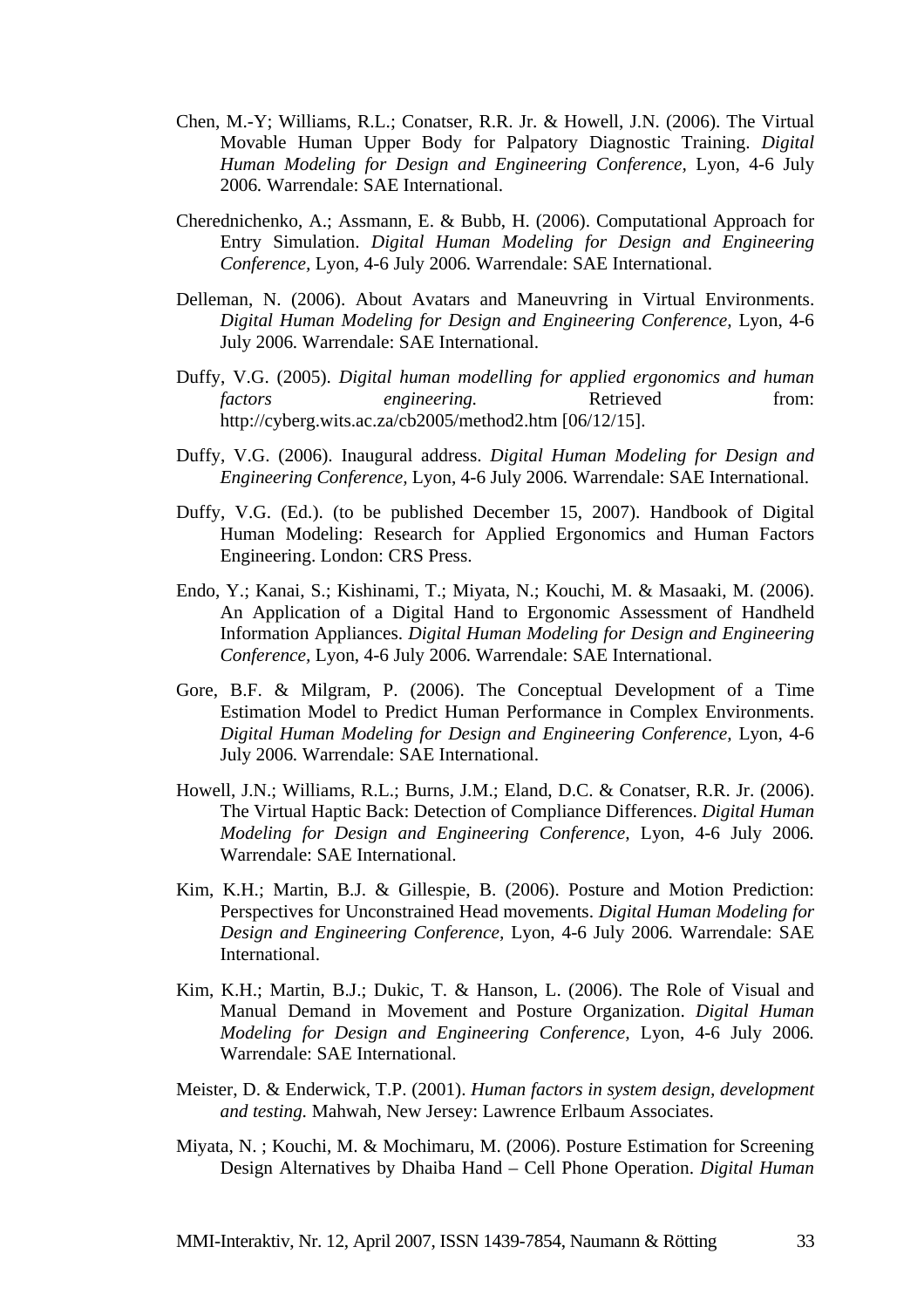Chen, M.-Y; Williams, R.L.; Conatser, R.R. Jr. & Howell, J.N. (2006). The Virtual Movable Human Upper Body for Palpatory Diagnostic Training. *Digital Human Modeling for Design and Engineering Conference,* Lyon, 4-6 July 2006. Warrendale: SAE International.

Cherednichenko, A.; Assmann, E. & Bubb, H. (2006). Computational Approach for Entry Simulation. *Digital Human Modeling for Design and Engineering Conference,* Lyon, 4-6 July 2006. Warrendale: SAE International.

Delleman, N. (2006). About Avatars and Maneuvring in Virtual Environments. *Digital Human Modeling for Design and Engineering Conference,* Lyon, 4-6 July 2006. Warrendale: SAE International.

Duffy, V.G. (2005). *Digital human modelling for applied ergonomics and human factors engineering.* Retrieved from: http://cyberg.wits.ac.za/cb2005/method2.htm [06/12/15].

Duffy, V.G. (2006). Inaugural address. *Digital Human Modeling for Design and Engineering Conference,* Lyon, 4-6 July 2006. Warrendale: SAE International.

Duffy, V.G. (Ed.). (to be published December 15, 2007). Handbook of Digital Human Modeling: Research for Applied Ergonomics and Human Factors Engineering. London: CRS Press.

Endo, Y.; Kanai, S.; Kishinami, T.; Miyata, N.; Kouchi, M. & Masaaki, M. (2006). An Application of a Digital Hand to Ergonomic Assessment of Handheld Information Appliances. *Digital Human Modeling for Design and Engineering Conference,* Lyon, 4-6 July 2006. Warrendale: SAE International.

Gore, B.F. & Milgram, P. (2006). The Conceptual Development of a Time Estimation Model to Predict Human Performance in Complex Environments. *Digital Human Modeling for Design and Engineering Conference,* Lyon, 4-6 July 2006. Warrendale: SAE International.

Howell, J.N.; Williams, R.L.; Burns, J.M.; Eland, D.C. & Conatser, R.R. Jr. (2006). The Virtual Haptic Back: Detection of Compliance Differences. *Digital Human Modeling for Design and Engineering Conference,* Lyon, 4-6 July 2006. Warrendale: SAE International.

Kim, K.H.; Martin, B.J. & Gillespie, B. (2006). Posture and Motion Prediction: Perspectives for Unconstrained Head movements. *Digital Human Modeling for Design and Engineering Conference,* Lyon, 4-6 July 2006. Warrendale: SAE International.

Kim, K.H.; Martin, B.J.; Dukic, T. & Hanson, L. (2006). The Role of Visual and Manual Demand in Movement and Posture Organization. *Digital Human Modeling for Design and Engineering Conference,* Lyon, 4-6 July 2006. Warrendale: SAE International.

Meister, D. & Enderwick, T.P. (2001). *Human factors in system design, development and testing.* Mahwah, New Jersey: Lawrence Erlbaum Associates.

Miyata, N. ; Kouchi, M. & Mochimaru, M. (2006). Posture Estimation for Screening Design Alternatives by Dhaiba Hand – Cell Phone Operation. *Digital Human*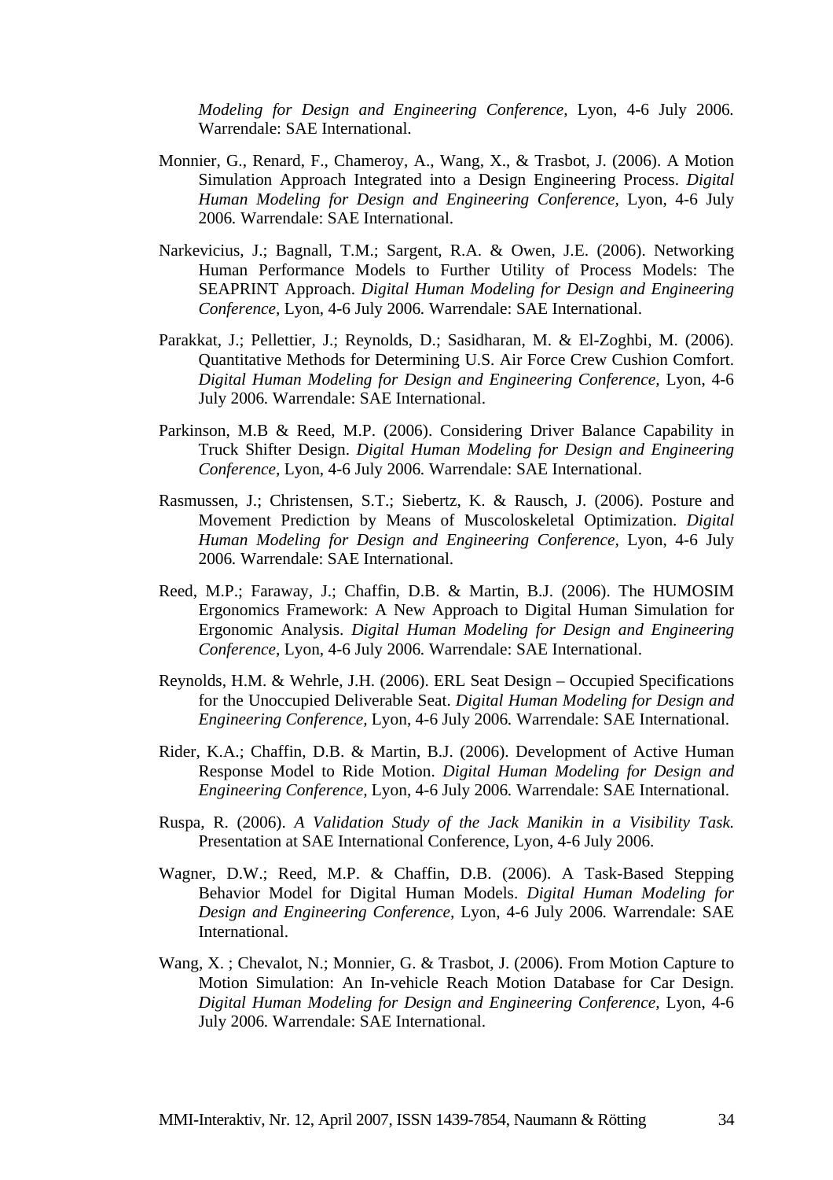*Modeling for Design and Engineering Conference,* Lyon, 4-6 July 2006. Warrendale: SAE International.

Monnier, G., Renard, F., Chameroy, A., Wang, X., & Trasbot, J. (2006). A Motion Simulation Approach Integrated into a Design Engineering Process. *Digital Human Modeling for Design and Engineering Conference,* Lyon, 4-6 July 2006. Warrendale: SAE International.

Narkevicius, J.; Bagnall, T.M.; Sargent, R.A. & Owen, J.E. (2006). Networking Human Performance Models to Further Utility of Process Models: The SEAPRINT Approach. *Digital Human Modeling for Design and Engineering Conference,* Lyon, 4-6 July 2006. Warrendale: SAE International.

Parakkat, J.; Pellettier, J.; Reynolds, D.; Sasidharan, M. & El-Zoghbi, M. (2006). Quantitative Methods for Determining U.S. Air Force Crew Cushion Comfort. *Digital Human Modeling for Design and Engineering Conference,* Lyon, 4-6 July 2006. Warrendale: SAE International.

Parkinson, M.B & Reed, M.P. (2006). Considering Driver Balance Capability in Truck Shifter Design. *Digital Human Modeling for Design and Engineering Conference,* Lyon, 4-6 July 2006. Warrendale: SAE International.

Rasmussen, J.; Christensen, S.T.; Siebertz, K. & Rausch, J. (2006). Posture and Movement Prediction by Means of Muscoloskeletal Optimization. *Digital Human Modeling for Design and Engineering Conference,* Lyon, 4-6 July 2006. Warrendale: SAE International.

Reed, M.P.; Faraway, J.; Chaffin, D.B. & Martin, B.J. (2006). The HUMOSIM Ergonomics Framework: A New Approach to Digital Human Simulation for Ergonomic Analysis. *Digital Human Modeling for Design and Engineering Conference,* Lyon, 4-6 July 2006. Warrendale: SAE International.

Reynolds, H.M. & Wehrle, J.H. (2006). ERL Seat Design – Occupied Specifications for the Unoccupied Deliverable Seat. *Digital Human Modeling for Design and Engineering Conference,* Lyon, 4-6 July 2006. Warrendale: SAE International.

Rider, K.A.; Chaffin, D.B. & Martin, B.J. (2006). Development of Active Human Response Model to Ride Motion. *Digital Human Modeling for Design and Engineering Conference,* Lyon, 4-6 July 2006. Warrendale: SAE International.

Ruspa, R. (2006). *A Validation Study of the Jack Manikin in a Visibility Task.* Presentation at SAE International Conference, Lyon, 4-6 July 2006.

Wagner, D.W.; Reed, M.P. & Chaffin, D.B. (2006). A Task-Based Stepping Behavior Model for Digital Human Models. *Digital Human Modeling for Design and Engineering Conference,* Lyon, 4-6 July 2006. Warrendale: SAE International.

Wang, X. ; Chevalot, N.; Monnier, G. & Trasbot, J. (2006). From Motion Capture to Motion Simulation: An In-vehicle Reach Motion Database for Car Design. *Digital Human Modeling for Design and Engineering Conference,* Lyon, 4-6 July 2006. Warrendale: SAE International.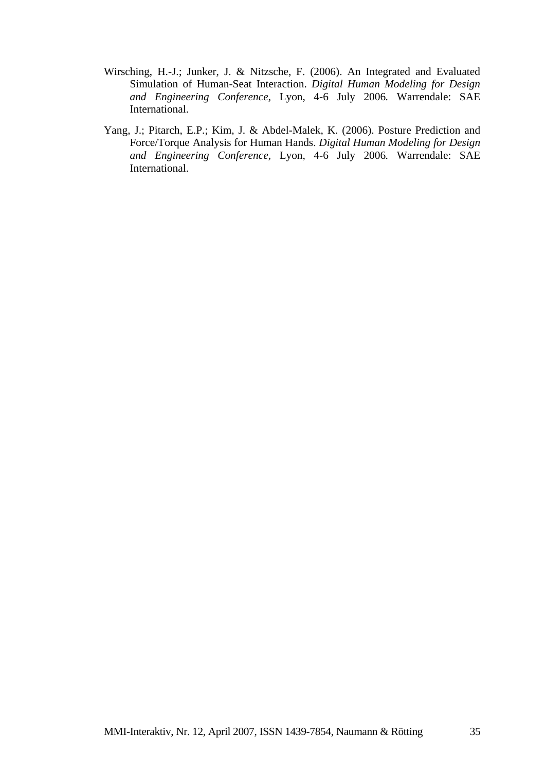Wirsching, H.-J.; Junker, J. & Nitzsche, F. (2006). An Integrated and Evaluated Simulation of Human-Seat Interaction. *Digital Human Modeling for Design and Engineering Conference*, Lyon, 4-6 July 2006. Warrendale: SAE International.

Yang, J.; Pitarch, E.P.; Kim, J. & Abdel-Malek, K. (2006). Posture Prediction and Force/Torque Analysis for Human Hands. *Digital Human Modeling for Design and Engineering Conference*, Lyon, 4-6 July 2006. Warrendale: SAE International.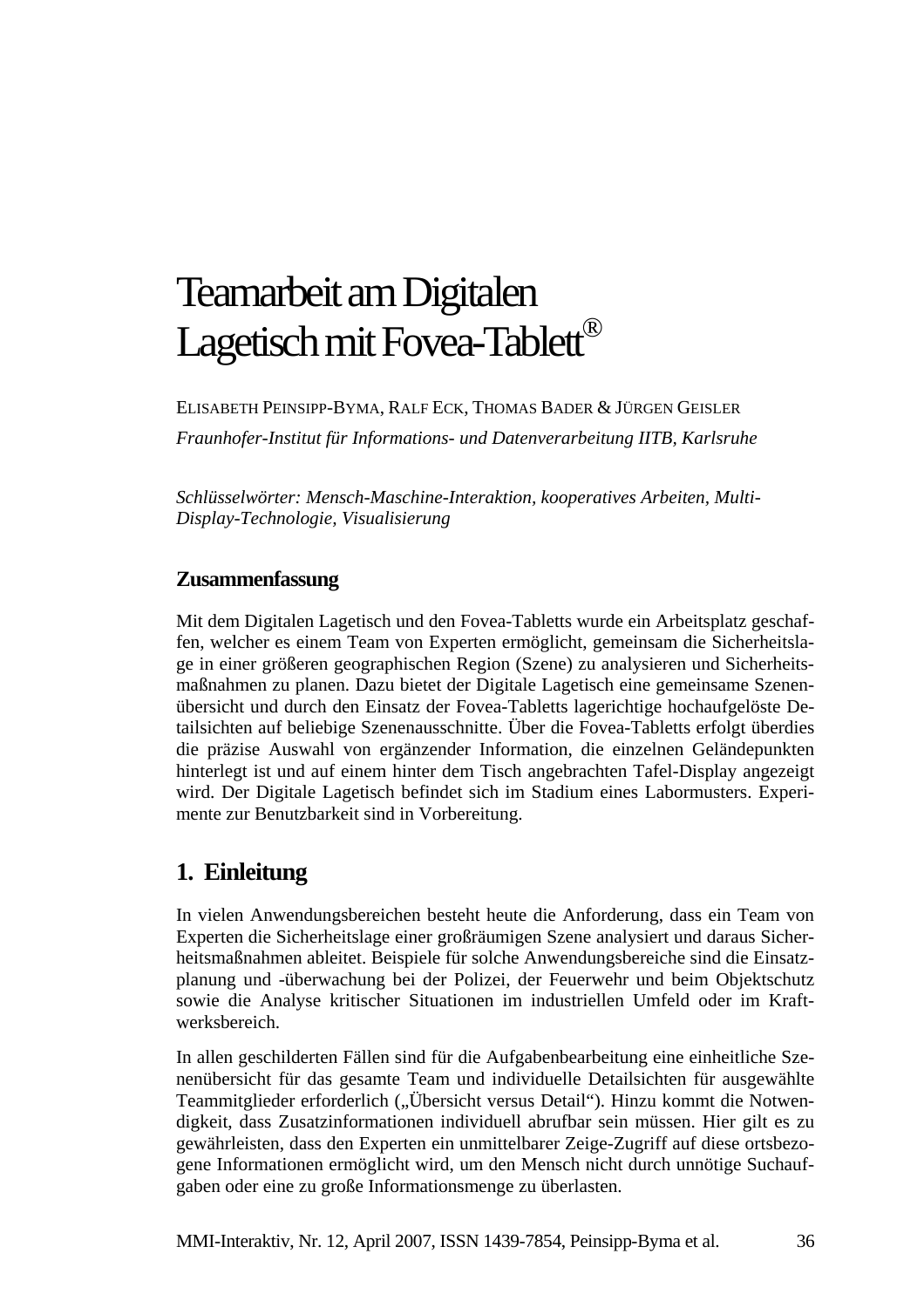# Teamarbeit am Digitalen Lagetisch mit Fovea-Tablett®

ELISABETH PEINSIPP-BYMA, RALF ECK, THOMAS BADER & JÜRGEN GEISLER

*Fraunhofer-Institut für Informations- und Datenverarbeitung IITB, Karlsruhe*

*Schlüsselwörter: Mensch-Maschine-Interaktion, kooperatives Arbeiten, Multi-Display-Technologie, Visualisierung*

## Zusammenfassung

Mit dem Digitalen Lagetisch und den Fovea-Tabletts wurde ein Arbeitsplatz geschaffen, welcher es einem Team von Experten ermöglicht, gemeinsam die Sicherheitslage in einer größeren geographischen Region (Szene) zu analysieren und Sicherheitsmaßnahmen zu planen. Dazu bietet der Digitale Lagetisch eine gemeinsame Szenenübersicht und durch den Einsatz der Fovea-Tabletts lagerichtige hochaufgelöste Detailsichten auf beliebige Szenenausschnitte. Über die Fovea-Tabletts erfolgt überdies die präzise Auswahl von ergänzender Information, die einzelnen Geländepunkten hinterlegt ist und auf einem hinter dem Tisch angebrachten Tafel-Display angezeigt wird. Der Digitale Lagetisch befindet sich im Stadium eines Labormusters. Experimente zur Benutzbarkeit sind in Vorbereitung.

## 1. Einleitung

In vielen Anwendungsbereichen besteht heute die Anforderung, dass ein Team von Experten die Sicherheitslage einer großräumigen Szene analysiert und daraus Sicherheitsmaßnahmen ableitet. Beispiele für solche Anwendungsbereiche sind die Einsatzplanung und -überwachung bei der Polizei, der Feuerwehr und beim Objektschutz sowie die Analyse kritischer Situationen im industriellen Umfeld oder im Kraftwerksbereich.

In allen geschilderten Fällen sind für die Aufgabenbearbeitung eine einheitliche Szenenübersicht für das gesamte Team und individuelle Detailsichten für ausgewählte Teammitglieder erforderlich („Übersicht versus Detail“). Hinzu kommt die Notwendigkeit, dass Zusatzinformationen individuell abrufbar sein müssen. Hier gilt es zu gewährleisten, dass den Experten ein unmittelbarer Zeige-Zugriff auf diese ortsbezogene Informationen ermöglicht wird, um den Mensch nicht durch unnötige Suchaufgaben oder eine zu große Informationsmenge zu überlasten.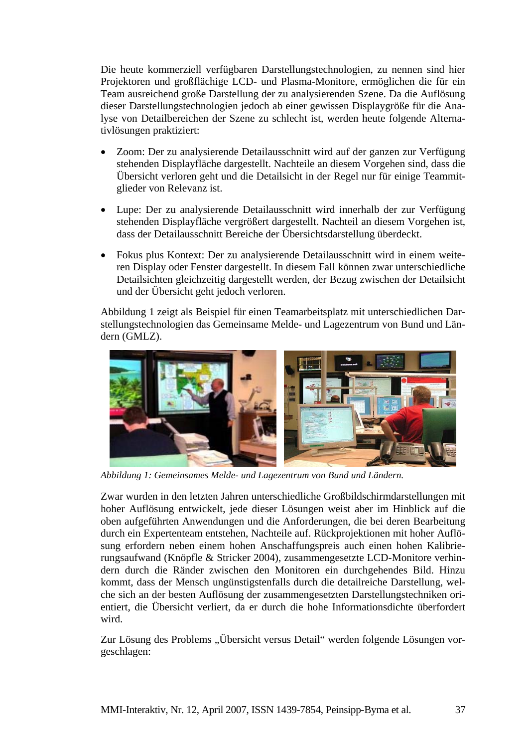Die heute kommerziell verfügbaren Darstellungstechnologien, zu nennen sind hier Projektoren und großflächige LCD- und Plasma-Monitore, ermöglichen die für ein Team ausreichend große Darstellung der zu analysierenden Szene. Da die Auflösung dieser Darstellungstechnologien jedoch ab einer gewissen Displaygröße für die Analyse von Detailbereichen der Szene zu schlecht ist, werden heute folgende Alternativlösungen praktiziert:

- Zoom: Der zu analysierende Detailausschnitt wird auf der ganzen zur Verfügung stehenden Displayfläche dargestellt. Nachteile an diesem Vorgehen sind, dass die Übersicht verloren geht und die Detailsicht in der Regel nur für einige Teammitglieder von Relevanz ist.
- Lupe: Der zu analysierende Detailausschnitt wird innerhalb der zur Verfügung stehenden Displayfläche vergrößert dargestellt. Nachteil an diesem Vorgehen ist, dass der Detailausschnitt Bereiche der Übersichtsdarstellung überdeckt.
- Fokus plus Kontext: Der zu analysierende Detailausschnitt wird in einem weiteren Display oder Fenster dargestellt. In diesem Fall können zwar unterschiedliche Detailsichten gleichzeitig dargestellt werden, der Bezug zwischen der Detailsicht und der Übersicht geht jedoch verloren.

Abbildung 1 zeigt als Beispiel für einen Teamarbeitsplatz mit unterschiedlichen Darstellungstechnologien das Gemeinsame Melde- und Lagezentrum von Bund und Ländern (GMLZ).

*Abbildung 1: Gemeinsames Melde- und Lagezentrum von Bund und Ländern.*

Zwar wurden in den letzten Jahren unterschiedliche Großbildschirmdarstellungen mit hoher Auflösung entwickelt, jede dieser Lösungen weist aber im Hinblick auf die oben aufgeführten Anwendungen und die Anforderungen, die bei deren Bearbeitung durch ein Expertenteam entstehen, Nachteile auf. Rückprojektionen mit hoher Auflösung erfordern neben einem hohen Anschaffungspreis auch einen hohen Kalibrierungsaufwand (Knöpfle & Stricker 2004), zusammengesetzte LCD-Monitore verhindern durch die Ränder zwischen den Monitoren ein durchgehendes Bild. Hinzu kommt, dass der Mensch ungünstigstenfalls durch die detailreiche Darstellung, welche sich an der besten Auflösung der zusammengesetzten Darstellungstechniken orientiert, die Übersicht verliert, da er durch die hohe Informationsdichte überfordert wird.

Zur Lösung des Problems „Übersicht versus Detail" werden folgende Lösungen vorgeschlagen: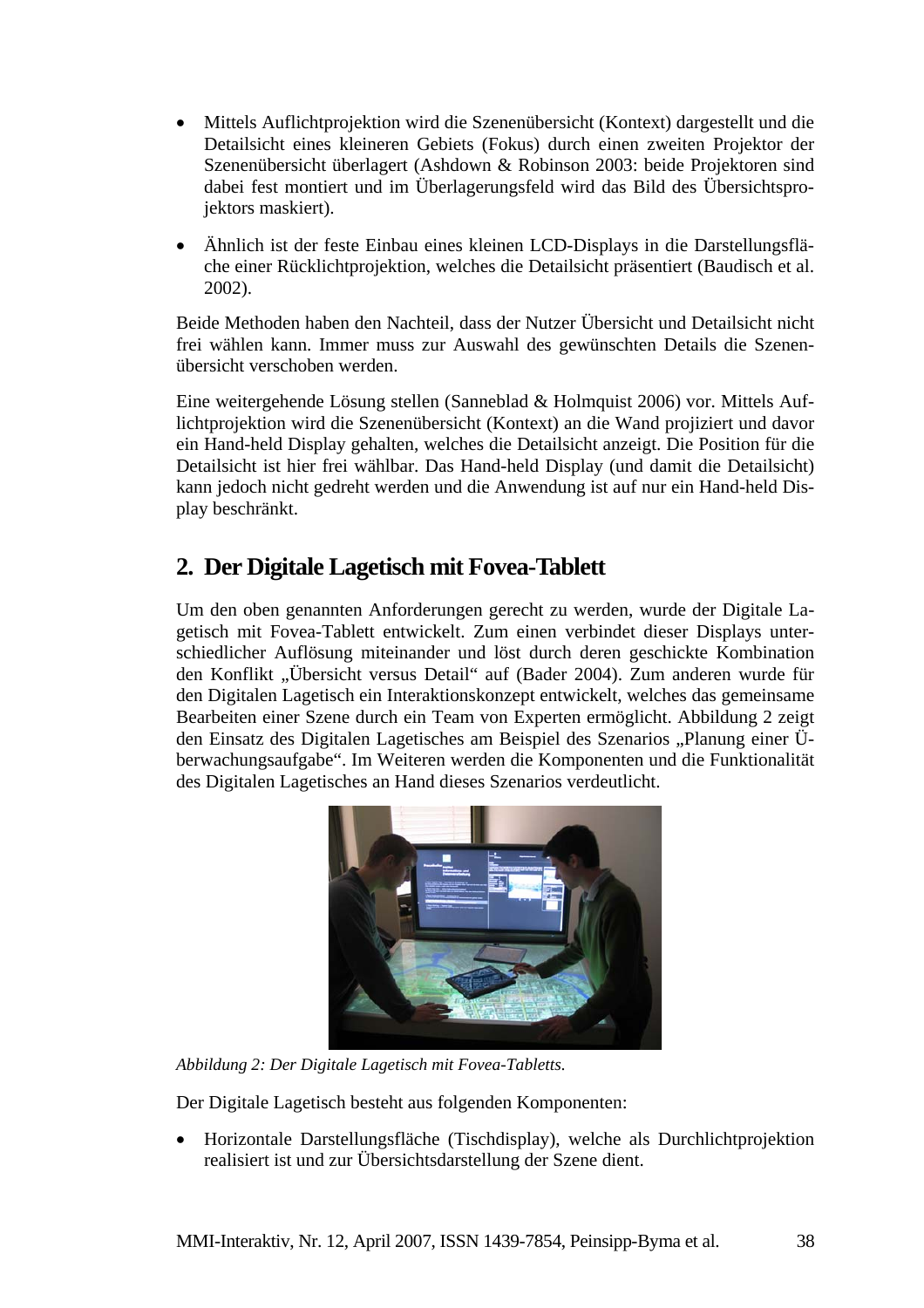- Mittels Auflichtprojektion wird die Szenenübersicht (Kontext) dargestellt und die Detailsicht eines kleineren Gebiets (Fokus) durch einen zweiten Projektor der Szenenübersicht überlagert (Ashdown & Robinson 2003: beide Projektoren sind dabei fest montiert und im Überlagerungsfeld wird das Bild des Übersichtsprojektors maskiert).
- Ähnlich ist der feste Einbau eines kleinen LCD-Displays in die Darstellungsfläche einer Rücklichtprojektion, welches die Detailsicht präsentiert (Baudisch et al. 2002).

Beide Methoden haben den Nachteil, dass der Nutzer Übersicht und Detailsicht nicht frei wählen kann. Immer muss zur Auswahl des gewünschten Details die Szenenübersicht verschoben werden.

Eine weitergehende Lösung stellen (Sanneblad & Holmquist 2006) vor. Mittels Auflichtprojektion wird die Szenenübersicht (Kontext) an die Wand projiziert und davor ein Hand-held Display gehalten, welches die Detailsicht anzeigt. Die Position für die Detailsicht ist hier frei wählbar. Das Hand-held Display (und damit die Detailsicht) kann jedoch nicht gedreht werden und die Anwendung ist auf nur ein Hand-held Display beschränkt.

## 2. Der Digitale Lagetisch mit Fovea-Tablett

Um den oben genannten Anforderungen gerecht zu werden, wurde der Digitale Lagetisch mit Fovea-Tablett entwickelt. Zum einen verbindet dieser Displays unterschiedlicher Auflösung miteinander und löst durch deren geschickte Kombination den Konflikt „Übersicht versus Detail“ auf (Bader 2004). Zum anderen wurde für den Digitalen Lagetisch ein Interaktionskonzept entwickelt, welches das gemeinsame Bearbeiten einer Szene durch ein Team von Experten ermöglicht. Abbildung 2 zeigt den Einsatz des Digitalen Lagetisches am Beispiel des Szenarios „Planung einer Überwachungsaufgabe“. Im Weiteren werden die Komponenten und die Funktionalität des Digitalen Lagetisches an Hand dieses Szenarios verdeutlicht.

*Abbildung 2: Der Digitale Lagetisch mit Fovea-Tabletts.*

Der Digitale Lagetisch besteht aus folgenden Komponenten:

- Horizontale Darstellungsfläche (Tischdisplay), welche als Durchlichtprojektion realisiert ist und zur Übersichtsdarstellung der Szene dient.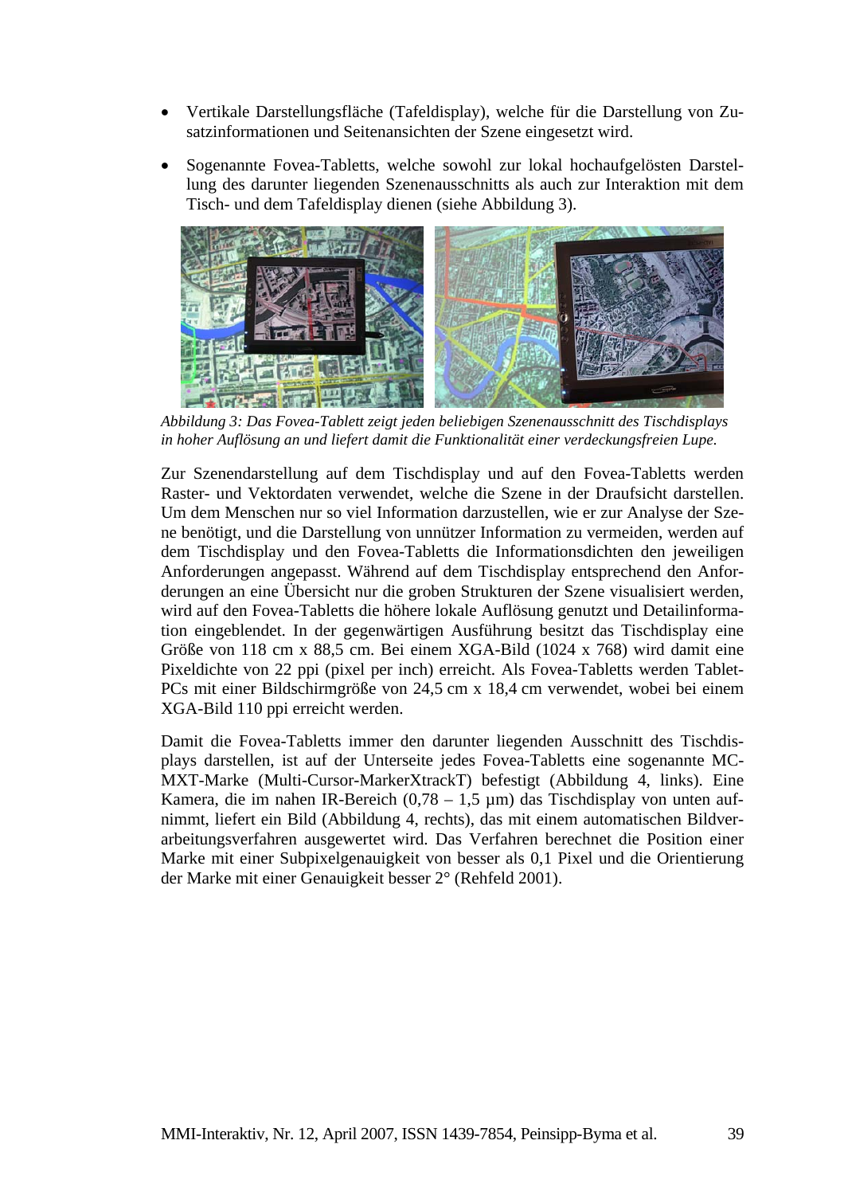- Vertikale Darstellungsfläche (Tafeldisplay), welche für die Darstellung von Zusatzinformationen und Seitenansichten der Szene eingesetzt wird.
- Sogenannte Fovea-Tabletts, welche sowohl zur lokal hochaufgelösten Darstellung des darunter liegenden Szenenausschnitts als auch zur Interaktion mit dem Tisch- und dem Tafeldisplay dienen (siehe Abbildung 3).

*Abbildung 3: Das Fovea-Tablett zeigt jeden beliebigen Szenenausschnitt des Tischdisplays in hoher Auflösung an und liefert damit die Funktionalität einer verdeckungsfreien Lupe.*

Zur Szenendarstellung auf dem Tischdisplay und auf den Fovea-Tabletts werden Raster- und Vektordaten verwendet, welche die Szene in der Draufsicht darstellen. Um dem Menschen nur so viel Information darzustellen, wie er zur Analyse der Szene benötigt, und die Darstellung von unnützer Information zu vermeiden, werden auf dem Tischdisplay und den Fovea-Tabletts die Informationsdichten den jeweiligen Anforderungen angepasst. Während auf dem Tischdisplay entsprechend den Anforderungen an eine Übersicht nur die groben Strukturen der Szene visualisiert werden, wird auf den Fovea-Tabletts die höhere lokale Auflösung genutzt und Detailinformation eingeblendet. In der gegenwärtigen Ausführung besitzt das Tischdisplay eine Größe von 118 cm x 88,5 cm. Bei einem XGA-Bild (1024 x 768) wird damit eine Pixeldichte von 22 ppi (pixel per inch) erreicht. Als Fovea-Tabletts werden Tablet-PCs mit einer Bildschirmgröße von 24,5 cm x 18,4 cm verwendet, wobei bei einem XGA-Bild 110 ppi erreicht werden.

Damit die Fovea-Tabletts immer den darunter liegenden Ausschnitt des Tischdisplays darstellen, ist auf der Unterseite jedes Fovea-Tabletts eine sogenannte MC-MXT-Marke (Multi-Cursor-MarkerXtrackT) befestigt (Abbildung 4, links). Eine Kamera, die im nahen IR-Bereich (0,78 – 1,5 µm) das Tischdisplay von unten aufnimmt, liefert ein Bild (Abbildung 4, rechts), das mit einem automatischen Bildverarbeitungsverfahren ausgewertet wird. Das Verfahren berechnet die Position einer Marke mit einer Subpixelgenauigkeit von besser als 0,1 Pixel und die Orientierung der Marke mit einer Genauigkeit besser 2° (Rehfeld 2001).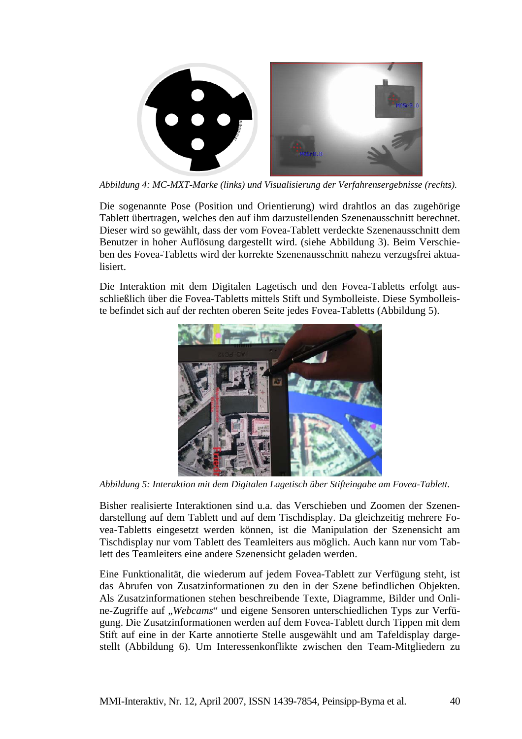*Abbildung 4: MC-MXT-Marke (links) und Visualisierung der Verfahrensergebnisse (rechts).*

Die sogenannte Pose (Position und Orientierung) wird drahtlos an das zugehörige Tablett übertragen, welches den auf ihm darzustellenden Szenenausschnitt berechnet. Dieser wird so gewählt, dass der vom Fovea-Tablett verdeckte Szenenausschnitt dem Benutzer in hoher Auflösung dargestellt wird. (siehe Abbildung 3). Beim Verschieben des Fovea-Tabletts wird der korrekte Szenenausschnitt nahezu verzugsfrei aktualisiert.

Die Interaktion mit dem Digitalen Lagetisch und den Fovea-Tabletts erfolgt ausschließlich über die Fovea-Tabletts mittels Stift und Symbolleiste. Diese Symbolleiste befindet sich auf der rechten oberen Seite jedes Fovea-Tabletts (Abbildung 5).

*Abbildung 5: Interaktion mit dem Digitalen Lagetisch über Stifteingabe am Fovea-Tablett.*

Bisher realisierte Interaktionen sind u.a. das Verschieben und Zoomen der Szenendarstellung auf dem Tablett und auf dem Tischdisplay. Da gleichzeitig mehrere Fovea-Tabletts eingesetzt werden können, ist die Manipulation der Szenensicht am Tischdisplay nur vom Tablett des Teamleiters aus möglich. Auch kann nur vom Tablett des Teamleiters eine andere Szenensicht geladen werden.

Eine Funktionalität, die wiederum auf jedem Fovea-Tablett zur Verfügung steht, ist das Abrufen von Zusatzinformationen zu den in der Szene befindlichen Objekten. Als Zusatzinformationen stehen beschreibende Texte, Diagramme, Bilder und Online-Zugriffe auf „*Webcams*" und eigene Sensoren unterschiedlichen Typs zur Verfügung. Die Zusatzinformationen werden auf dem Fovea-Tablett durch Tippen mit dem Stift auf eine in der Karte annotierte Stelle ausgewählt und am Tafeldisplay dargestellt (Abbildung 6). Um Interessenkonflikte zwischen den Team-Mitgliedern zu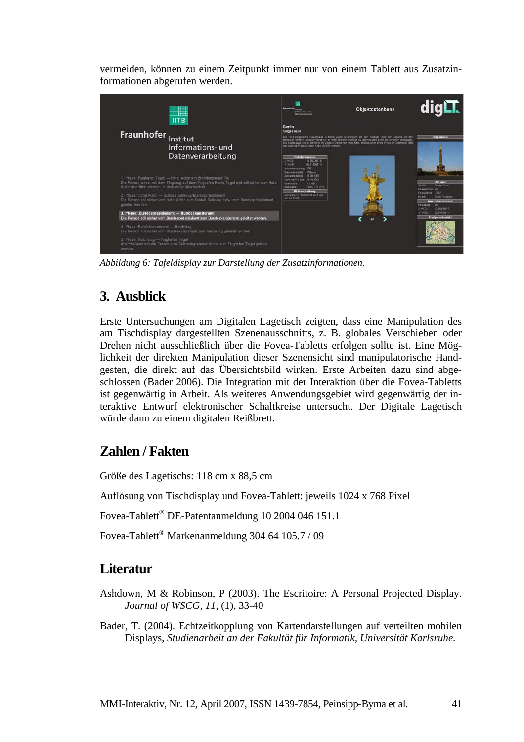vermeiden, können zu einem Zeitpunkt immer nur von einem Tablett aus Zusatzinformationen abgerufen werden.

*Abbildung 6: Tafeldisplay zur Darstellung der Zusatzinformationen.*

## 3. Ausblick

Erste Untersuchungen am Digitalen Lagetisch zeigten, dass eine Manipulation des am Tischdisplay dargestellten Szenenausschnitts, z. B. globales Verschieben oder Drehen nicht ausschließlich über die Fovea-Tabletts erfolgen sollte ist. Eine Möglichkeit der direkten Manipulation dieser Szenensicht sind manipulatorische Handgesten, die direkt auf das Übersichtsbild wirken. Erste Arbeiten dazu sind abgeschlossen (Bader 2006). Die Integration mit der Interaktion über die Fovea-Tabletts ist gegenwärtig in Arbeit. Als weiteres Anwendungsgebiet wird gegenwärtig der interaktive Entwurf elektronischer Schaltkreise untersucht. Der Digitale Lagetisch würde dann zu einem digitalen Reißbrett.

## Zahlen / Fakten

Größe des Lagetischs: 118 cm x 88,5 cm

Auflösung von Tischdisplay und Fovea-Tablett: jeweils 1024 x 768 Pixel

Fovea-Tablett® DE-Patentanmeldung 10 2004 046 151.1

Fovea-Tablett® Markenanmeldung 304 64 105.7 / 09

## Literatur

Ashdown, M & Robinson, P (2003). The Escritoire: A Personal Projected Display. *Journal of WSCG, 11*, (1), 33-40

Bader, T. (2004). Echtzeitkopplung von Kartendarstellungen auf verteilten mobilen Displays, *Studienarbeit an der Fakultät für Informatik, Universität Karlsruhe.*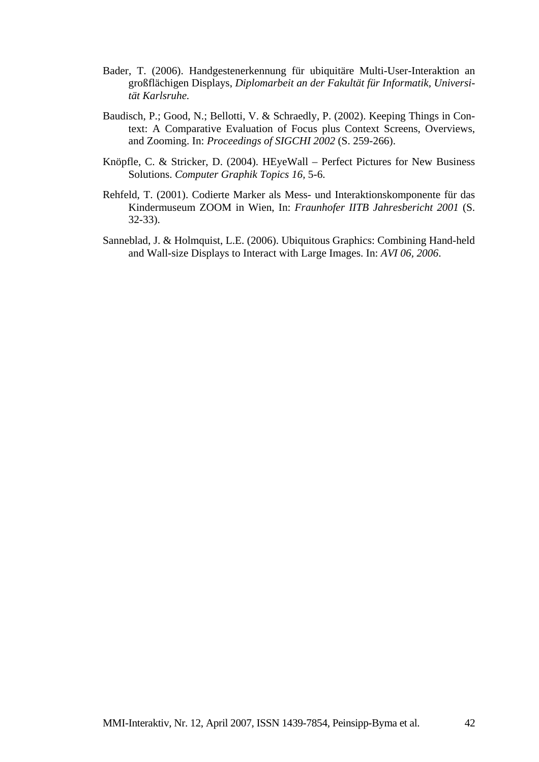Bader, T. (2006). Handgestenerkennung für ubiquitäre Multi-User-Interaktion an großflächigen Displays, *Diplomarbeit an der Fakultät für Informatik, Universität Karlsruhe.*

Baudisch, P.; Good, N.; Bellotti, V. & Schraedly, P. (2002). Keeping Things in Context: A Comparative Evaluation of Focus plus Context Screens, Overviews, and Zooming. In: *Proceedings of SIGCHI 2002* (S. 259-266).

Knöpfle, C. & Stricker, D. (2004). HEyeWall – Perfect Pictures for New Business Solutions. *Computer Graphik Topics 16,* 5-6.

Rehfeld, T. (2001). Codierte Marker als Mess- und Interaktionskomponente für das Kindermuseum ZOOM in Wien, In: *Fraunhofer IITB Jahresbericht 2001* (S. 32-33).

Sanneblad, J. & Holmquist, L.E. (2006). Ubiquitous Graphics: Combining Hand-held and Wall-size Displays to Interact with Large Images. In: *AVI 06, 2006*.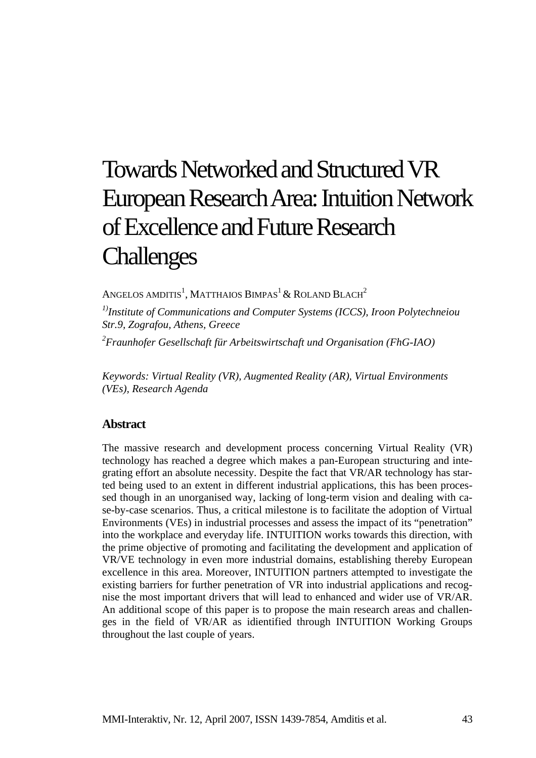# Towards Networked and Structured VR European Research Area: Intuition Network of Excellence and Future Research Challenges

ANGELOS AMDITIS[1], MATTHAIOS BIMPAS[1] & ROLAND BLACH[2]

*[1)]Institute of Communications and Computer Systems (ICCS), Iroon Polytechneiou Str.9, Zografou, Athens, Greece*

*[2]Fraunhofer Gesellschaft für Arbeitswirtschaft und Organisation (FhG-IAO)*

*Keywords: Virtual Reality (VR), Augmented Reality (AR), Virtual Environments (VEs), Research Agenda*

## Abstract

The massive research and development process concerning Virtual Reality (VR) technology has reached a degree which makes a pan-European structuring and integrating effort an absolute necessity. Despite the fact that VR/AR technology has started being used to an extent in different industrial applications, this has been processed though in an unorganised way, lacking of long-term vision and dealing with case-by-case scenarios. Thus, a critical milestone is to facilitate the adoption of Virtual Environments (VEs) in industrial processes and assess the impact of its "penetration" into the workplace and everyday life. INTUITION works towards this direction, with the prime objective of promoting and facilitating the development and application of VR/VE technology in even more industrial domains, establishing thereby European excellence in this area. Moreover, INTUITION partners attempted to investigate the existing barriers for further penetration of VR into industrial applications and recognise the most important drivers that will lead to enhanced and wider use of VR/AR. An additional scope of this paper is to propose the main research areas and challenges in the field of VR/AR as idientified through INTUITION Working Groups throughout the last couple of years.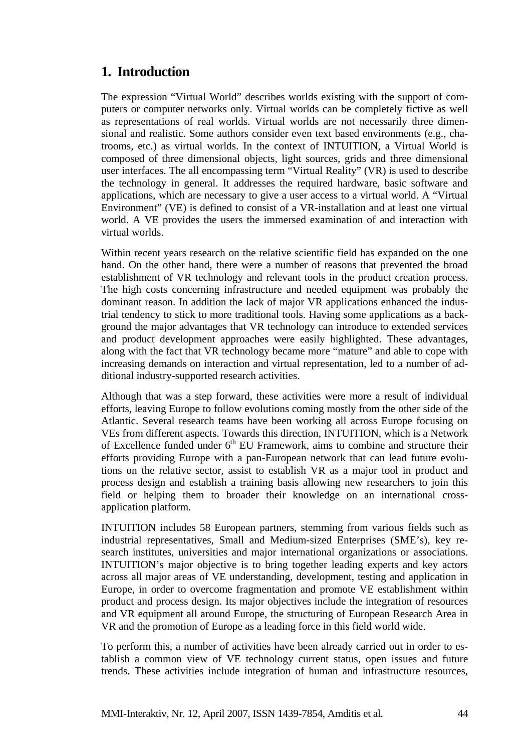# 1. Introduction

The expression "Virtual World" describes worlds existing with the support of computers or computer networks only. Virtual worlds can be completely fictive as well as representations of real worlds. Virtual worlds are not necessarily three dimensional and realistic. Some authors consider even text based environments (e.g., chatrooms, etc.) as virtual worlds. In the context of INTUITION, a Virtual World is composed of three dimensional objects, light sources, grids and three dimensional user interfaces. The all encompassing term "Virtual Reality" (VR) is used to describe the technology in general. It addresses the required hardware, basic software and applications, which are necessary to give a user access to a virtual world. A "Virtual Environment" (VE) is defined to consist of a VR-installation and at least one virtual world. A VE provides the users the immersed examination of and interaction with virtual worlds.

Within recent years research on the relative scientific field has expanded on the one hand. On the other hand, there were a number of reasons that prevented the broad establishment of VR technology and relevant tools in the product creation process. The high costs concerning infrastructure and needed equipment was probably the dominant reason. In addition the lack of major VR applications enhanced the industrial tendency to stick to more traditional tools. Having some applications as a background the major advantages that VR technology can introduce to extended services and product development approaches were easily highlighted. These advantages, along with the fact that VR technology became more "mature" and able to cope with increasing demands on interaction and virtual representation, led to a number of additional industry-supported research activities.

Although that was a step forward, these activities were more a result of individual efforts, leaving Europe to follow evolutions coming mostly from the other side of the Atlantic. Several research teams have been working all across Europe focusing on VEs from different aspects. Towards this direction, INTUITION, which is a Network of Excellence funded under 6th EU Framework, aims to combine and structure their efforts providing Europe with a pan-European network that can lead future evolutions on the relative sector, assist to establish VR as a major tool in product and process design and establish a training basis allowing new researchers to join this field or helping them to broader their knowledge on an international cross-application platform.

INTUITION includes 58 European partners, stemming from various fields such as industrial representatives, Small and Medium-sized Enterprises (SME's), key research institutes, universities and major international organizations or associations. INTUITION's major objective is to bring together leading experts and key actors across all major areas of VE understanding, development, testing and application in Europe, in order to overcome fragmentation and promote VE establishment within product and process design. Its major objectives include the integration of resources and VR equipment all around Europe, the structuring of European Research Area in VR and the promotion of Europe as a leading force in this field world wide.

To perform this, a number of activities have been already carried out in order to establish a common view of VE technology current status, open issues and future trends. These activities include integration of human and infrastructure resources,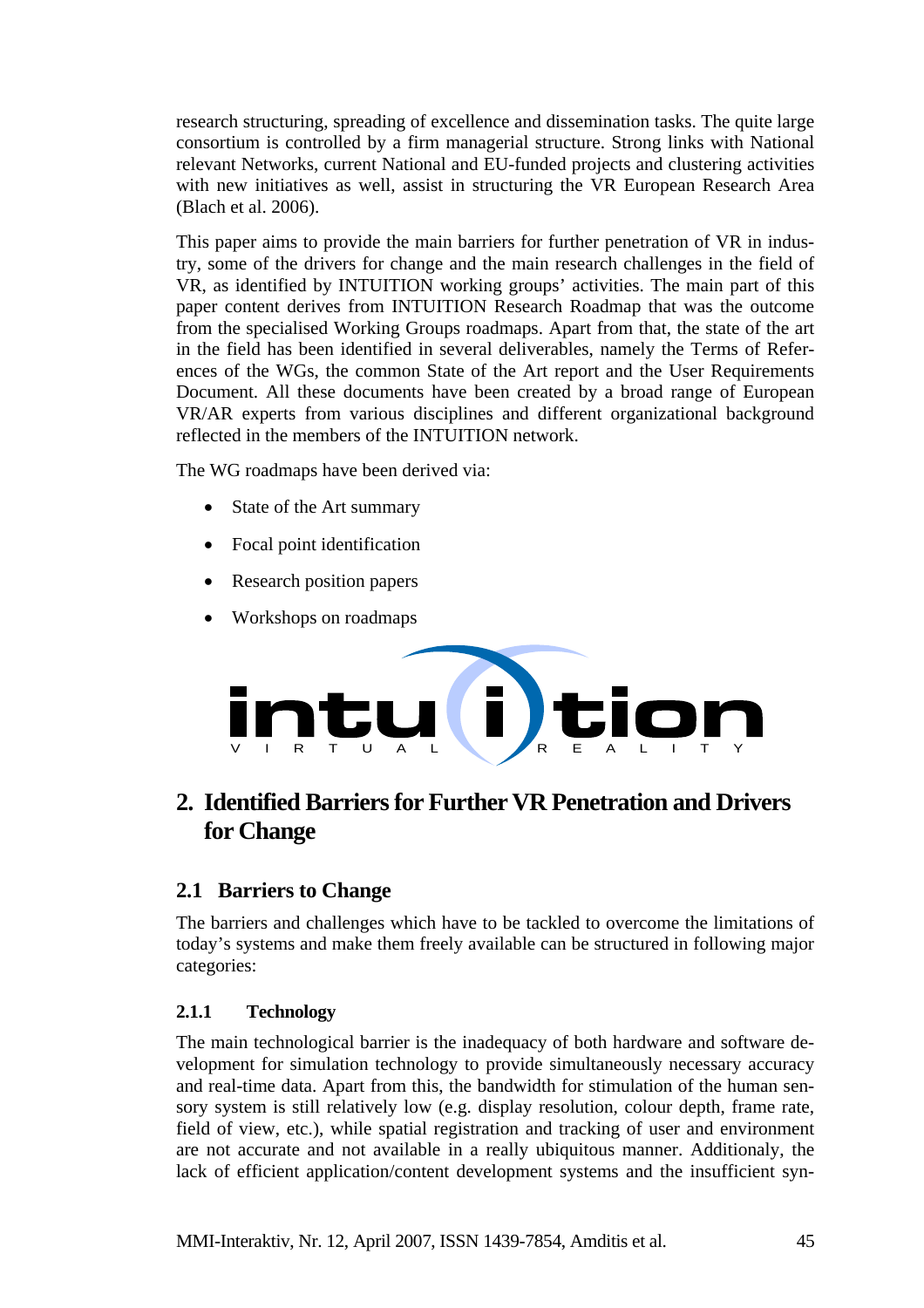research structuring, spreading of excellence and dissemination tasks. The quite large consortium is controlled by a firm managerial structure. Strong links with National relevant Networks, current National and EU-funded projects and clustering activities with new initiatives as well, assist in structuring the VR European Research Area (Blach et al. 2006).

This paper aims to provide the main barriers for further penetration of VR in industry, some of the drivers for change and the main research challenges in the field of VR, as identified by INTUITION working groups' activities. The main part of this paper content derives from INTUITION Research Roadmap that was the outcome from the specialised Working Groups roadmaps. Apart from that, the state of the art in the field has been identified in several deliverables, namely the Terms of References of the WGs, the common State of the Art report and the User Requirements Document. All these documents have been created by a broad range of European VR/AR experts from various disciplines and different organizational background reflected in the members of the INTUITION network.

The WG roadmaps have been derived via:

- State of the Art summary
- Focal point identification
- Research position papers
- Workshops on roadmaps

intuition
VIRTUAL REALITY

## 2. Identified Barriers for Further VR Penetration and Drivers for Change

### 2.1 Barriers to Change

The barriers and challenges which have to be tackled to overcome the limitations of today's systems and make them freely available can be structured in following major categories:

#### 2.1.1 Technology

The main technological barrier is the inadequacy of both hardware and software development for simulation technology to provide simultaneously necessary accuracy and real-time data. Apart from this, the bandwidth for stimulation of the human sensory system is still relatively low (e.g. display resolution, colour depth, frame rate, field of view, etc.), while spatial registration and tracking of user and environment are not accurate and not available in a really ubiquitous manner. Additionaly, the lack of efficient application/content development systems and the insufficient syn-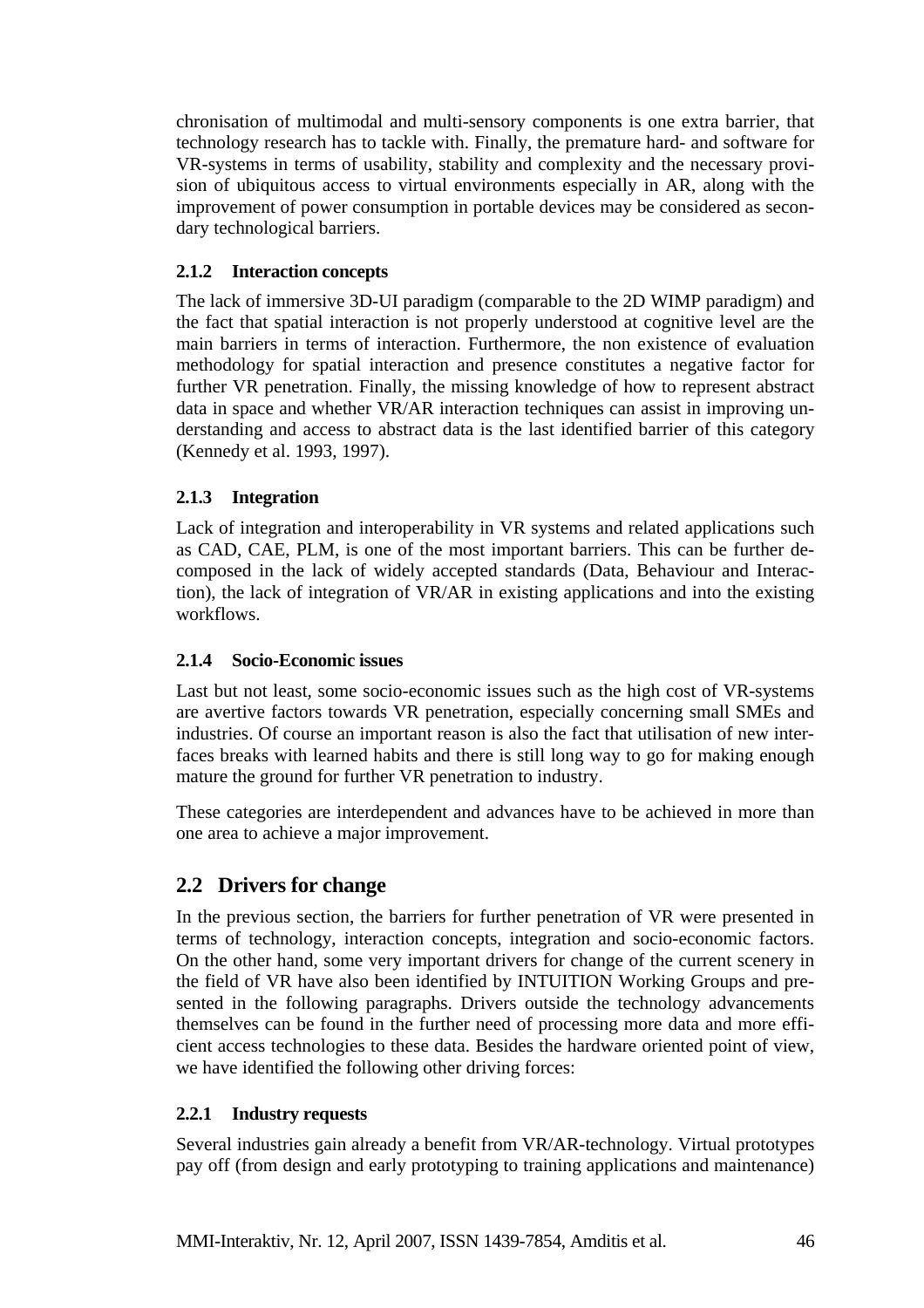chronisation of multimodal and multi-sensory components is one extra barrier, that technology research has to tackle with. Finally, the premature hard- and software for VR-systems in terms of usability, stability and complexity and the necessary provision of ubiquitous access to virtual environments especially in AR, along with the improvement of power consumption in portable devices may be considered as secondary technological barriers.

#### 2.1.2 Interaction concepts

The lack of immersive 3D-UI paradigm (comparable to the 2D WIMP paradigm) and the fact that spatial interaction is not properly understood at cognitive level are the main barriers in terms of interaction. Furthermore, the non existence of evaluation methodology for spatial interaction and presence constitutes a negative factor for further VR penetration. Finally, the missing knowledge of how to represent abstract data in space and whether VR/AR interaction techniques can assist in improving understanding and access to abstract data is the last identified barrier of this category (Kennedy et al. 1993, 1997).

#### 2.1.3 Integration

Lack of integration and interoperability in VR systems and related applications such as CAD, CAE, PLM, is one of the most important barriers. This can be further decomposed in the lack of widely accepted standards (Data, Behaviour and Interaction), the lack of integration of VR/AR in existing applications and into the existing workflows.

#### 2.1.4 Socio-Economic issues

Last but not least, some socio-economic issues such as the high cost of VR-systems are avertive factors towards VR penetration, especially concerning small SMEs and industries. Of course an important reason is also the fact that utilisation of new interfaces breaks with learned habits and there is still long way to go for making enough mature the ground for further VR penetration to industry.

These categories are interdependent and advances have to be achieved in more than one area to achieve a major improvement.

### 2.2 Drivers for change

In the previous section, the barriers for further penetration of VR were presented in terms of technology, interaction concepts, integration and socio-economic factors. On the other hand, some very important drivers for change of the current scenery in the field of VR have also been identified by INTUITION Working Groups and presented in the following paragraphs. Drivers outside the technology advancements themselves can be found in the further need of processing more data and more efficient access technologies to these data. Besides the hardware oriented point of view, we have identified the following other driving forces:

#### 2.2.1 Industry requests

Several industries gain already a benefit from VR/AR-technology. Virtual prototypes pay off (from design and early prototyping to training applications and maintenance)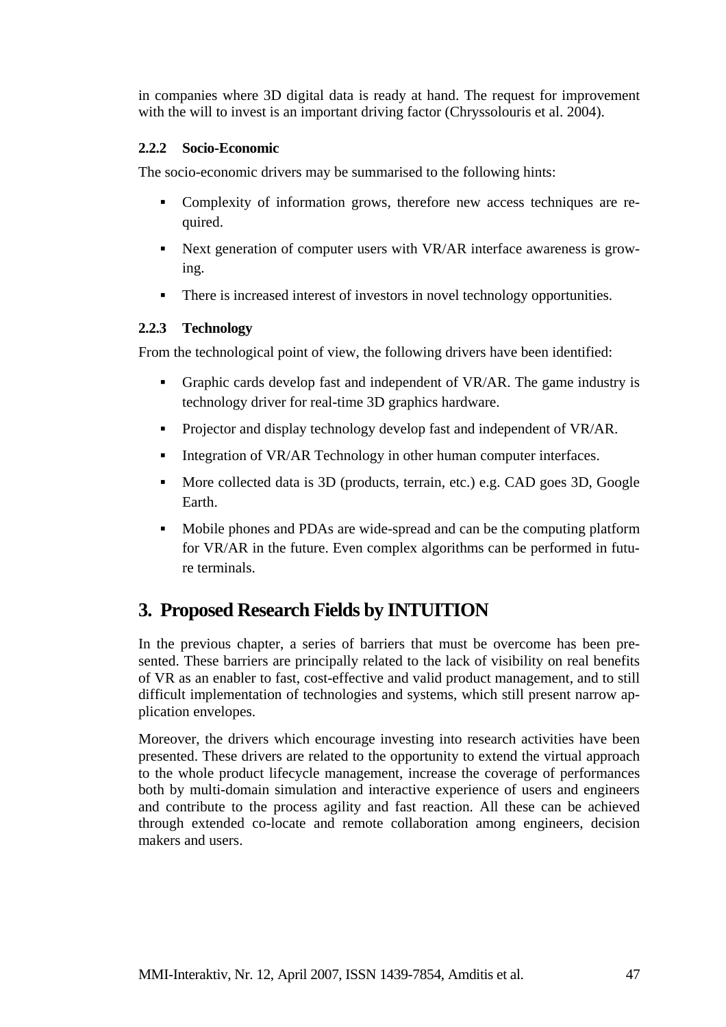in companies where 3D digital data is ready at hand. The request for improvement with the will to invest is an important driving factor (Chryssolouris et al. 2004).

### 2.2.2 Socio-Economic

The socio-economic drivers may be summarised to the following hints:

- Complexity of information grows, therefore new access techniques are required.
- Next generation of computer users with VR/AR interface awareness is growing.
- There is increased interest of investors in novel technology opportunities.

### 2.2.3 Technology

From the technological point of view, the following drivers have been identified:

- Graphic cards develop fast and independent of VR/AR. The game industry is technology driver for real-time 3D graphics hardware.
- Projector and display technology develop fast and independent of VR/AR.
- Integration of VR/AR Technology in other human computer interfaces.
- More collected data is 3D (products, terrain, etc.) e.g. CAD goes 3D, Google Earth.
- Mobile phones and PDAs are wide-spread and can be the computing platform for VR/AR in the future. Even complex algorithms can be performed in future terminals.

## 3. Proposed Research Fields by INTUITION

In the previous chapter, a series of barriers that must be overcome has been presented. These barriers are principally related to the lack of visibility on real benefits of VR as an enabler to fast, cost-effective and valid product management, and to still difficult implementation of technologies and systems, which still present narrow application envelopes.

Moreover, the drivers which encourage investing into research activities have been presented. These drivers are related to the opportunity to extend the virtual approach to the whole product lifecycle management, increase the coverage of performances both by multi-domain simulation and interactive experience of users and engineers and contribute to the process agility and fast reaction. All these can be achieved through extended co-locate and remote collaboration among engineers, decision makers and users.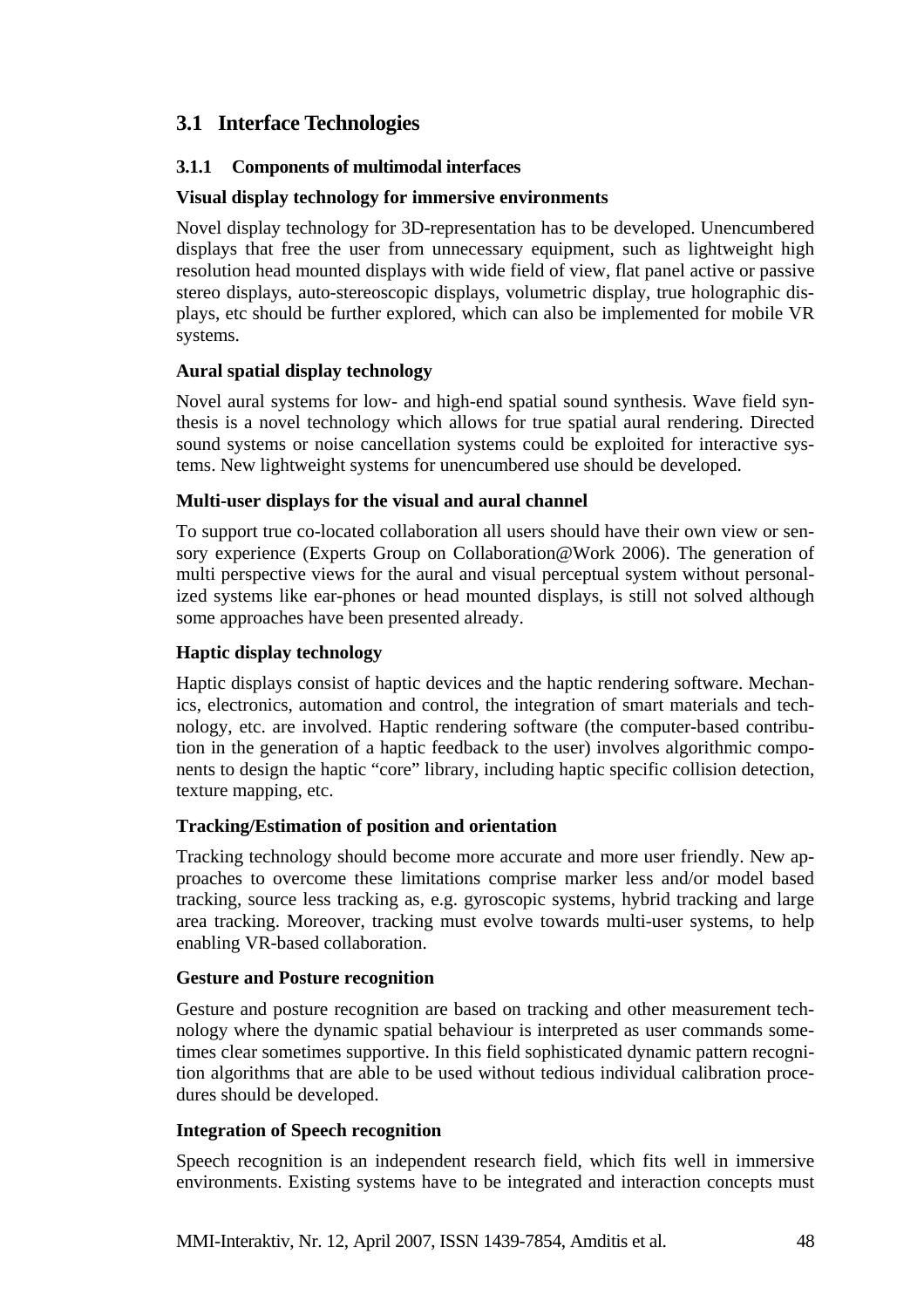## 3.1 Interface Technologies

### 3.1.1 Components of multimodal interfaces

**Visual display technology for immersive environments**

Novel display technology for 3D-representation has to be developed. Unencumbered displays that free the user from unnecessary equipment, such as lightweight high resolution head mounted displays with wide field of view, flat panel active or passive stereo displays, auto-stereoscopic displays, volumetric display, true holographic displays, etc should be further explored, which can also be implemented for mobile VR systems.

**Aural spatial display technology**

Novel aural systems for low- and high-end spatial sound synthesis. Wave field synthesis is a novel technology which allows for true spatial aural rendering. Directed sound systems or noise cancellation systems could be exploited for interactive systems. New lightweight systems for unencumbered use should be developed.

**Multi-user displays for the visual and aural channel**

To support true co-located collaboration all users should have their own view or sensory experience (Experts Group on Collaboration@Work 2006). The generation of multi perspective views for the aural and visual perceptual system without personalized systems like ear-phones or head mounted displays, is still not solved although some approaches have been presented already.

**Haptic display technology**

Haptic displays consist of haptic devices and the haptic rendering software. Mechanics, electronics, automation and control, the integration of smart materials and technology, etc. are involved. Haptic rendering software (the computer-based contribution in the generation of a haptic feedback to the user) involves algorithmic components to design the haptic "core" library, including haptic specific collision detection, texture mapping, etc.

**Tracking/Estimation of position and orientation**

Tracking technology should become more accurate and more user friendly. New approaches to overcome these limitations comprise marker less and/or model based tracking, source less tracking as, e.g. gyroscopic systems, hybrid tracking and large area tracking. Moreover, tracking must evolve towards multi-user systems, to help enabling VR-based collaboration.

**Gesture and Posture recognition**

Gesture and posture recognition are based on tracking and other measurement technology where the dynamic spatial behaviour is interpreted as user commands sometimes clear sometimes supportive. In this field sophisticated dynamic pattern recognition algorithms that are able to be used without tedious individual calibration procedures should be developed.

**Integration of Speech recognition**

Speech recognition is an independent research field, which fits well in immersive environments. Existing systems have to be integrated and interaction concepts must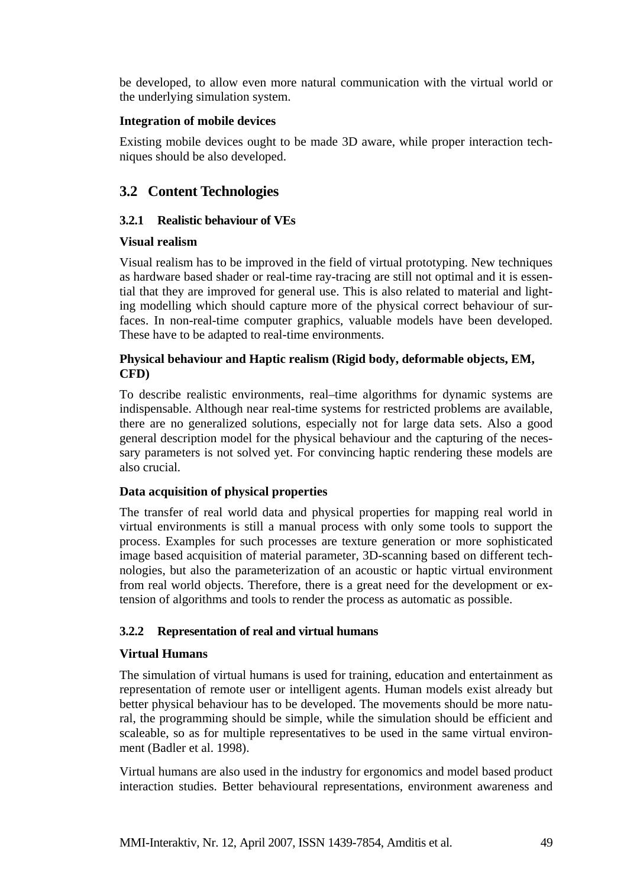be developed, to allow even more natural communication with the virtual world or the underlying simulation system.

**Integration of mobile devices**

Existing mobile devices ought to be made 3D aware, while proper interaction techniques should be also developed.

## 3.2 Content Technologies

### 3.2.1 Realistic behaviour of VEs

**Visual realism**

Visual realism has to be improved in the field of virtual prototyping. New techniques as hardware based shader or real-time ray-tracing are still not optimal and it is essential that they are improved for general use. This is also related to material and lighting modelling which should capture more of the physical correct behaviour of surfaces. In non-real-time computer graphics, valuable models have been developed. These have to be adapted to real-time environments.

**Physical behaviour and Haptic realism (Rigid body, deformable objects, EM, CFD)**

To describe realistic environments, real–time algorithms for dynamic systems are indispensable. Although near real-time systems for restricted problems are available, there are no generalized solutions, especially not for large data sets. Also a good general description model for the physical behaviour and the capturing of the necessary parameters is not solved yet. For convincing haptic rendering these models are also crucial.

**Data acquisition of physical properties**

The transfer of real world data and physical properties for mapping real world in virtual environments is still a manual process with only some tools to support the process. Examples for such processes are texture generation or more sophisticated image based acquisition of material parameter, 3D-scanning based on different technologies, but also the parameterization of an acoustic or haptic virtual environment from real world objects. Therefore, there is a great need for the development or extension of algorithms and tools to render the process as automatic as possible.

### 3.2.2 Representation of real and virtual humans

**Virtual Humans**

The simulation of virtual humans is used for training, education and entertainment as representation of remote user or intelligent agents. Human models exist already but better physical behaviour has to be developed. The movements should be more natural, the programming should be simple, while the simulation should be efficient and scaleable, so as for multiple representatives to be used in the same virtual environment (Badler et al. 1998).

Virtual humans are also used in the industry for ergonomics and model based product interaction studies. Better behavioural representations, environment awareness and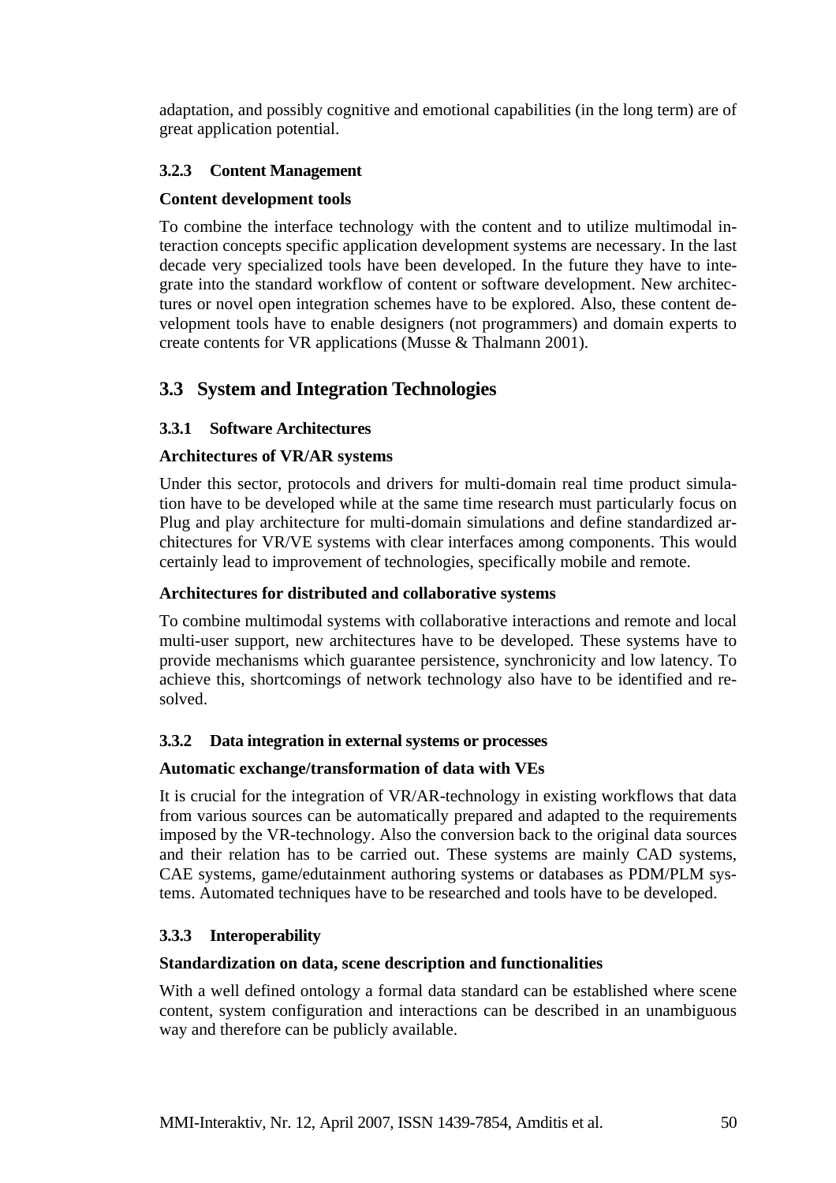adaptation, and possibly cognitive and emotional capabilities (in the long term) are of great application potential.

#### 3.2.3 Content Management

**Content development tools**

To combine the interface technology with the content and to utilize multimodal interaction concepts specific application development systems are necessary. In the last decade very specialized tools have been developed. In the future they have to integrate into the standard workflow of content or software development. New architectures or novel open integration schemes have to be explored. Also, these content development tools have to enable designers (not programmers) and domain experts to create contents for VR applications (Musse & Thalmann 2001).

## 3.3 System and Integration Technologies

#### 3.3.1 Software Architectures

**Architectures of VR/AR systems**

Under this sector, protocols and drivers for multi-domain real time product simulation have to be developed while at the same time research must particularly focus on Plug and play architecture for multi-domain simulations and define standardized architectures for VR/VE systems with clear interfaces among components. This would certainly lead to improvement of technologies, specifically mobile and remote.

**Architectures for distributed and collaborative systems**

To combine multimodal systems with collaborative interactions and remote and local multi-user support, new architectures have to be developed. These systems have to provide mechanisms which guarantee persistence, synchronicity and low latency. To achieve this, shortcomings of network technology also have to be identified and resolved.

#### 3.3.2 Data integration in external systems or processes

**Automatic exchange/transformation of data with VEs**

It is crucial for the integration of VR/AR-technology in existing workflows that data from various sources can be automatically prepared and adapted to the requirements imposed by the VR-technology. Also the conversion back to the original data sources and their relation has to be carried out. These systems are mainly CAD systems, CAE systems, game/edutainment authoring systems or databases as PDM/PLM systems. Automated techniques have to be researched and tools have to be developed.

#### 3.3.3 Interoperability

**Standardization on data, scene description and functionalities**

With a well defined ontology a formal data standard can be established where scene content, system configuration and interactions can be described in an unambiguous way and therefore can be publicly available.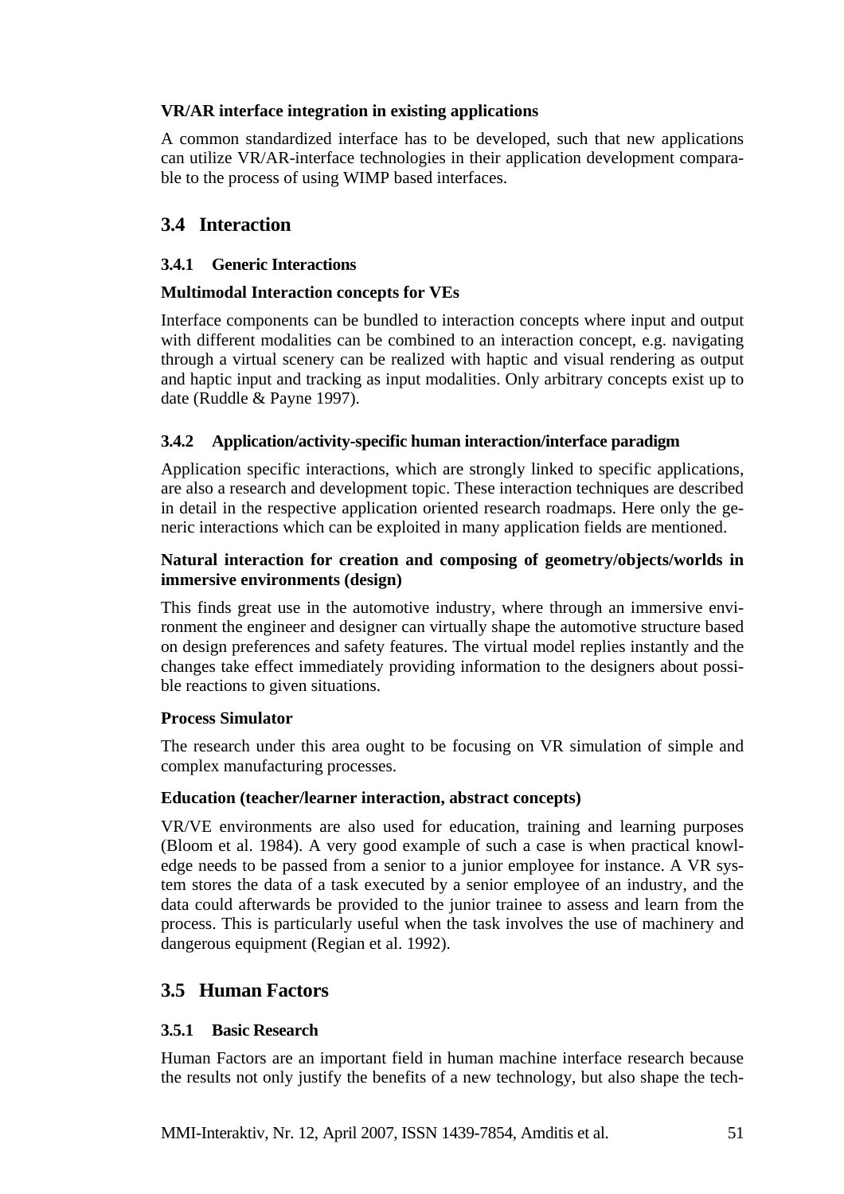**VR/AR interface integration in existing applications**

A common standardized interface has to be developed, such that new applications can utilize VR/AR-interface technologies in their application development comparable to the process of using WIMP based interfaces.

## 3.4 Interaction

### 3.4.1 Generic Interactions

**Multimodal Interaction concepts for VEs**

Interface components can be bundled to interaction concepts where input and output with different modalities can be combined to an interaction concept, e.g. navigating through a virtual scenery can be realized with haptic and visual rendering as output and haptic input and tracking as input modalities. Only arbitrary concepts exist up to date (Ruddle & Payne 1997).

### 3.4.2 Application/activity-specific human interaction/interface paradigm

Application specific interactions, which are strongly linked to specific applications, are also a research and development topic. These interaction techniques are described in detail in the respective application oriented research roadmaps. Here only the generic interactions which can be exploited in many application fields are mentioned.

**Natural interaction for creation and composing of geometry/objects/worlds in immersive environments (design)**

This finds great use in the automotive industry, where through an immersive environment the engineer and designer can virtually shape the automotive structure based on design preferences and safety features. The virtual model replies instantly and the changes take effect immediately providing information to the designers about possible reactions to given situations.

**Process Simulator**

The research under this area ought to be focusing on VR simulation of simple and complex manufacturing processes.

**Education (teacher/learner interaction, abstract concepts)**

VR/VE environments are also used for education, training and learning purposes (Bloom et al. 1984). A very good example of such a case is when practical knowledge needs to be passed from a senior to a junior employee for instance. A VR system stores the data of a task executed by a senior employee of an industry, and the data could afterwards be provided to the junior trainee to assess and learn from the process. This is particularly useful when the task involves the use of machinery and dangerous equipment (Regian et al. 1992).

## 3.5 Human Factors

### 3.5.1 Basic Research

Human Factors are an important field in human machine interface research because the results not only justify the benefits of a new technology, but also shape the tech-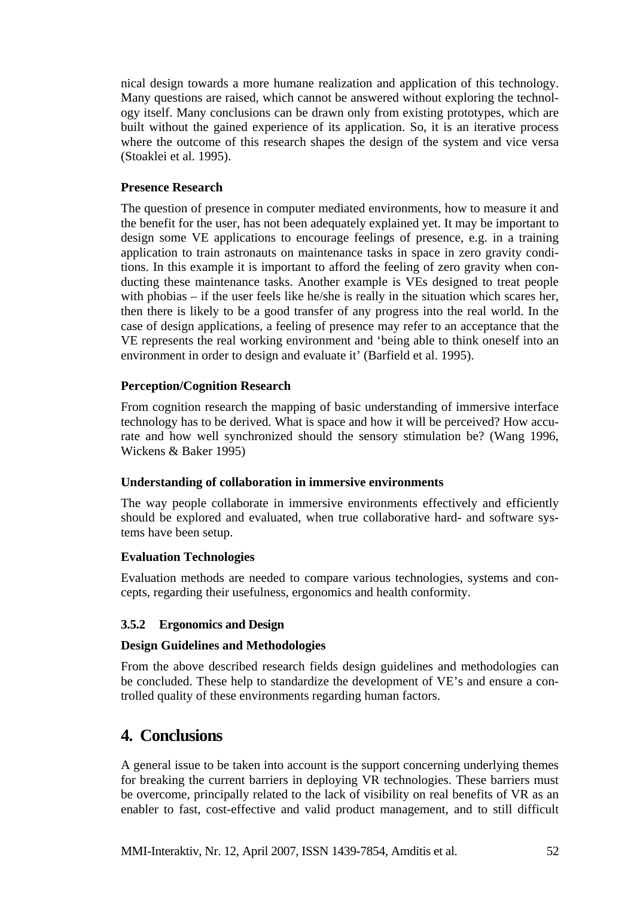nical design towards a more humane realization and application of this technology. Many questions are raised, which cannot be answered without exploring the technology itself. Many conclusions can be drawn only from existing prototypes, which are built without the gained experience of its application. So, it is an iterative process where the outcome of this research shapes the design of the system and vice versa (Stoaklei et al. 1995).

**Presence Research**

The question of presence in computer mediated environments, how to measure it and the benefit for the user, has not been adequately explained yet. It may be important to design some VE applications to encourage feelings of presence, e.g. in a training application to train astronauts on maintenance tasks in space in zero gravity conditions. In this example it is important to afford the feeling of zero gravity when conducting these maintenance tasks. Another example is VEs designed to treat people with phobias – if the user feels like he/she is really in the situation which scares her, then there is likely to be a good transfer of any progress into the real world. In the case of design applications, a feeling of presence may refer to an acceptance that the VE represents the real working environment and 'being able to think oneself into an environment in order to design and evaluate it' (Barfield et al. 1995).

**Perception/Cognition Research**

From cognition research the mapping of basic understanding of immersive interface technology has to be derived. What is space and how it will be perceived? How accurate and how well synchronized should the sensory stimulation be? (Wang 1996, Wickens & Baker 1995)

**Understanding of collaboration in immersive environments**

The way people collaborate in immersive environments effectively and efficiently should be explored and evaluated, when true collaborative hard- and software systems have been setup.

**Evaluation Technologies**

Evaluation methods are needed to compare various technologies, systems and concepts, regarding their usefulness, ergonomics and health conformity.

#### 3.5.2 Ergonomics and Design

**Design Guidelines and Methodologies**

From the above described research fields design guidelines and methodologies can be concluded. These help to standardize the development of VE's and ensure a controlled quality of these environments regarding human factors.

## 4. Conclusions

A general issue to be taken into account is the support concerning underlying themes for breaking the current barriers in deploying VR technologies. These barriers must be overcome, principally related to the lack of visibility on real benefits of VR as an enabler to fast, cost-effective and valid product management, and to still difficult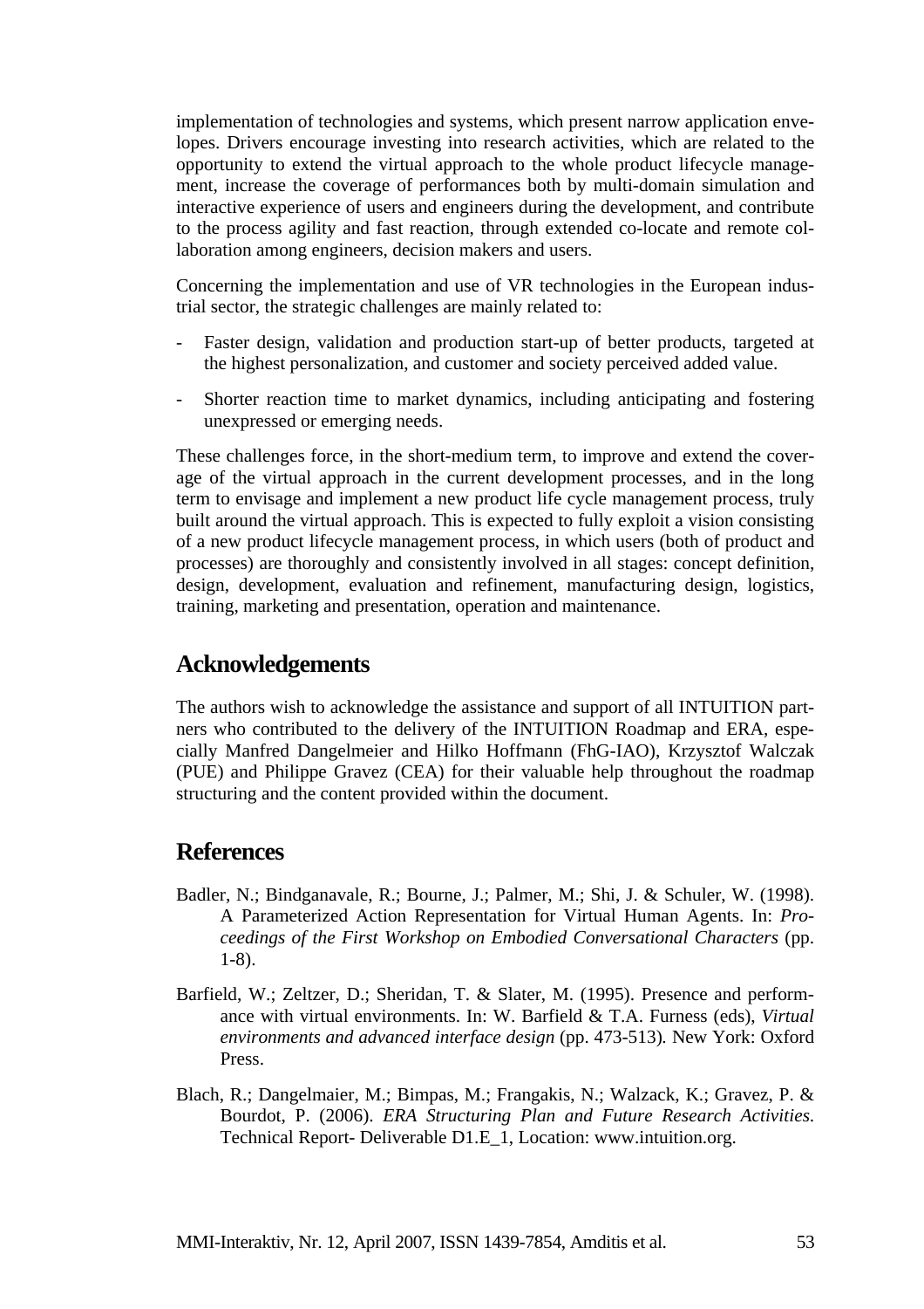implementation of technologies and systems, which present narrow application envelopes. Drivers encourage investing into research activities, which are related to the opportunity to extend the virtual approach to the whole product lifecycle management, increase the coverage of performances both by multi-domain simulation and interactive experience of users and engineers during the development, and contribute to the process agility and fast reaction, through extended co-locate and remote collaboration among engineers, decision makers and users.

Concerning the implementation and use of VR technologies in the European industrial sector, the strategic challenges are mainly related to:

- Faster design, validation and production start-up of better products, targeted at the highest personalization, and customer and society perceived added value.
- Shorter reaction time to market dynamics, including anticipating and fostering unexpressed or emerging needs.

These challenges force, in the short-medium term, to improve and extend the coverage of the virtual approach in the current development processes, and in the long term to envisage and implement a new product life cycle management process, truly built around the virtual approach. This is expected to fully exploit a vision consisting of a new product lifecycle management process, in which users (both of product and processes) are thoroughly and consistently involved in all stages: concept definition, design, development, evaluation and refinement, manufacturing design, logistics, training, marketing and presentation, operation and maintenance.

## Acknowledgements

The authors wish to acknowledge the assistance and support of all INTUITION partners who contributed to the delivery of the INTUITION Roadmap and ERA, especially Manfred Dangelmeier and Hilko Hoffmann (FhG-IAO), Krzysztof Walczak (PUE) and Philippe Gravez (CEA) for their valuable help throughout the roadmap structuring and the content provided within the document.

## References

Badler, N.; Bindganavale, R.; Bourne, J.; Palmer, M.; Shi, J. & Schuler, W. (1998). A Parameterized Action Representation for Virtual Human Agents. In: *Proceedings of the First Workshop on Embodied Conversational Characters* (pp. 1-8).

Barfield, W.; Zeltzer, D.; Sheridan, T. & Slater, M. (1995). Presence and performance with virtual environments. In: W. Barfield & T.A. Furness (eds), *Virtual environments and advanced interface design* (pp. 473-513). New York: Oxford Press.

Blach, R.; Dangelmaier, M.; Bimpas, M.; Frangakis, N.; Walzack, K.; Gravez, P. & Bourdot, P. (2006). *ERA Structuring Plan and Future Research Activities.* Technical Report- Deliverable D1.E_1, Location: www.intuition.org.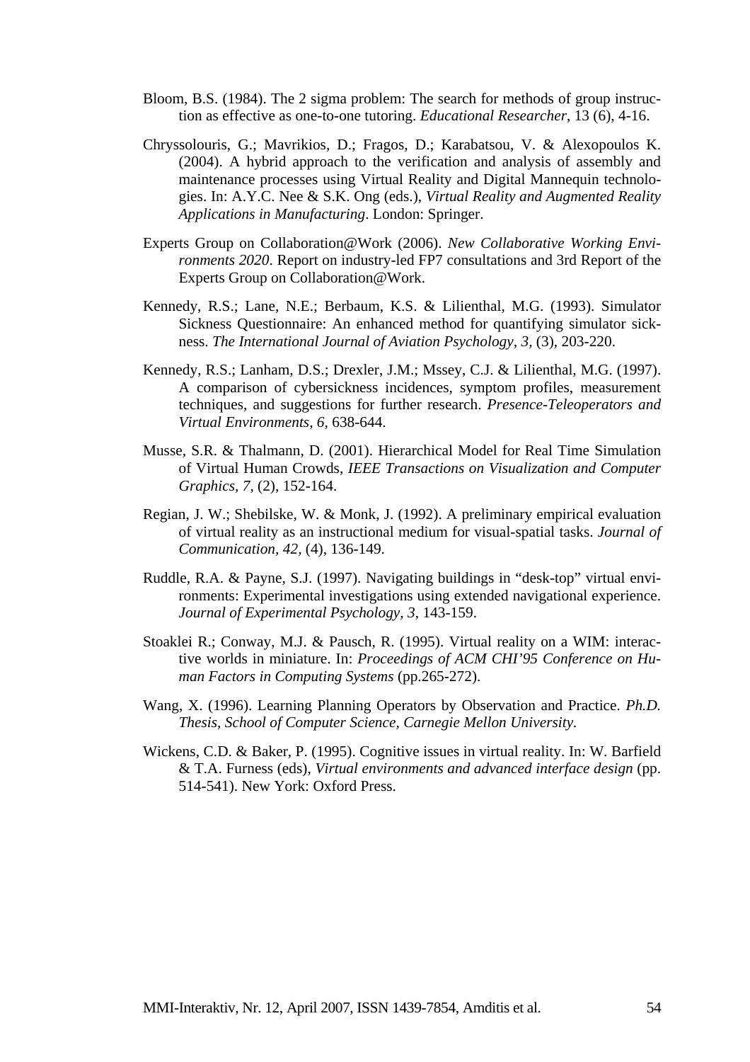Bloom, B.S. (1984). The 2 sigma problem: The search for methods of group instruction as effective as one-to-one tutoring. *Educational Researcher*, 13 (6), 4-16.

Chryssolouris, G.; Mavrikios, D.; Fragos, D.; Karabatsou, V. & Alexopoulos K. (2004). A hybrid approach to the verification and analysis of assembly and maintenance processes using Virtual Reality and Digital Mannequin technologies. In: A.Y.C. Nee & S.K. Ong (eds.), *Virtual Reality and Augmented Reality Applications in Manufacturing*. London: Springer.

Experts Group on Collaboration@Work (2006). *New Collaborative Working Environments 2020*. Report on industry-led FP7 consultations and 3rd Report of the Experts Group on Collaboration@Work.

Kennedy, R.S.; Lane, N.E.; Berbaum, K.S. & Lilienthal, M.G. (1993). Simulator Sickness Questionnaire: An enhanced method for quantifying simulator sickness. *The International Journal of Aviation Psychology, 3*, (3), 203-220.

Kennedy, R.S.; Lanham, D.S.; Drexler, J.M.; Mssey, C.J. & Lilienthal, M.G. (1997). A comparison of cybersickness incidences, symptom profiles, measurement techniques, and suggestions for further research. *Presence-Teleoperators and Virtual Environments, 6*, 638-644.

Musse, S.R. & Thalmann, D. (2001). Hierarchical Model for Real Time Simulation of Virtual Human Crowds, *IEEE Transactions on Visualization and Computer Graphics, 7*, (2), 152-164.

Regian, J. W.; Shebilske, W. & Monk, J. (1992). A preliminary empirical evaluation of virtual reality as an instructional medium for visual-spatial tasks. *Journal of Communication, 42*, (4), 136-149.

Ruddle, R.A. & Payne, S.J. (1997). Navigating buildings in "desk-top" virtual environments: Experimental investigations using extended navigational experience. *Journal of Experimental Psychology, 3*, 143-159.

Stoaklei R.; Conway, M.J. & Pausch, R. (1995). Virtual reality on a WIM: interactive worlds in miniature. In: *Proceedings of ACM CHI'95 Conference on Human Factors in Computing Systems* (pp.265-272).

Wang, X. (1996). Learning Planning Operators by Observation and Practice. *Ph.D. Thesis, School of Computer Science, Carnegie Mellon University.*

Wickens, C.D. & Baker, P. (1995). Cognitive issues in virtual reality. In: W. Barfield & T.A. Furness (eds), *Virtual environments and advanced interface design* (pp. 514-541). New York: Oxford Press.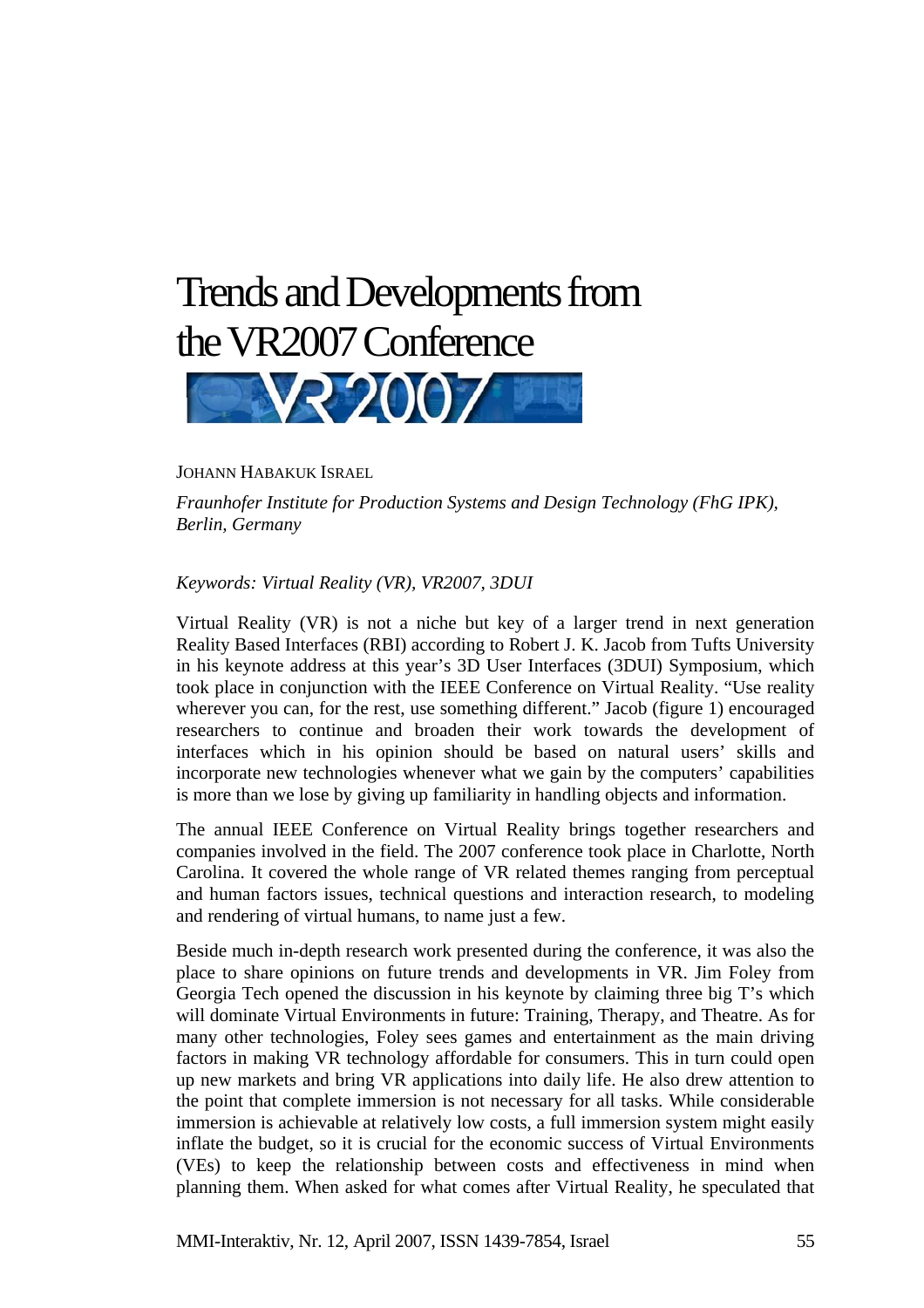# Trends and Developments from the VR2007 Conference

JOHANN HABAKUK ISRAEL

*Fraunhofer Institute for Production Systems and Design Technology (FhG IPK), Berlin, Germany*

*Keywords: Virtual Reality (VR), VR2007, 3DUI*

Virtual Reality (VR) is not a niche but key of a larger trend in next generation Reality Based Interfaces (RBI) according to Robert J. K. Jacob from Tufts University in his keynote address at this year's 3D User Interfaces (3DUI) Symposium, which took place in conjunction with the IEEE Conference on Virtual Reality. "Use reality wherever you can, for the rest, use something different." Jacob (figure 1) encouraged researchers to continue and broaden their work towards the development of interfaces which in his opinion should be based on natural users' skills and incorporate new technologies whenever what we gain by the computers' capabilities is more than we lose by giving up familiarity in handling objects and information.

The annual IEEE Conference on Virtual Reality brings together researchers and companies involved in the field. The 2007 conference took place in Charlotte, North Carolina. It covered the whole range of VR related themes ranging from perceptual and human factors issues, technical questions and interaction research, to modeling and rendering of virtual humans, to name just a few.

Beside much in-depth research work presented during the conference, it was also the place to share opinions on future trends and developments in VR. Jim Foley from Georgia Tech opened the discussion in his keynote by claiming three big T's which will dominate Virtual Environments in future: Training, Therapy, and Theatre. As for many other technologies, Foley sees games and entertainment as the main driving factors in making VR technology affordable for consumers. This in turn could open up new markets and bring VR applications into daily life. He also drew attention to the point that complete immersion is not necessary for all tasks. While considerable immersion is achievable at relatively low costs, a full immersion system might easily inflate the budget, so it is crucial for the economic success of Virtual Environments (VEs) to keep the relationship between costs and effectiveness in mind when planning them. When asked for what comes after Virtual Reality, he speculated that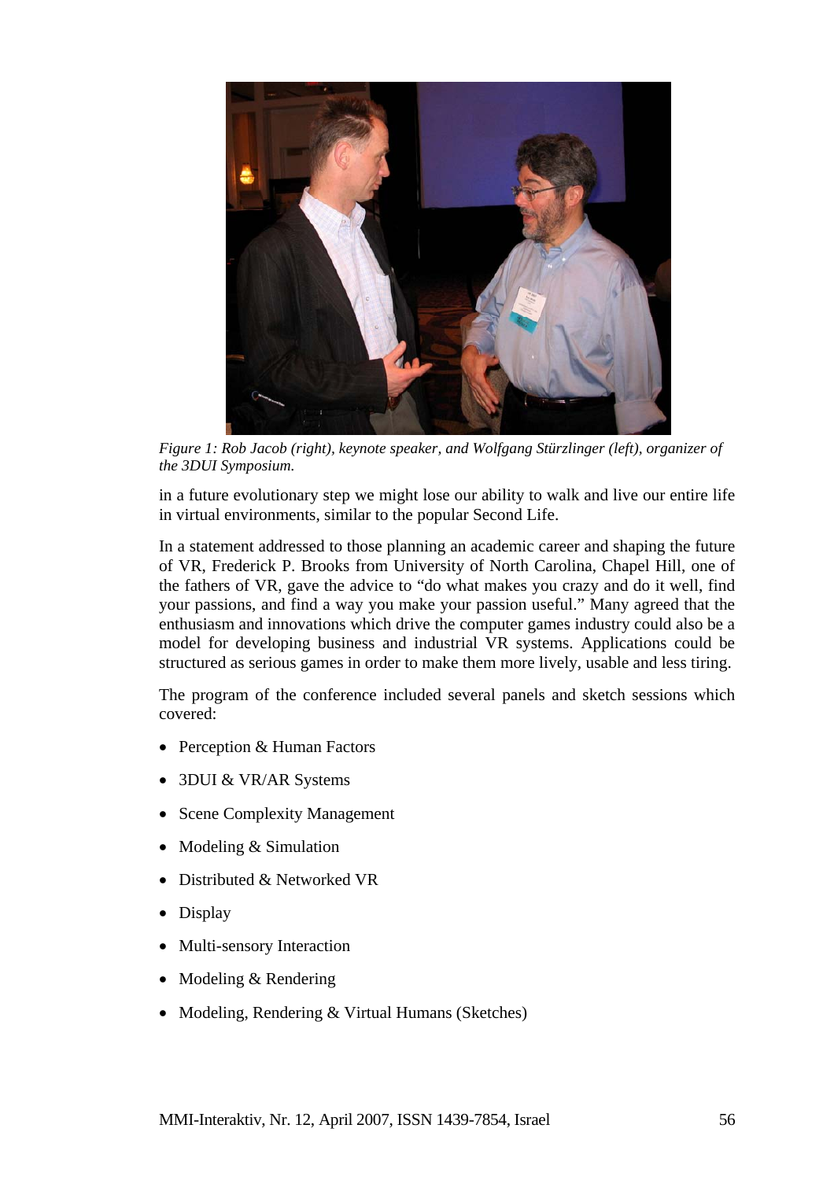*Figure 1: Rob Jacob (right), keynote speaker, and Wolfgang Stürzlinger (left), organizer of the 3DUI Symposium.*

in a future evolutionary step we might lose our ability to walk and live our entire life in virtual environments, similar to the popular Second Life.

In a statement addressed to those planning an academic career and shaping the future of VR, Frederick P. Brooks from University of North Carolina, Chapel Hill, one of the fathers of VR, gave the advice to “do what makes you crazy and do it well, find your passions, and find a way you make your passion useful.” Many agreed that the enthusiasm and innovations which drive the computer games industry could also be a model for developing business and industrial VR systems. Applications could be structured as serious games in order to make them more lively, usable and less tiring.

The program of the conference included several panels and sketch sessions which covered:

- Perception & Human Factors
- 3DUI & VR/AR Systems
- Scene Complexity Management
- Modeling & Simulation
- Distributed & Networked VR
- Display
- Multi-sensory Interaction
- Modeling & Rendering
- Modeling, Rendering & Virtual Humans (Sketches)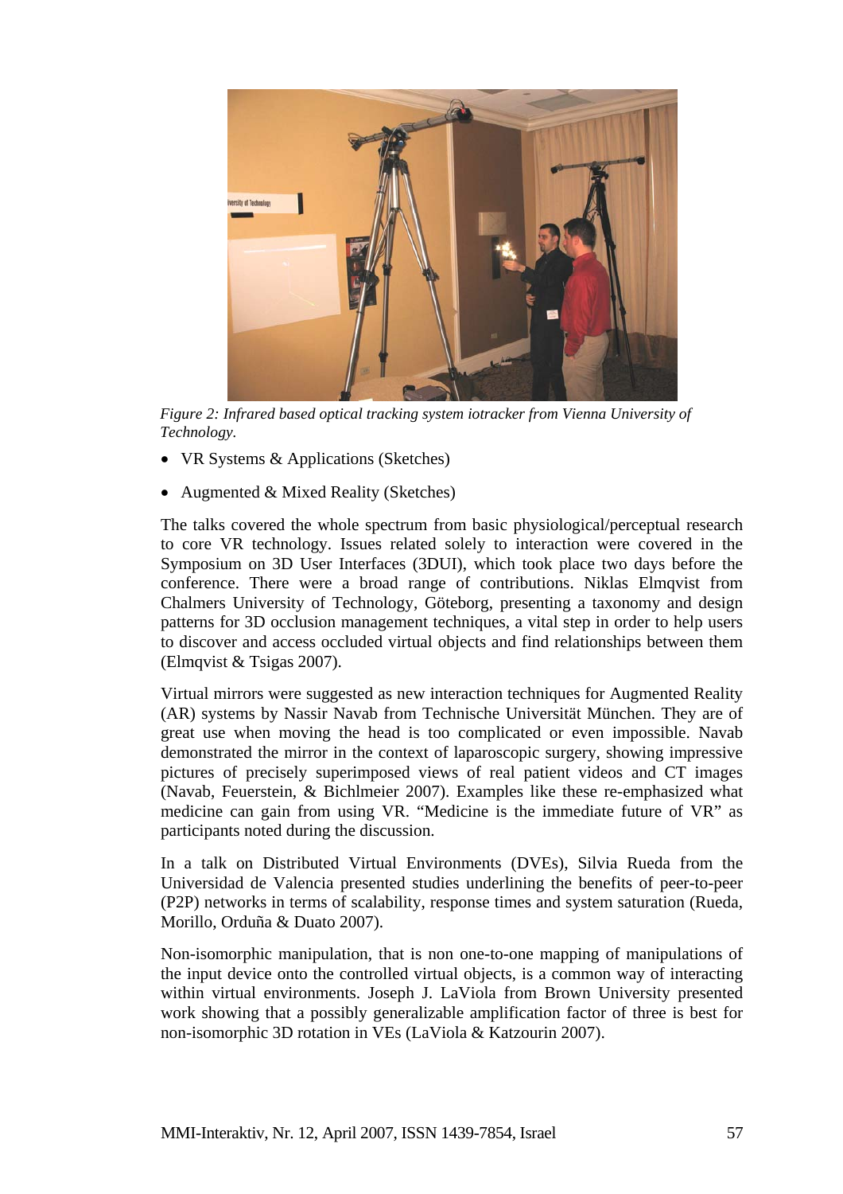*Figure 2: Infrared based optical tracking system iotracker from Vienna University of Technology.*

- VR Systems & Applications (Sketches)
- Augmented & Mixed Reality (Sketches)

The talks covered the whole spectrum from basic physiological/perceptual research to core VR technology. Issues related solely to interaction were covered in the Symposium on 3D User Interfaces (3DUI), which took place two days before the conference. There were a broad range of contributions. Niklas Elmqvist from Chalmers University of Technology, Göteborg, presenting a taxonomy and design patterns for 3D occlusion management techniques, a vital step in order to help users to discover and access occluded virtual objects and find relationships between them (Elmqvist & Tsigas 2007).

Virtual mirrors were suggested as new interaction techniques for Augmented Reality (AR) systems by Nassir Navab from Technische Universität München. They are of great use when moving the head is too complicated or even impossible. Navab demonstrated the mirror in the context of laparoscopic surgery, showing impressive pictures of precisely superimposed views of real patient videos and CT images (Navab, Feuerstein, & Bichlmeier 2007). Examples like these re-emphasized what medicine can gain from using VR. "Medicine is the immediate future of VR" as participants noted during the discussion.

In a talk on Distributed Virtual Environments (DVEs), Silvia Rueda from the Universidad de Valencia presented studies underlining the benefits of peer-to-peer (P2P) networks in terms of scalability, response times and system saturation (Rueda, Morillo, Orduña & Duato 2007).

Non-isomorphic manipulation, that is non one-to-one mapping of manipulations of the input device onto the controlled virtual objects, is a common way of interacting within virtual environments. Joseph J. LaViola from Brown University presented work showing that a possibly generalizable amplification factor of three is best for non-isomorphic 3D rotation in VEs (LaViola & Katzourin 2007).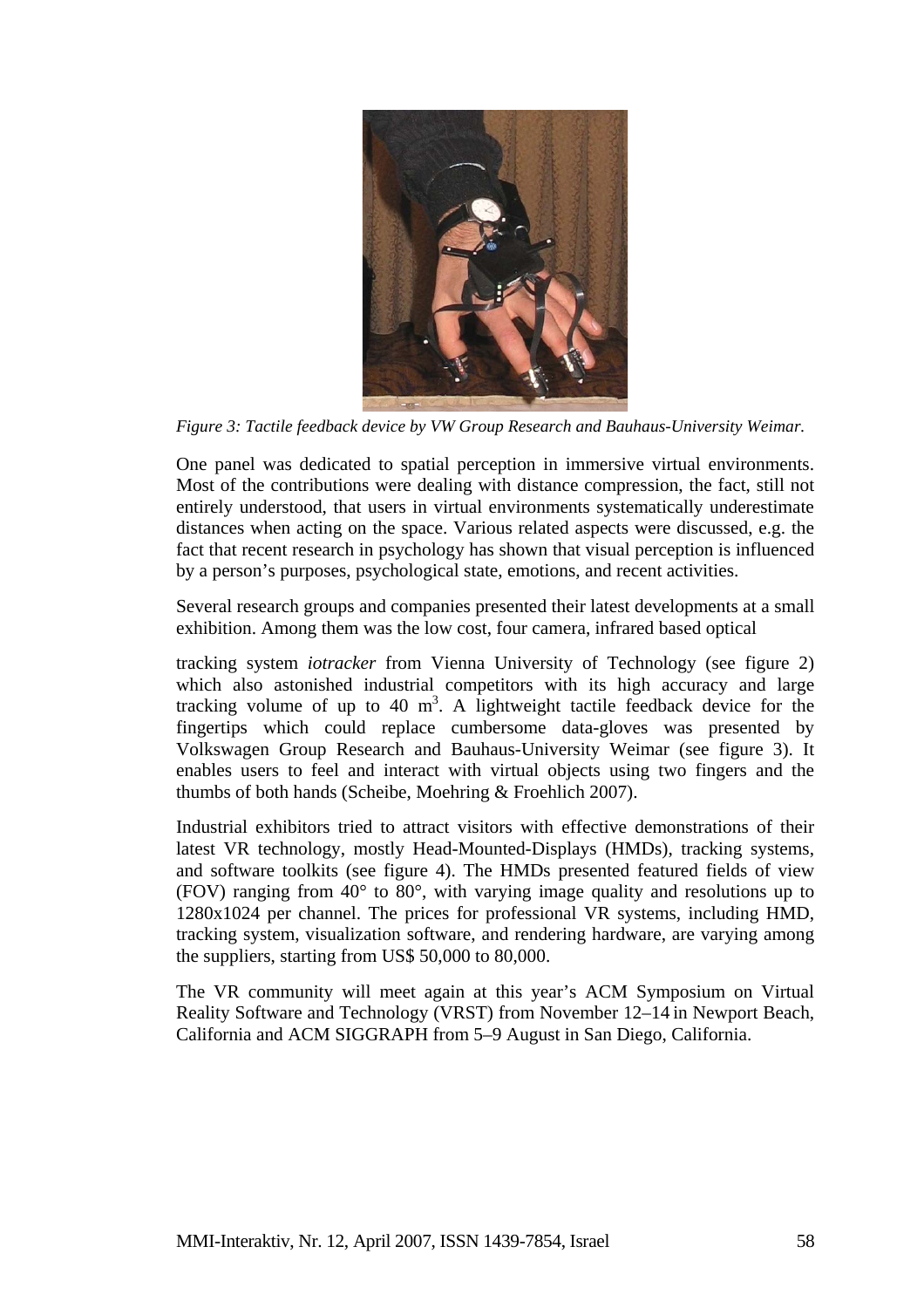*Figure 3: Tactile feedback device by VW Group Research and Bauhaus-University Weimar.*

One panel was dedicated to spatial perception in immersive virtual environments. Most of the contributions were dealing with distance compression, the fact, still not entirely understood, that users in virtual environments systematically underestimate distances when acting on the space. Various related aspects were discussed, e.g. the fact that recent research in psychology has shown that visual perception is influenced by a person's purposes, psychological state, emotions, and recent activities.

Several research groups and companies presented their latest developments at a small exhibition. Among them was the low cost, four camera, infrared based optical tracking system *iotracker* from Vienna University of Technology (see figure 2) which also astonished industrial competitors with its high accuracy and large tracking volume of up to 40 $m^3$. A lightweight tactile feedback device for the fingertips which could replace cumbersome data-gloves was presented by Volkswagen Group Research and Bauhaus-University Weimar (see figure 3). It enables users to feel and interact with virtual objects using two fingers and the thumbs of both hands (Scheibe, Moehring & Froehlich 2007).

Industrial exhibitors tried to attract visitors with effective demonstrations of their latest VR technology, mostly Head-Mounted-Displays (HMDs), tracking systems, and software toolkits (see figure 4). The HMDs presented featured fields of view (FOV) ranging from 40° to 80°, with varying image quality and resolutions up to 1280x1024 per channel. The prices for professional VR systems, including HMD, tracking system, visualization software, and rendering hardware, are varying among the suppliers, starting from US$ 50,000 to 80,000.

The VR community will meet again at this year's ACM Symposium on Virtual Reality Software and Technology (VRST) from November 12–14 in Newport Beach, California and ACM SIGGRAPH from 5–9 August in San Diego, California.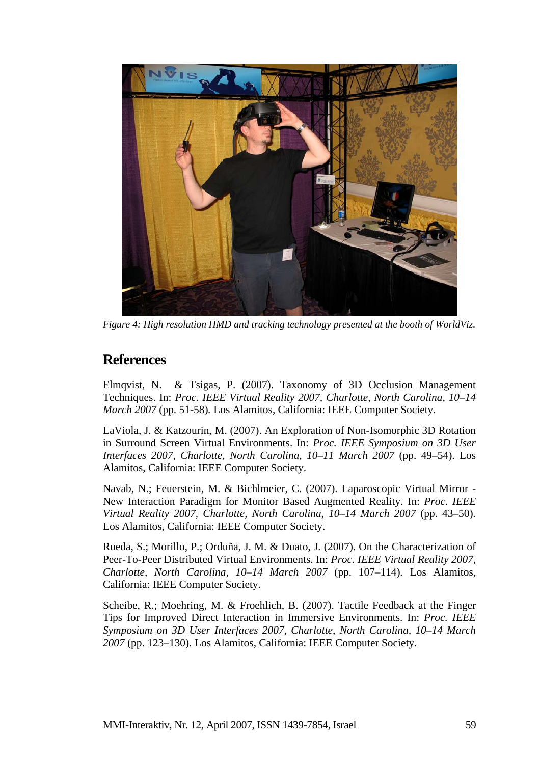*Figure 4: High resolution HMD and tracking technology presented at the booth of WorldViz.*

## References

Elmqvist, N. & Tsigas, P. (2007). Taxonomy of 3D Occlusion Management Techniques. In: *Proc. IEEE Virtual Reality 2007, Charlotte, North Carolina, 10–14 March 2007* (pp. 51-58). Los Alamitos, California: IEEE Computer Society.

LaViola, J. & Katzourin, M. (2007). An Exploration of Non-Isomorphic 3D Rotation in Surround Screen Virtual Environments. In: *Proc. IEEE Symposium on 3D User Interfaces 2007, Charlotte, North Carolina, 10–11 March 2007* (pp. 49–54). Los Alamitos, California: IEEE Computer Society.

Navab, N.; Feuerstein, M. & Bichlmeier, C. (2007). Laparoscopic Virtual Mirror - New Interaction Paradigm for Monitor Based Augmented Reality. In: *Proc. IEEE Virtual Reality 2007, Charlotte, North Carolina, 10–14 March 2007* (pp. 43–50). Los Alamitos, California: IEEE Computer Society.

Rueda, S.; Morillo, P.; Orduña, J. M. & Duato, J. (2007). On the Characterization of Peer-To-Peer Distributed Virtual Environments. In: *Proc. IEEE Virtual Reality 2007, Charlotte, North Carolina, 10–14 March 2007* (pp. 107–114). Los Alamitos, California: IEEE Computer Society.

Scheibe, R.; Moehring, M. & Froehlich, B. (2007). Tactile Feedback at the Finger Tips for Improved Direct Interaction in Immersive Environments. In: *Proc. IEEE Symposium on 3D User Interfaces 2007, Charlotte, North Carolina, 10–14 March 2007* (pp. 123–130). Los Alamitos, California: IEEE Computer Society.